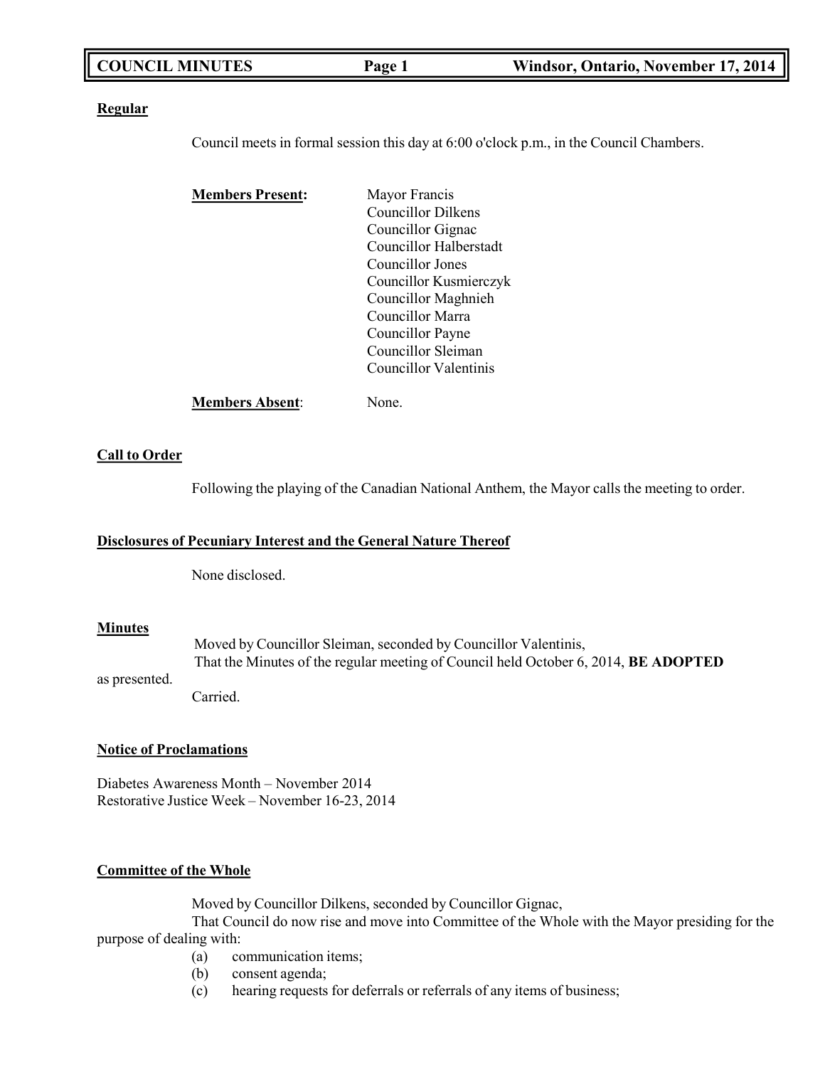## Regular

Council meets in formal session this day at 6:00 o'clock p.m., in the Council Chambers.

**Members Present:**

Mayor Francis
Councillor Dilkens
Councillor Gignac
Councillor Halberstadt
Councillor Jones
Councillor Kusmierczyk
Councillor Maghnieh
Councillor Marra
Councillor Payne
Councillor Sleiman
Councillor Valentinis

**Members Absent**: None.

## Call to Order

Following the playing of the Canadian National Anthem, the Mayor calls the meeting to order.

## Disclosures of Pecuniary Interest and the General Nature Thereof

None disclosed.

## Minutes

Moved by Councillor Sleiman, seconded by Councillor Valentinis,
That the Minutes of the regular meeting of Council held October 6, 2014, **BE ADOPTED** as presented.
Carried.

## Notice of Proclamations

Diabetes Awareness Month – November 2014
Restorative Justice Week – November 16-23, 2014

## Committee of the Whole

Moved by Councillor Dilkens, seconded by Councillor Gignac,
That Council do now rise and move into Committee of the Whole with the Mayor presiding for the purpose of dealing with:

(a) communication items;
(b) consent agenda;
(c) hearing requests for deferrals or referrals of any items of business;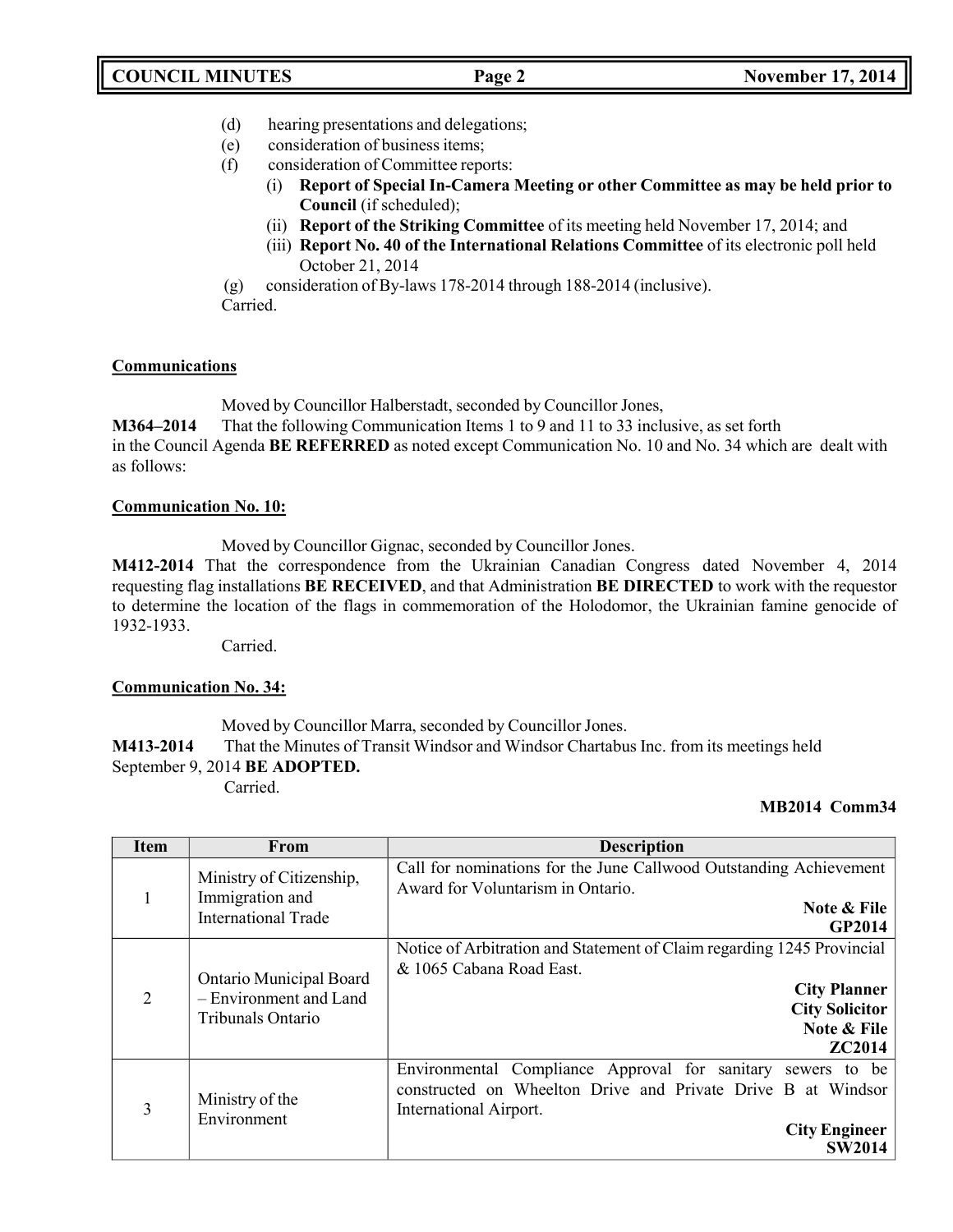(d) hearing presentations and delegations;
(e) consideration of business items;
(f) consideration of Committee reports:
  (i) **Report of Special In-Camera Meeting or other Committee as may be held prior to Council** (if scheduled);
  (ii) **Report of the Striking Committee** of its meeting held November 17, 2014; and
  (iii) **Report No. 40 of the International Relations Committee** of its electronic poll held October 21, 2014
(g) consideration of By-laws 178-2014 through 188-2014 (inclusive).
Carried.

**Communications**

Moved by Councillor Halberstadt, seconded by Councillor Jones,

**M364–2014** That the following Communication Items 1 to 9 and 11 to 33 inclusive, as set forth in the Council Agenda **BE REFERRED** as noted except Communication No. 10 and No. 34 which are dealt with as follows:

**Communication No. 10:**

Moved by Councillor Gignac, seconded by Councillor Jones.

**M412-2014** That the correspondence from the Ukrainian Canadian Congress dated November 4, 2014 requesting flag installations **BE RECEIVED**, and that Administration **BE DIRECTED** to work with the requestor to determine the location of the flags in commemoration of the Holodomor, the Ukrainian famine genocide of 1932-1933.

Carried.

**Communication No. 34:**

Moved by Councillor Marra, seconded by Councillor Jones.

**M413-2014** That the Minutes of Transit Windsor and Windsor Chartabus Inc. from its meetings held September 9, 2014 **BE ADOPTED.**

Carried.

**MB2014 Comm34**

| Item | From | Description |
|---|---|---|
| 1 | Ministry of Citizenship, Immigration and International Trade | Call for nominations for the June Callwood Outstanding Achievement Award for Voluntarism in Ontario. **Note & File GP2014** |
| 2 | Ontario Municipal Board – Environment and Land Tribunals Ontario | Notice of Arbitration and Statement of Claim regarding 1245 Provincial & 1065 Cabana Road East. **City Planner City Solicitor Note & File ZC2014** |
| 3 | Ministry of the Environment | Environmental Compliance Approval for sanitary sewers to be constructed on Wheelton Drive and Private Drive B at Windsor International Airport. **City Engineer SW2014** |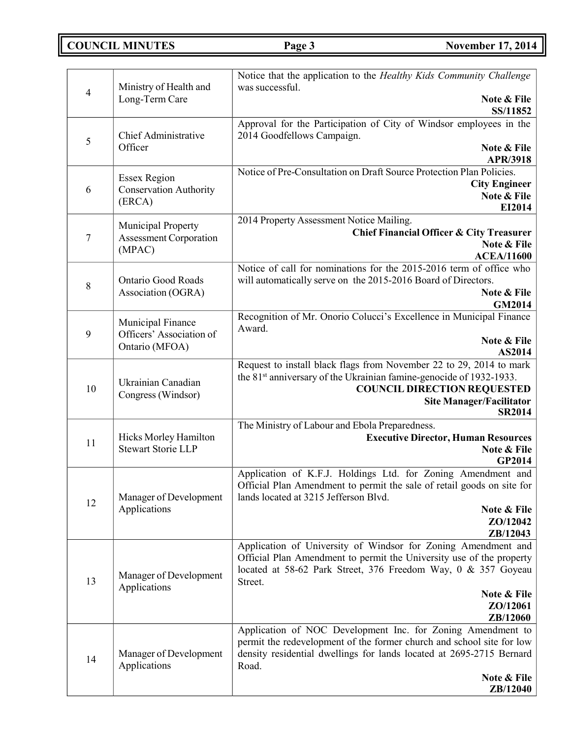| | | |
|---|---|---|
| 4 | Ministry of Health and Long-Term Care | Notice that the application to the *Healthy Kids Community Challenge* was successful.<br>**Note & File**<br>**SS/11852** |
| 5 | Chief Administrative Officer | Approval for the Participation of City of Windsor employees in the 2014 Goodfellows Campaign.<br>**Note & File**<br>**APR/3918** |
| 6 | Essex Region Conservation Authority (ERCA) | Notice of Pre-Consultation on Draft Source Protection Plan Policies.<br>**City Engineer**<br>**Note & File**<br>**EI2014** |
| 7 | Municipal Property Assessment Corporation (MPAC) | 2014 Property Assessment Notice Mailing.<br>**Chief Financial Officer & City Treasurer**<br>**Note & File**<br>**ACEA/11600** |
| 8 | Ontario Good Roads Association (OGRA) | Notice of call for nominations for the 2015-2016 term of office who will automatically serve on the 2015-2016 Board of Directors.<br>**Note & File**<br>**GM2014** |
| 9 | Municipal Finance Officers' Association of Ontario (MFOA) | Recognition of Mr. Onorio Colucci's Excellence in Municipal Finance Award.<br>**Note & File**<br>**AS2014** |
| 10 | Ukrainian Canadian Congress (Windsor) | Request to install black flags from November 22 to 29, 2014 to mark the 81st anniversary of the Ukrainian famine-genocide of 1932-1933.<br>**COUNCIL DIRECTION REQUESTED**<br>**Site Manager/Facilitator**<br>**SR2014** |
| 11 | Hicks Morley Hamilton Stewart Storie LLP | The Ministry of Labour and Ebola Preparedness.<br>**Executive Director, Human Resources**<br>**Note & File**<br>**GP2014** |
| 12 | Manager of Development Applications | Application of K.F.J. Holdings Ltd. for Zoning Amendment and Official Plan Amendment to permit the sale of retail goods on site for lands located at 3215 Jefferson Blvd.<br>**Note & File**<br>**ZO/12042**<br>**ZB/12043** |
| 13 | Manager of Development Applications | Application of University of Windsor for Zoning Amendment and Official Plan Amendment to permit the University use of the property located at 58-62 Park Street, 376 Freedom Way, 0 & 357 Goyeau Street.<br>**Note & File**<br>**ZO/12061**<br>**ZB/12060** |
| 14 | Manager of Development Applications | Application of NOC Development Inc. for Zoning Amendment to permit the redevelopment of the former church and school site for low density residential dwellings for lands located at 2695-2715 Bernard Road.<br>**Note & File**<br>**ZB/12040** |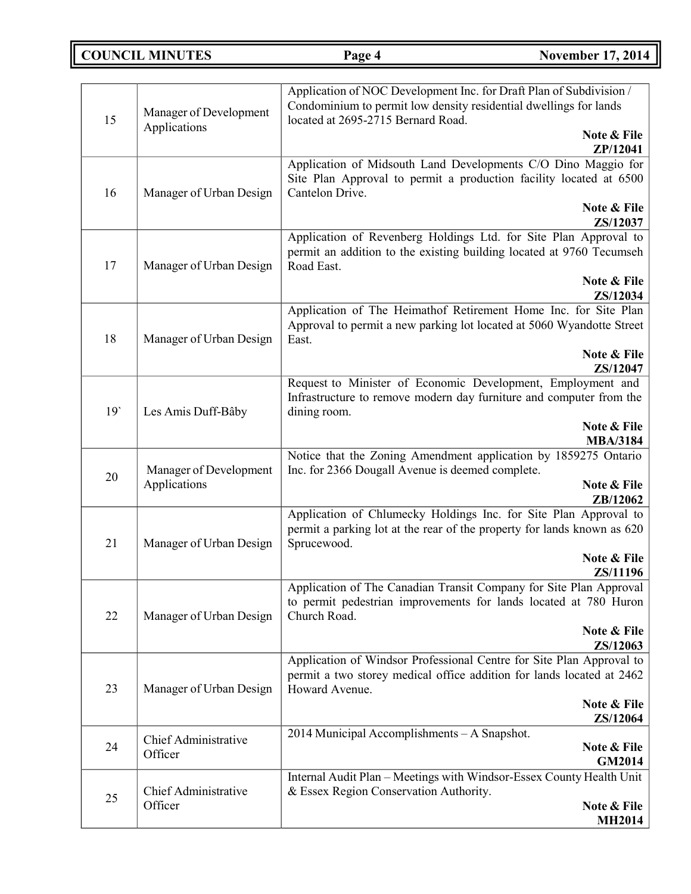| | | |
|---|---|---|
| 15 | Manager of Development Applications | Application of NOC Development Inc. for Draft Plan of Subdivision / Condominium to permit low density residential dwellings for lands located at 2695-2715 Bernard Road. **Note & File ZP/12041** |
| 16 | Manager of Urban Design | Application of Midsouth Land Developments C/O Dino Maggio for Site Plan Approval to permit a production facility located at 6500 Cantelon Drive. **Note & File ZS/12037** |
| 17 | Manager of Urban Design | Application of Revenberg Holdings Ltd. for Site Plan Approval to permit an addition to the existing building located at 9760 Tecumseh Road East. **Note & File ZS/12034** |
| 18 | Manager of Urban Design | Application of The Heimathof Retirement Home Inc. for Site Plan Approval to permit a new parking lot located at 5060 Wyandotte Street East. **Note & File ZS/12047** |
| 19` | Les Amis Duff-Bâby | Request to Minister of Economic Development, Employment and Infrastructure to remove modern day furniture and computer from the dining room. **Note & File MBA/3184** |
| 20 | Manager of Development Applications | Notice that the Zoning Amendment application by 1859275 Ontario Inc. for 2366 Dougall Avenue is deemed complete. **Note & File ZB/12062** |
| 21 | Manager of Urban Design | Application of Chlumecky Holdings Inc. for Site Plan Approval to permit a parking lot at the rear of the property for lands known as 620 Sprucewood. **Note & File ZS/11196** |
| 22 | Manager of Urban Design | Application of The Canadian Transit Company for Site Plan Approval to permit pedestrian improvements for lands located at 780 Huron Church Road. **Note & File ZS/12063** |
| 23 | Manager of Urban Design | Application of Windsor Professional Centre for Site Plan Approval to permit a two storey medical office addition for lands located at 2462 Howard Avenue. **Note & File ZS/12064** |
| 24 | Chief Administrative Officer | 2014 Municipal Accomplishments – A Snapshot. **Note & File GM2014** |
| 25 | Chief Administrative Officer | Internal Audit Plan – Meetings with Windsor-Essex County Health Unit & Essex Region Conservation Authority. **Note & File MH2014** |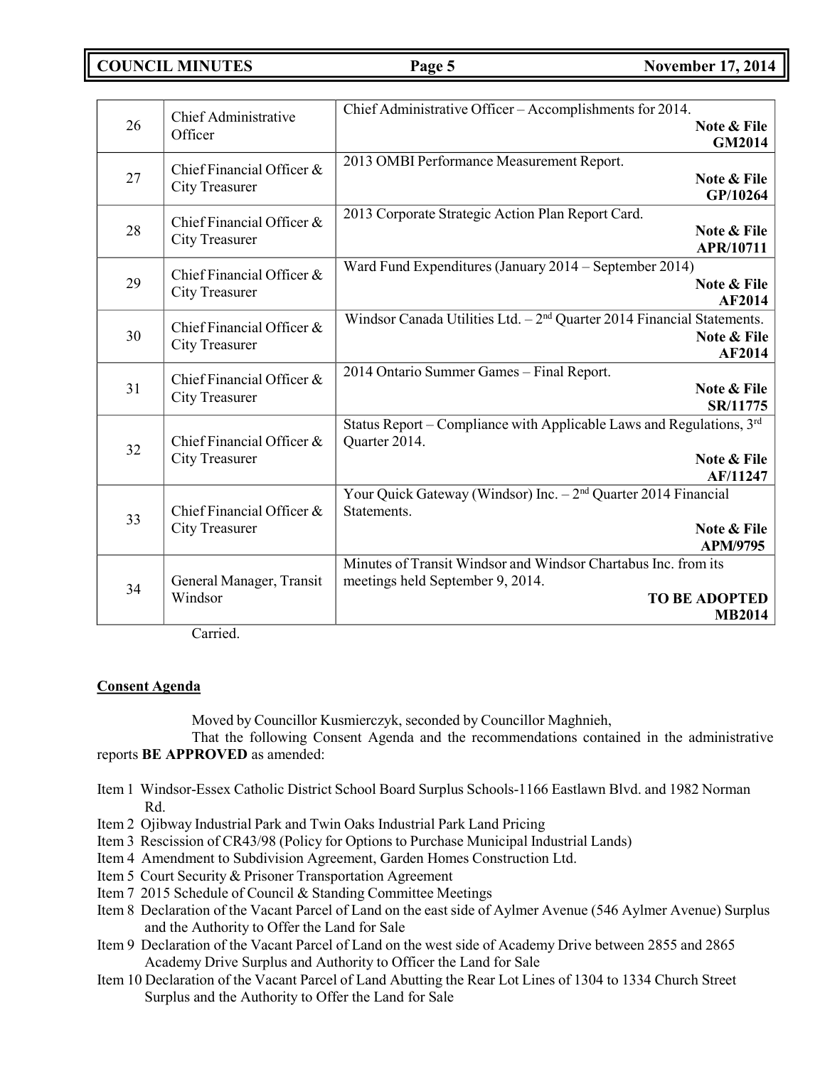| | | |
|---|---|---|
| 26 | Chief Administrative Officer | Chief Administrative Officer – Accomplishments for 2014.<br>**Note & File**<br>**GM2014** |
| 27 | Chief Financial Officer & City Treasurer | 2013 OMBI Performance Measurement Report.<br>**Note & File**<br>**GP/10264** |
| 28 | Chief Financial Officer & City Treasurer | 2013 Corporate Strategic Action Plan Report Card.<br>**Note & File**<br>**APR/10711** |
| 29 | Chief Financial Officer & City Treasurer | Ward Fund Expenditures (January 2014 – September 2014)<br>**Note & File**<br>**AF2014** |
| 30 | Chief Financial Officer & City Treasurer | Windsor Canada Utilities Ltd. – 2nd Quarter 2014 Financial Statements.<br>**Note & File**<br>**AF2014** |
| 31 | Chief Financial Officer & City Treasurer | 2014 Ontario Summer Games – Final Report.<br>**Note & File**<br>**SR/11775** |
| 32 | Chief Financial Officer & City Treasurer | Status Report – Compliance with Applicable Laws and Regulations, 3rd Quarter 2014.<br>**Note & File**<br>**AF/11247** |
| 33 | Chief Financial Officer & City Treasurer | Your Quick Gateway (Windsor) Inc. – 2nd Quarter 2014 Financial Statements.<br>**Note & File**<br>**APM/9795** |
| 34 | General Manager, Transit Windsor | Minutes of Transit Windsor and Windsor Chartabus Inc. from its meetings held September 9, 2014.<br>**TO BE ADOPTED**<br>**MB2014** |

Carried.

**Consent Agenda**

Moved by Councillor Kusmierczyk, seconded by Councillor Maghnieh,

That the following Consent Agenda and the recommendations contained in the administrative reports **BE APPROVED** as amended:

Item 1 Windsor-Essex Catholic District School Board Surplus Schools-1166 Eastlawn Blvd. and 1982 Norman Rd.
Item 2 Ojibway Industrial Park and Twin Oaks Industrial Park Land Pricing
Item 3 Rescission of CR43/98 (Policy for Options to Purchase Municipal Industrial Lands)
Item 4 Amendment to Subdivision Agreement, Garden Homes Construction Ltd.
Item 5 Court Security & Prisoner Transportation Agreement
Item 7 2015 Schedule of Council & Standing Committee Meetings
Item 8 Declaration of the Vacant Parcel of Land on the east side of Aylmer Avenue (546 Aylmer Avenue) Surplus and the Authority to Offer the Land for Sale
Item 9 Declaration of the Vacant Parcel of Land on the west side of Academy Drive between 2855 and 2865 Academy Drive Surplus and Authority to Officer the Land for Sale
Item 10 Declaration of the Vacant Parcel of Land Abutting the Rear Lot Lines of 1304 to 1334 Church Street Surplus and the Authority to Offer the Land for Sale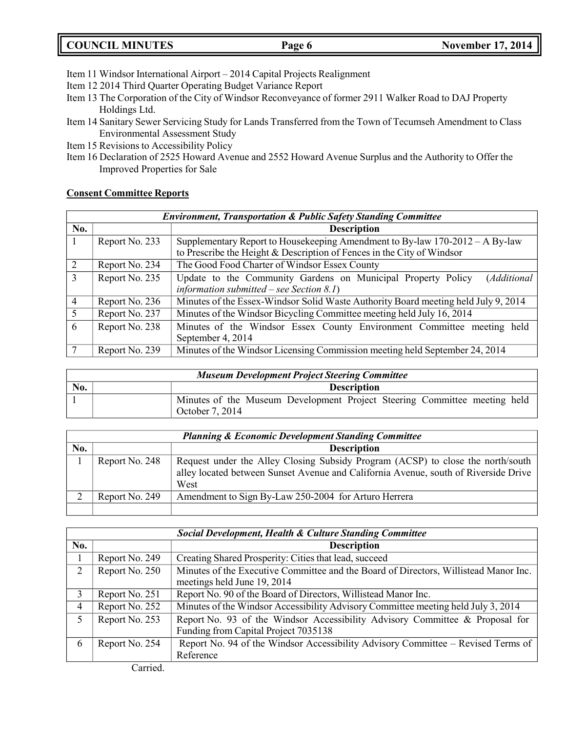Item 11 Windsor International Airport – 2014 Capital Projects Realignment
Item 12 2014 Third Quarter Operating Budget Variance Report
Item 13 The Corporation of the City of Windsor Reconveyance of former 2911 Walker Road to DAJ Property Holdings Ltd.
Item 14 Sanitary Sewer Servicing Study for Lands Transferred from the Town of Tecumseh Amendment to Class Environmental Assessment Study
Item 15 Revisions to Accessibility Policy
Item 16 Declaration of 2525 Howard Avenue and 2552 Howard Avenue Surplus and the Authority to Offer the Improved Properties for Sale

**Consent Committee Reports**

| ***Environment, Transportation & Public Safety Standing Committee*** | | |
|---|---|---|
| **No.** | | **Description** |
| 1 | Report No. 233 | Supplementary Report to Housekeeping Amendment to By-law 170-2012 – A By-law to Prescribe the Height & Description of Fences in the City of Windsor |
| 2 | Report No. 234 | The Good Food Charter of Windsor Essex County |
| 3 | Report No. 235 | Update to the Community Gardens on Municipal Property Policy (*Additional information submitted – see Section 8.1*) |
| 4 | Report No. 236 | Minutes of the Essex-Windsor Solid Waste Authority Board meeting held July 9, 2014 |
| 5 | Report No. 237 | Minutes of the Windsor Bicycling Committee meeting held July 16, 2014 |
| 6 | Report No. 238 | Minutes of the Windsor Essex County Environment Committee meeting held September 4, 2014 |
| 7 | Report No. 239 | Minutes of the Windsor Licensing Commission meeting held September 24, 2014 |

| ***Museum Development Project Steering Committee*** | | |
|---|---|---|
| **No.** | | **Description** |
| 1 | | Minutes of the Museum Development Project Steering Committee meeting held October 7, 2014 |

| ***Planning & Economic Development Standing Committee*** | | |
|---|---|---|
| **No.** | | **Description** |
| 1 | Report No. 248 | Request under the Alley Closing Subsidy Program (ACSP) to close the north/south alley located between Sunset Avenue and California Avenue, south of Riverside Drive West |
| 2 | Report No. 249 | Amendment to Sign By-Law 250-2004 for Arturo Herrera |
| | | |

| ***Social Development, Health & Culture Standing Committee*** | | |
|---|---|---|
| **No.** | | **Description** |
| 1 | Report No. 249 | Creating Shared Prosperity: Cities that lead, succeed |
| 2 | Report No. 250 | Minutes of the Executive Committee and the Board of Directors, Willistead Manor Inc. meetings held June 19, 2014 |
| 3 | Report No. 251 | Report No. 90 of the Board of Directors, Willistead Manor Inc. |
| 4 | Report No. 252 | Minutes of the Windsor Accessibility Advisory Committee meeting held July 3, 2014 |
| 5 | Report No. 253 | Report No. 93 of the Windsor Accessibility Advisory Committee & Proposal for Funding from Capital Project 7035138 |
| 6 | Report No. 254 | Report No. 94 of the Windsor Accessibility Advisory Committee – Revised Terms of Reference |

Carried.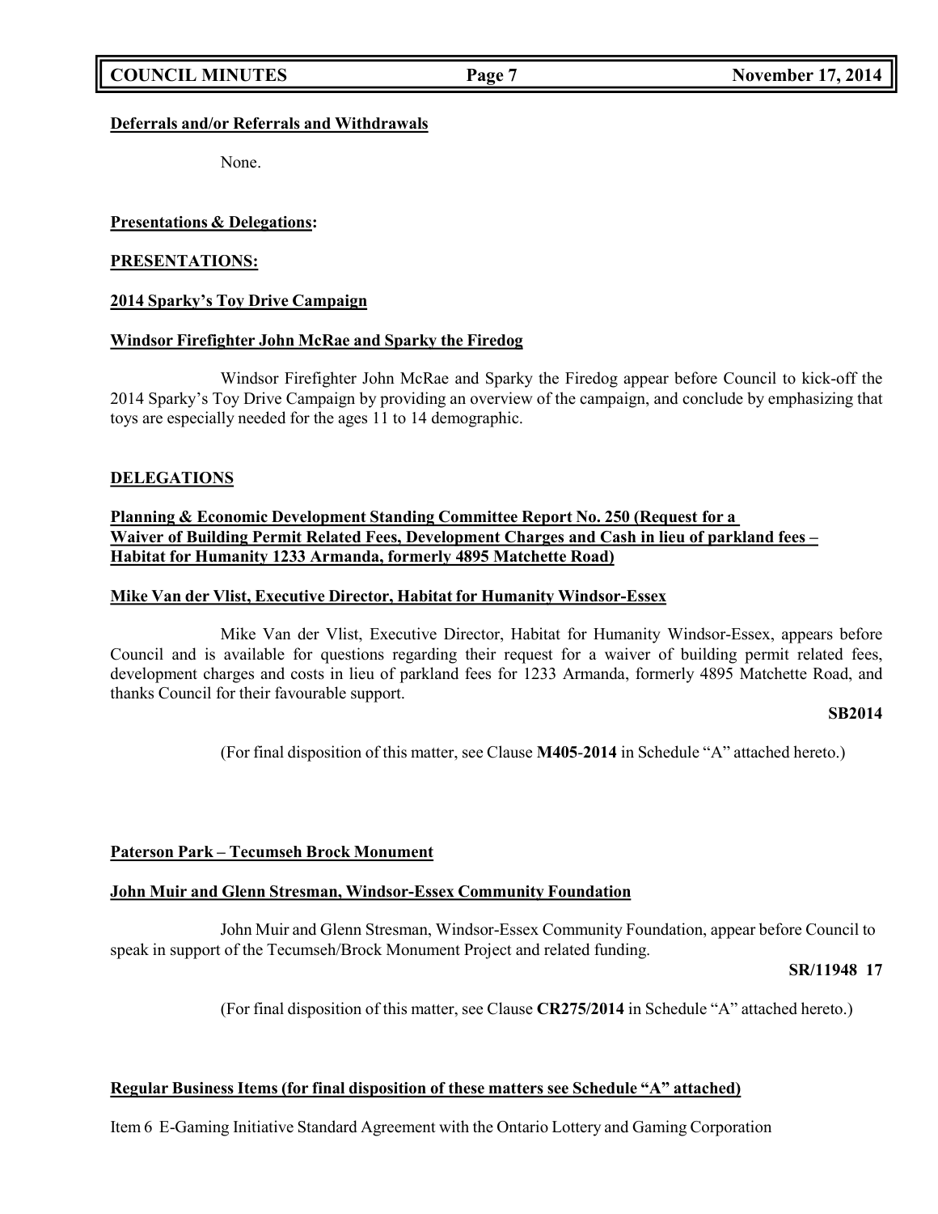**Deferrals and/or Referrals and Withdrawals**

None.

**Presentations & Delegations:**

**PRESENTATIONS:**

**2014 Sparky's Toy Drive Campaign**

**Windsor Firefighter John McRae and Sparky the Firedog**

Windsor Firefighter John McRae and Sparky the Firedog appear before Council to kick-off the 2014 Sparky's Toy Drive Campaign by providing an overview of the campaign, and conclude by emphasizing that toys are especially needed for the ages 11 to 14 demographic.

**DELEGATIONS**

**Planning & Economic Development Standing Committee Report No. 250 (Request for a Waiver of Building Permit Related Fees, Development Charges and Cash in lieu of parkland fees – Habitat for Humanity 1233 Armanda, formerly 4895 Matchette Road)**

**Mike Van der Vlist, Executive Director, Habitat for Humanity Windsor-Essex**

Mike Van der Vlist, Executive Director, Habitat for Humanity Windsor-Essex, appears before Council and is available for questions regarding their request for a waiver of building permit related fees, development charges and costs in lieu of parkland fees for 1233 Armanda, formerly 4895 Matchette Road, and thanks Council for their favourable support.

**SB2014**

(For final disposition of this matter, see Clause **M405-2014** in Schedule "A" attached hereto.)

**Paterson Park – Tecumseh Brock Monument**

**John Muir and Glenn Stresman, Windsor-Essex Community Foundation**

John Muir and Glenn Stresman, Windsor-Essex Community Foundation, appear before Council to speak in support of the Tecumseh/Brock Monument Project and related funding.

**SR/11948 17**

(For final disposition of this matter, see Clause **CR275/2014** in Schedule "A" attached hereto.)

**Regular Business Items (for final disposition of these matters see Schedule "A" attached)**

Item 6 E-Gaming Initiative Standard Agreement with the Ontario Lottery and Gaming Corporation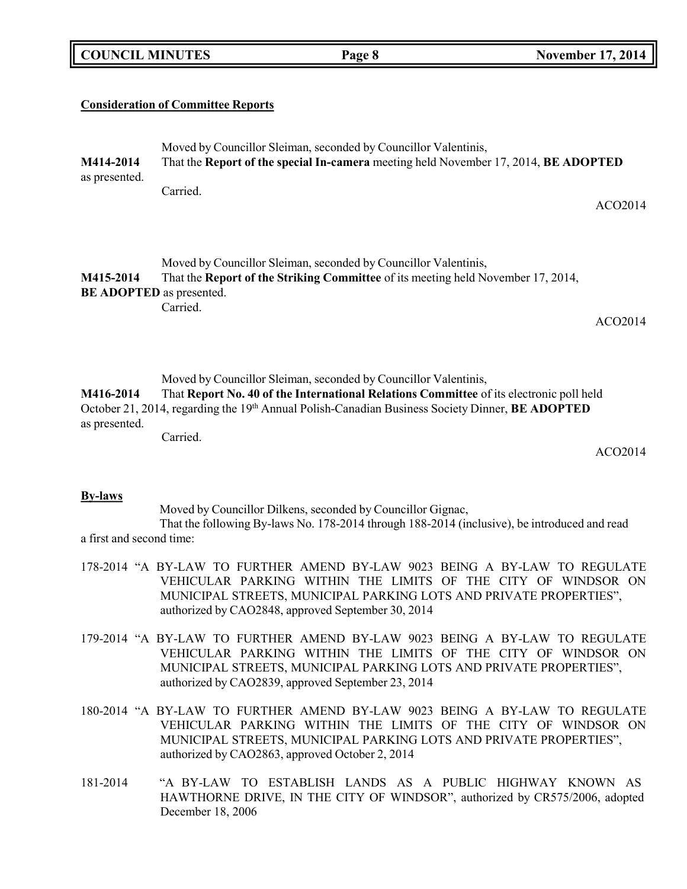**Consideration of Committee Reports**

Moved by Councillor Sleiman, seconded by Councillor Valentinis,

**M414-2014** That the **Report of the special In-camera** meeting held November 17, 2014, **BE ADOPTED** as presented.

Carried.

ACO2014

Moved by Councillor Sleiman, seconded by Councillor Valentinis,

**M415-2014** That the **Report of the Striking Committee** of its meeting held November 17, 2014, **BE ADOPTED** as presented.

Carried.

ACO2014

Moved by Councillor Sleiman, seconded by Councillor Valentinis,

**M416-2014** That **Report No. 40 of the International Relations Committee** of its electronic poll held October 21, 2014, regarding the 19th Annual Polish-Canadian Business Society Dinner, **BE ADOPTED** as presented.

Carried.

ACO2014

**By-laws**

Moved by Councillor Dilkens, seconded by Councillor Gignac,

That the following By-laws No. 178-2014 through 188-2014 (inclusive), be introduced and read a first and second time:

178-2014 "A BY-LAW TO FURTHER AMEND BY-LAW 9023 BEING A BY-LAW TO REGULATE VEHICULAR PARKING WITHIN THE LIMITS OF THE CITY OF WINDSOR ON MUNICIPAL STREETS, MUNICIPAL PARKING LOTS AND PRIVATE PROPERTIES", authorized by CAO2848, approved September 30, 2014

179-2014 "A BY-LAW TO FURTHER AMEND BY-LAW 9023 BEING A BY-LAW TO REGULATE VEHICULAR PARKING WITHIN THE LIMITS OF THE CITY OF WINDSOR ON MUNICIPAL STREETS, MUNICIPAL PARKING LOTS AND PRIVATE PROPERTIES", authorized by CAO2839, approved September 23, 2014

180-2014 "A BY-LAW TO FURTHER AMEND BY-LAW 9023 BEING A BY-LAW TO REGULATE VEHICULAR PARKING WITHIN THE LIMITS OF THE CITY OF WINDSOR ON MUNICIPAL STREETS, MUNICIPAL PARKING LOTS AND PRIVATE PROPERTIES", authorized by CAO2863, approved October 2, 2014

181-2014 "A BY-LAW TO ESTABLISH LANDS AS A PUBLIC HIGHWAY KNOWN AS HAWTHORNE DRIVE, IN THE CITY OF WINDSOR", authorized by CR575/2006, adopted December 18, 2006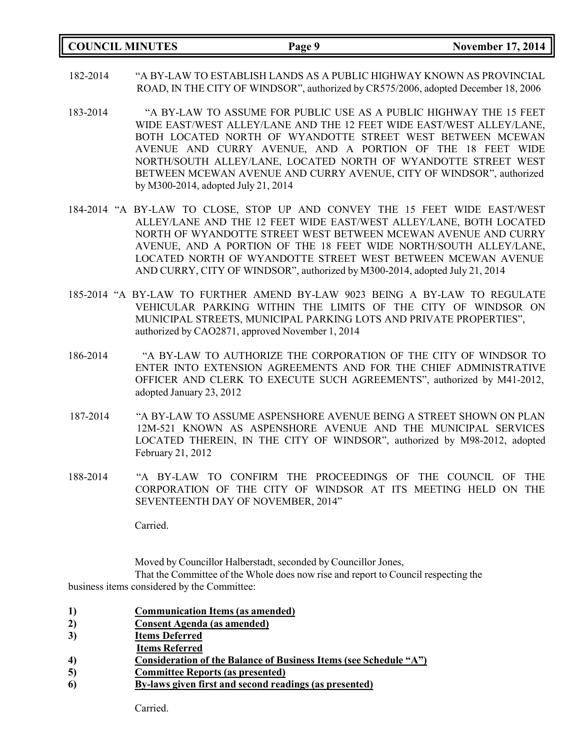182-2014 "A BY-LAW TO ESTABLISH LANDS AS A PUBLIC HIGHWAY KNOWN AS PROVINCIAL ROAD, IN THE CITY OF WINDSOR", authorized by CR575/2006, adopted December 18, 2006

183-2014 "A BY-LAW TO ASSUME FOR PUBLIC USE AS A PUBLIC HIGHWAY THE 15 FEET WIDE EAST/WEST ALLEY/LANE AND THE 12 FEET WIDE EAST/WEST ALLEY/LANE, BOTH LOCATED NORTH OF WYANDOTTE STREET WEST BETWEEN MCEWAN AVENUE AND CURRY AVENUE, AND A PORTION OF THE 18 FEET WIDE NORTH/SOUTH ALLEY/LANE, LOCATED NORTH OF WYANDOTTE STREET WEST BETWEEN MCEWAN AVENUE AND CURRY AVENUE, CITY OF WINDSOR", authorized by M300-2014, adopted July 21, 2014

184-2014 "A BY-LAW TO CLOSE, STOP UP AND CONVEY THE 15 FEET WIDE EAST/WEST ALLEY/LANE AND THE 12 FEET WIDE EAST/WEST ALLEY/LANE, BOTH LOCATED NORTH OF WYANDOTTE STREET WEST BETWEEN MCEWAN AVENUE AND CURRY AVENUE, AND A PORTION OF THE 18 FEET WIDE NORTH/SOUTH ALLEY/LANE, LOCATED NORTH OF WYANDOTTE STREET WEST BETWEEN MCEWAN AVENUE AND CURRY, CITY OF WINDSOR", authorized by M300-2014, adopted July 21, 2014

185-2014 "A BY-LAW TO FURTHER AMEND BY-LAW 9023 BEING A BY-LAW TO REGULATE VEHICULAR PARKING WITHIN THE LIMITS OF THE CITY OF WINDSOR ON MUNICIPAL STREETS, MUNICIPAL PARKING LOTS AND PRIVATE PROPERTIES", authorized by CAO2871, approved November 1, 2014

186-2014 "A BY-LAW TO AUTHORIZE THE CORPORATION OF THE CITY OF WINDSOR TO ENTER INTO EXTENSION AGREEMENTS AND FOR THE CHIEF ADMINISTRATIVE OFFICER AND CLERK TO EXECUTE SUCH AGREEMENTS", authorized by M41-2012, adopted January 23, 2012

187-2014 "A BY-LAW TO ASSUME ASPENSHORE AVENUE BEING A STREET SHOWN ON PLAN 12M-521 KNOWN AS ASPENSHORE AVENUE AND THE MUNICIPAL SERVICES LOCATED THEREIN, IN THE CITY OF WINDSOR", authorized by M98-2012, adopted February 21, 2012

188-2014 "A BY-LAW TO CONFIRM THE PROCEEDINGS OF THE COUNCIL OF THE CORPORATION OF THE CITY OF WINDSOR AT ITS MEETING HELD ON THE SEVENTEENTH DAY OF NOVEMBER, 2014"

Carried.

Moved by Councillor Halberstadt, seconded by Councillor Jones,

That the Committee of the Whole does now rise and report to Council respecting the business items considered by the Committee:

1) **Communication Items (as amended)**
2) **Consent Agenda (as amended)**
3) **Items Deferred**
   **Items Referred**
4) **Consideration of the Balance of Business Items (see Schedule "A")**
5) **Committee Reports (as presented)**
6) **By-laws given first and second readings (as presented)**

Carried.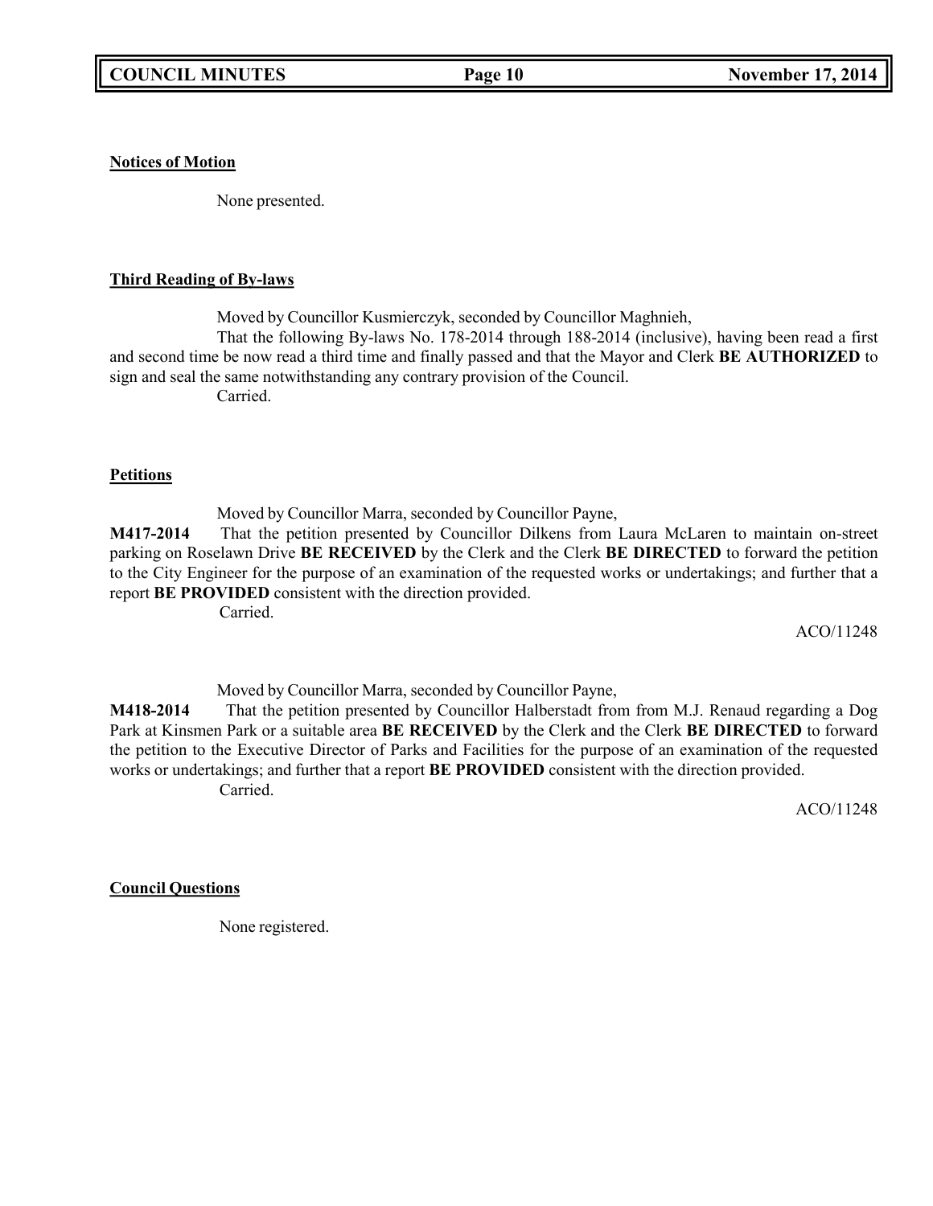**Notices of Motion**

None presented.

**Third Reading of By-laws**

Moved by Councillor Kusmierczyk, seconded by Councillor Maghnieh,

That the following By-laws No. 178-2014 through 188-2014 (inclusive), having been read a first and second time be now read a third time and finally passed and that the Mayor and Clerk **BE AUTHORIZED** to sign and seal the same notwithstanding any contrary provision of the Council.

Carried.

**Petitions**

Moved by Councillor Marra, seconded by Councillor Payne,

**M417-2014** That the petition presented by Councillor Dilkens from Laura McLaren to maintain on-street parking on Roselawn Drive **BE RECEIVED** by the Clerk and the Clerk **BE DIRECTED** to forward the petition to the City Engineer for the purpose of an examination of the requested works or undertakings; and further that a report **BE PROVIDED** consistent with the direction provided.

Carried.

ACO/11248

Moved by Councillor Marra, seconded by Councillor Payne,

**M418-2014** That the petition presented by Councillor Halberstadt from from M.J. Renaud regarding a Dog Park at Kinsmen Park or a suitable area **BE RECEIVED** by the Clerk and the Clerk **BE DIRECTED** to forward the petition to the Executive Director of Parks and Facilities for the purpose of an examination of the requested works or undertakings; and further that a report **BE PROVIDED** consistent with the direction provided.

Carried.

ACO/11248

**Council Questions**

None registered.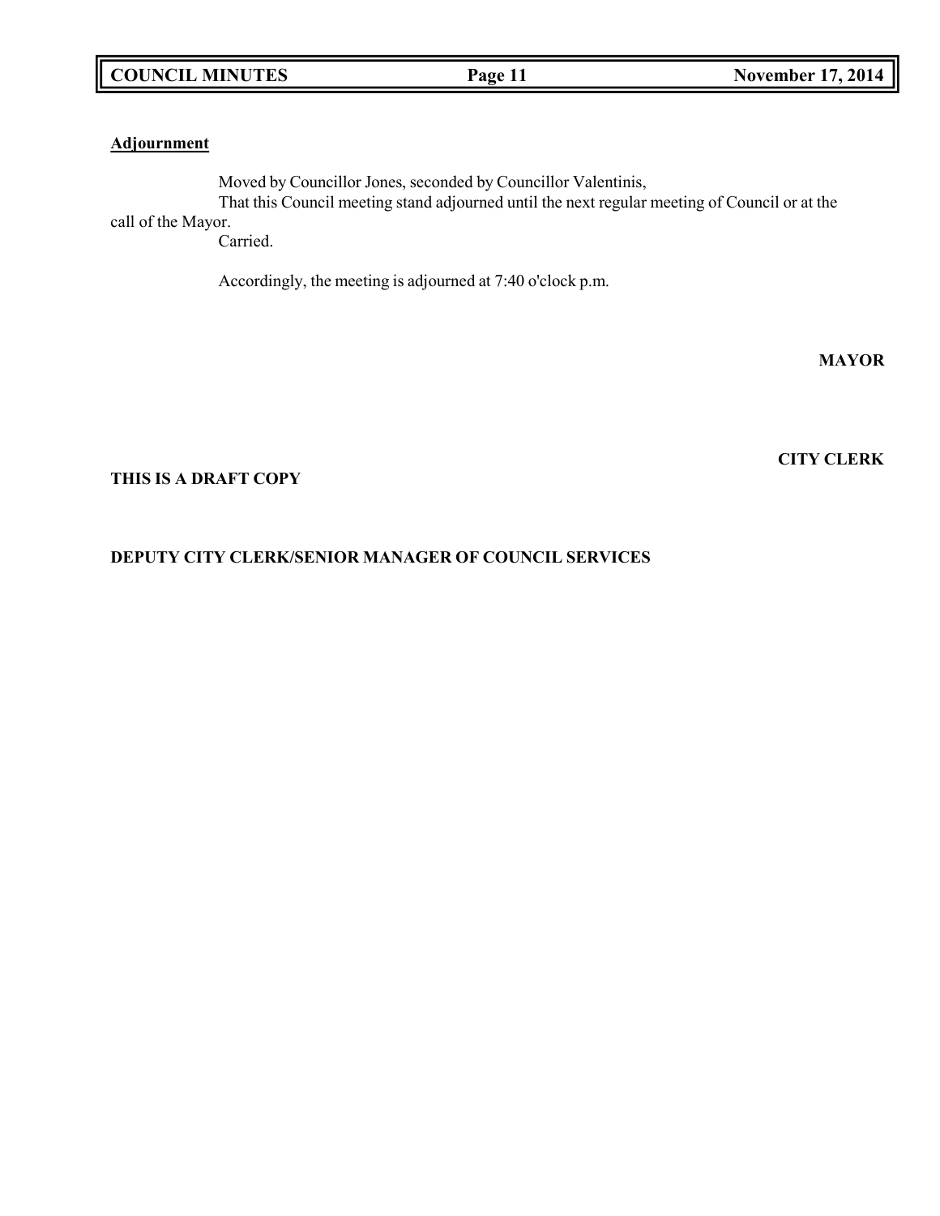**Adjournment**

Moved by Councillor Jones, seconded by Councillor Valentinis,
That this Council meeting stand adjourned until the next regular meeting of Council or at the call of the Mayor.
Carried.

Accordingly, the meeting is adjourned at 7:40 o'clock p.m.

**MAYOR**

**CITY CLERK**

**THIS IS A DRAFT COPY**

**DEPUTY CITY CLERK/SENIOR MANAGER OF COUNCIL SERVICES**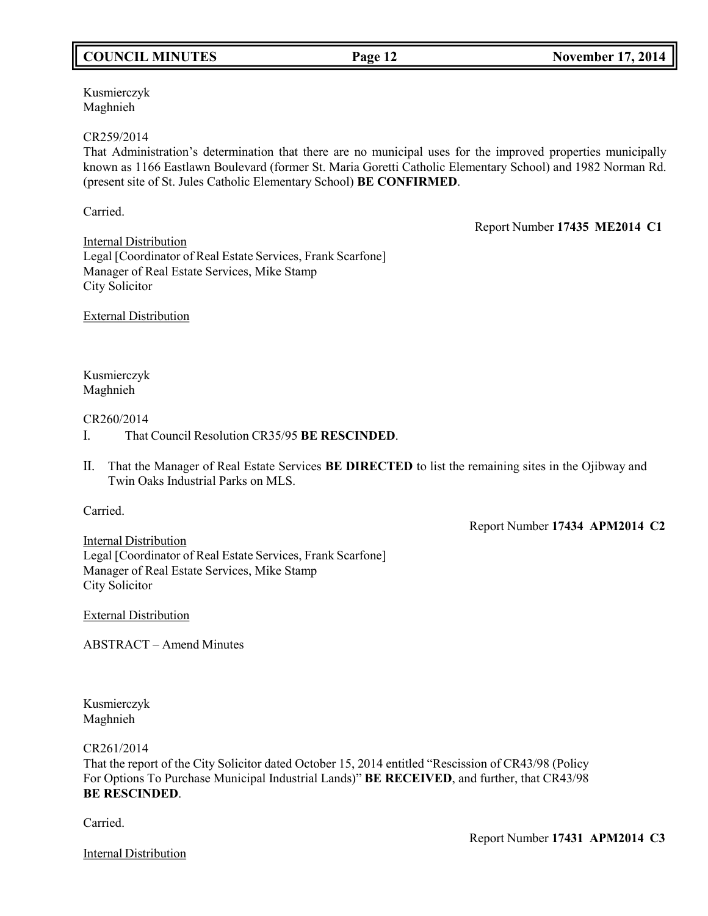Kusmierczyk
Maghnieh

CR259/2014
That Administration's determination that there are no municipal uses for the improved properties municipally known as 1166 Eastlawn Boulevard (former St. Maria Goretti Catholic Elementary School) and 1982 Norman Rd. (present site of St. Jules Catholic Elementary School) **BE CONFIRMED**.

Carried.

Report Number **17435 ME2014 C1**

Internal Distribution
Legal [Coordinator of Real Estate Services, Frank Scarfone]
Manager of Real Estate Services, Mike Stamp
City Solicitor

External Distribution

Kusmierczyk
Maghnieh

CR260/2014

I. That Council Resolution CR35/95 **BE RESCINDED**.

II. That the Manager of Real Estate Services **BE DIRECTED** to list the remaining sites in the Ojibway and Twin Oaks Industrial Parks on MLS.

Carried.

Report Number **17434 APM2014 C2**

Internal Distribution
Legal [Coordinator of Real Estate Services, Frank Scarfone]
Manager of Real Estate Services, Mike Stamp
City Solicitor

External Distribution

ABSTRACT – Amend Minutes

Kusmierczyk
Maghnieh

CR261/2014
That the report of the City Solicitor dated October 15, 2014 entitled "Rescission of CR43/98 (Policy For Options To Purchase Municipal Industrial Lands)" **BE RECEIVED**, and further, that CR43/98 **BE RESCINDED**.

Carried.

Report Number **17431 APM2014 C3**

Internal Distribution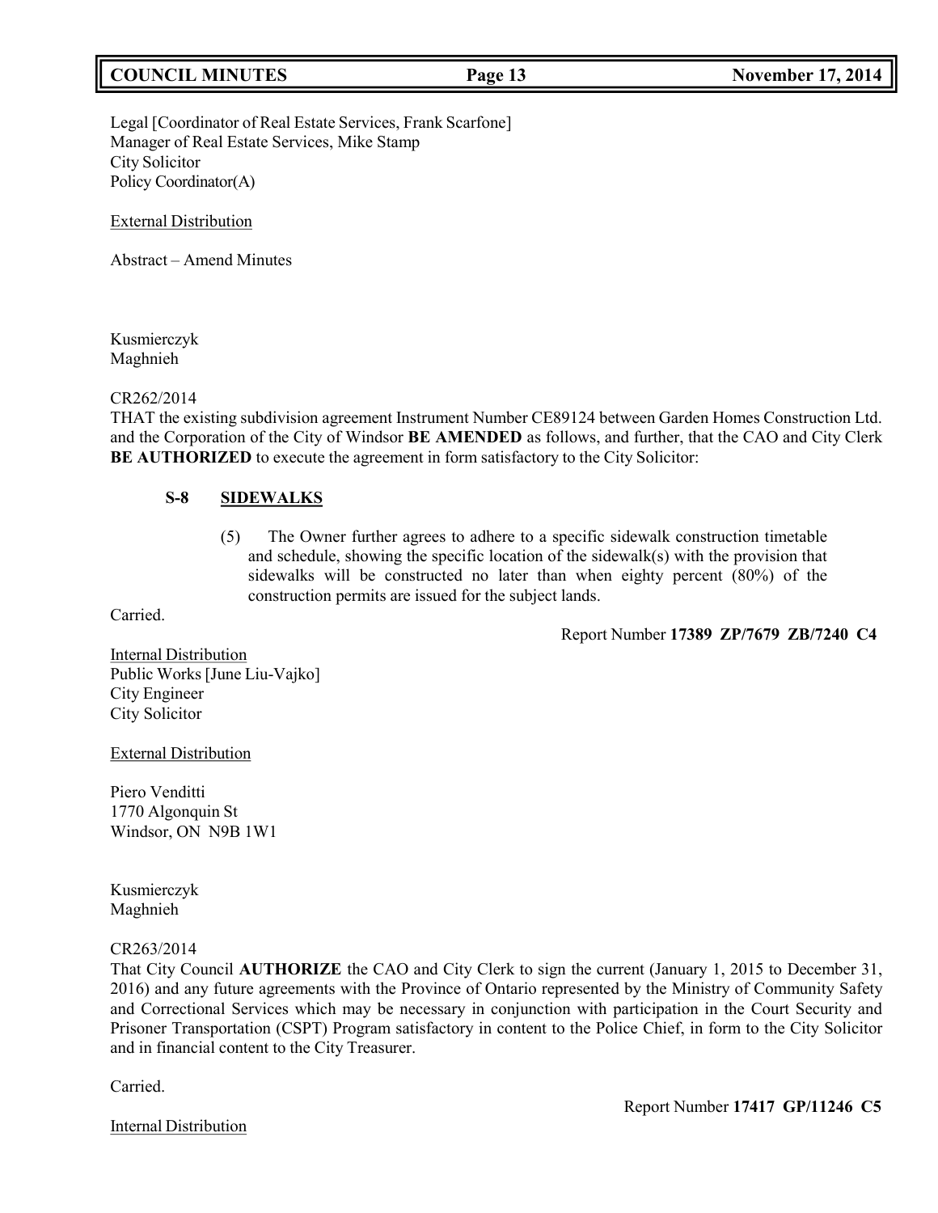Legal [Coordinator of Real Estate Services, Frank Scarfone]
Manager of Real Estate Services, Mike Stamp
City Solicitor
Policy Coordinator(A)

External Distribution

Abstract – Amend Minutes

Kusmierczyk
Maghnieh

CR262/2014
THAT the existing subdivision agreement Instrument Number CE89124 between Garden Homes Construction Ltd. and the Corporation of the City of Windsor **BE AMENDED** as follows, and further, that the CAO and City Clerk **BE AUTHORIZED** to execute the agreement in form satisfactory to the City Solicitor:

**S-8 SIDEWALKS**

(5) The Owner further agrees to adhere to a specific sidewalk construction timetable and schedule, showing the specific location of the sidewalk(s) with the provision that sidewalks will be constructed no later than when eighty percent (80%) of the construction permits are issued for the subject lands.

Carried.

Report Number **17389 ZP/7679 ZB/7240 C4**

Internal Distribution
Public Works [June Liu-Vajko]
City Engineer
City Solicitor

External Distribution

Piero Venditti
1770 Algonquin St
Windsor, ON N9B 1W1

Kusmierczyk
Maghnieh

CR263/2014
That City Council **AUTHORIZE** the CAO and City Clerk to sign the current (January 1, 2015 to December 31, 2016) and any future agreements with the Province of Ontario represented by the Ministry of Community Safety and Correctional Services which may be necessary in conjunction with participation in the Court Security and Prisoner Transportation (CSPT) Program satisfactory in content to the Police Chief, in form to the City Solicitor and in financial content to the City Treasurer.

Carried.

Report Number **17417 GP/11246 C5**

Internal Distribution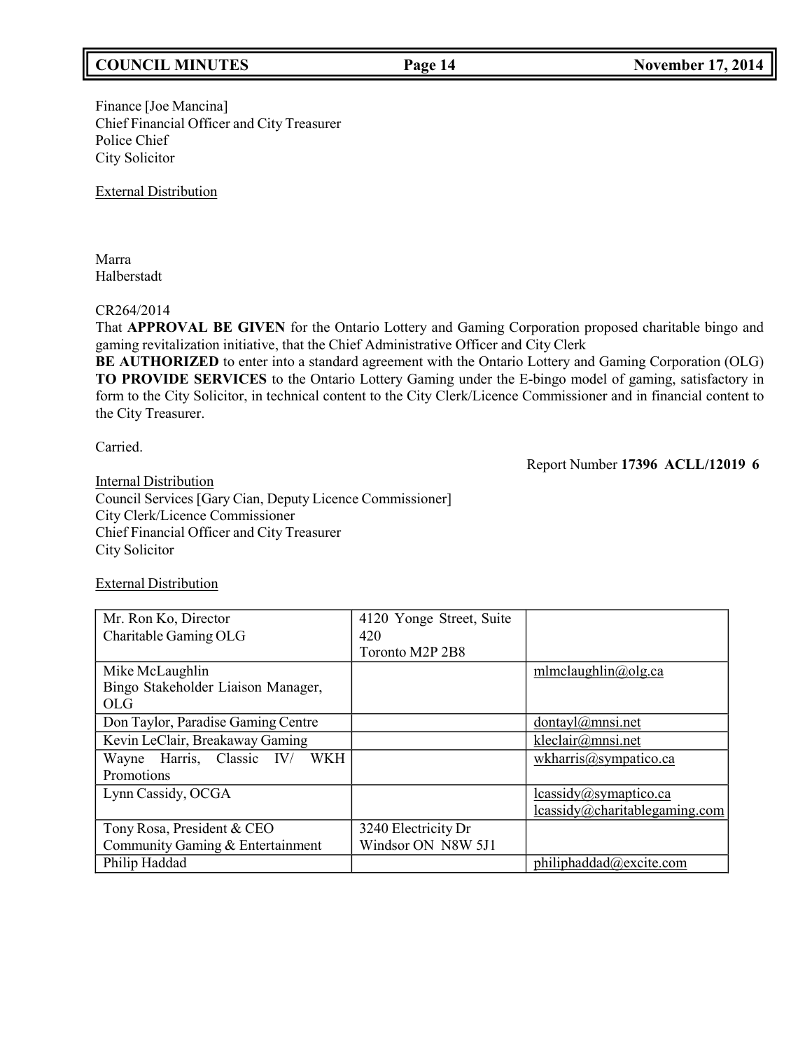Finance [Joe Mancina]
Chief Financial Officer and City Treasurer
Police Chief
City Solicitor

External Distribution

Marra
Halberstadt

CR264/2014
That **APPROVAL BE GIVEN** for the Ontario Lottery and Gaming Corporation proposed charitable bingo and gaming revitalization initiative, that the Chief Administrative Officer and City Clerk
**BE AUTHORIZED** to enter into a standard agreement with the Ontario Lottery and Gaming Corporation (OLG) **TO PROVIDE SERVICES** to the Ontario Lottery Gaming under the E-bingo model of gaming, satisfactory in form to the City Solicitor, in technical content to the City Clerk/Licence Commissioner and in financial content to the City Treasurer.

Carried.

Report Number **17396 ACLL/12019 6**

Internal Distribution
Council Services [Gary Cian, Deputy Licence Commissioner]
City Clerk/Licence Commissioner
Chief Financial Officer and City Treasurer
City Solicitor

External Distribution

| | | |
|---|---|---|
| Mr. Ron Ko, Director<br>Charitable Gaming OLG | 4120 Yonge Street, Suite 420<br>Toronto M2P 2B8 | |
| Mike McLaughlin<br>Bingo Stakeholder Liaison Manager, OLG | | mlmclaughlin@olg.ca |
| Don Taylor, Paradise Gaming Centre | | dontayl@mnsi.net |
| Kevin LeClair, Breakaway Gaming | | kleclair@mnsi.net |
| Wayne Harris, Classic IV/ WKH Promotions | | wkharris@sympatico.ca |
| Lynn Cassidy, OCGA | | lcassidy@symaptico.ca<br>lcassidy@charitablegaming.com |
| Tony Rosa, President & CEO<br>Community Gaming & Entertainment | 3240 Electricity Dr<br>Windsor ON N8W 5J1 | |
| Philip Haddad | | philiphaddad@excite.com |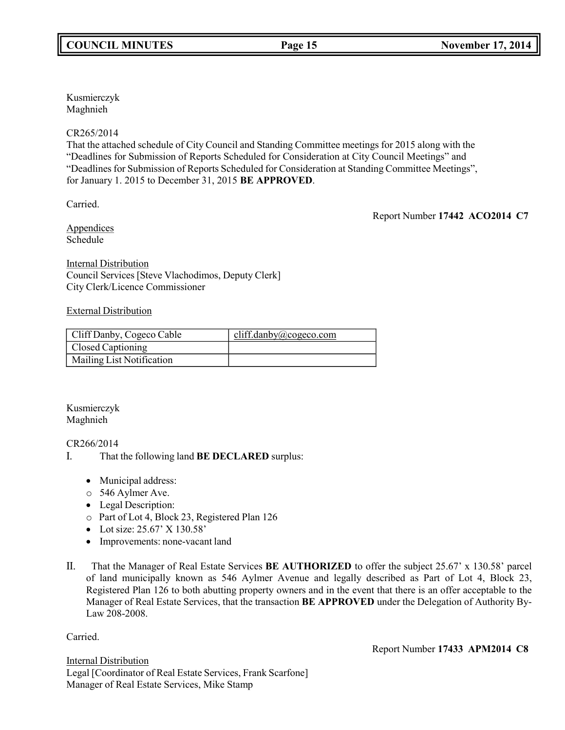Kusmierczyk
Maghnieh

CR265/2014
That the attached schedule of City Council and Standing Committee meetings for 2015 along with the "Deadlines for Submission of Reports Scheduled for Consideration at City Council Meetings" and "Deadlines for Submission of Reports Scheduled for Consideration at Standing Committee Meetings", for January 1. 2015 to December 31, 2015 **BE APPROVED**.

Carried.

Report Number **17442 ACO2014 C7**

Appendices
Schedule

Internal Distribution
Council Services [Steve Vlachodimos, Deputy Clerk]
City Clerk/Licence Commissioner

External Distribution

| Cliff Danby, Cogeco Cable | cliff.danby@cogeco.com |
|---|---|
| Closed Captioning | |
| Mailing List Notification | |

Kusmierczyk
Maghnieh

CR266/2014

I. That the following land **BE DECLARED** surplus:

- Municipal address:
  - 546 Aylmer Ave.
- Legal Description:
  - Part of Lot 4, Block 23, Registered Plan 126
- Lot size: 25.67' X 130.58'
- Improvements: none-vacant land

II. That the Manager of Real Estate Services **BE AUTHORIZED** to offer the subject 25.67' x 130.58' parcel of land municipally known as 546 Aylmer Avenue and legally described as Part of Lot 4, Block 23, Registered Plan 126 to both abutting property owners and in the event that there is an offer acceptable to the Manager of Real Estate Services, that the transaction **BE APPROVED** under the Delegation of Authority By-Law 208-2008.

Carried.

Report Number **17433 APM2014 C8**

Internal Distribution
Legal [Coordinator of Real Estate Services, Frank Scarfone]
Manager of Real Estate Services, Mike Stamp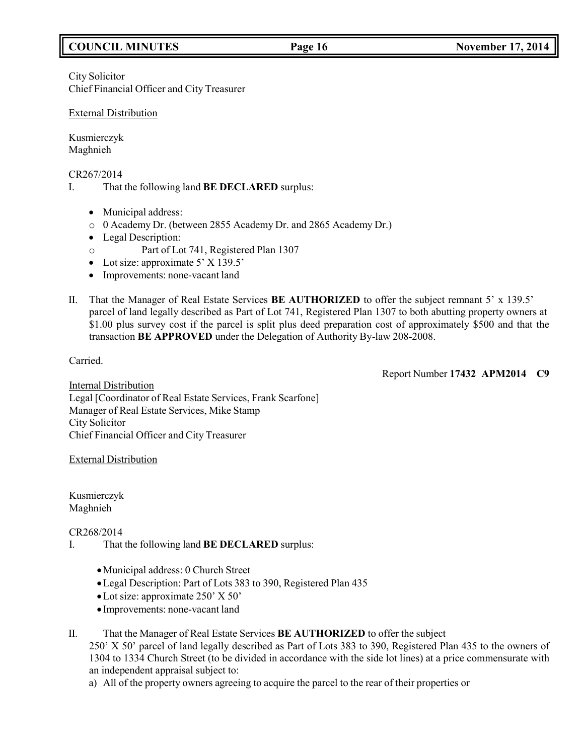City Solicitor
Chief Financial Officer and City Treasurer

External Distribution

Kusmierczyk
Maghnieh

CR267/2014

I. That the following land **BE DECLARED** surplus:

- Municipal address:
  - 0 Academy Dr. (between 2855 Academy Dr. and 2865 Academy Dr.)
- Legal Description:
  - Part of Lot 741, Registered Plan 1307
- Lot size: approximate 5' X 139.5'
- Improvements: none-vacant land

II. That the Manager of Real Estate Services **BE AUTHORIZED** to offer the subject remnant 5' x 139.5' parcel of land legally described as Part of Lot 741, Registered Plan 1307 to both abutting property owners at $1.00 plus survey cost if the parcel is split plus deed preparation cost of approximately $500 and that the transaction **BE APPROVED** under the Delegation of Authority By-law 208-2008.

Carried.

Report Number **17432 APM2014 C9**

Internal Distribution
Legal [Coordinator of Real Estate Services, Frank Scarfone]
Manager of Real Estate Services, Mike Stamp
City Solicitor
Chief Financial Officer and City Treasurer

External Distribution

Kusmierczyk
Maghnieh

CR268/2014

I. That the following land **BE DECLARED** surplus:

- Municipal address: 0 Church Street
- Legal Description: Part of Lots 383 to 390, Registered Plan 435
- Lot size: approximate 250' X 50'
- Improvements: none-vacant land

II. That the Manager of Real Estate Services **BE AUTHORIZED** to offer the subject 250' X 50' parcel of land legally described as Part of Lots 383 to 390, Registered Plan 435 to the owners of 1304 to 1334 Church Street (to be divided in accordance with the side lot lines) at a price commensurate with an independent appraisal subject to:

a) All of the property owners agreeing to acquire the parcel to the rear of their properties or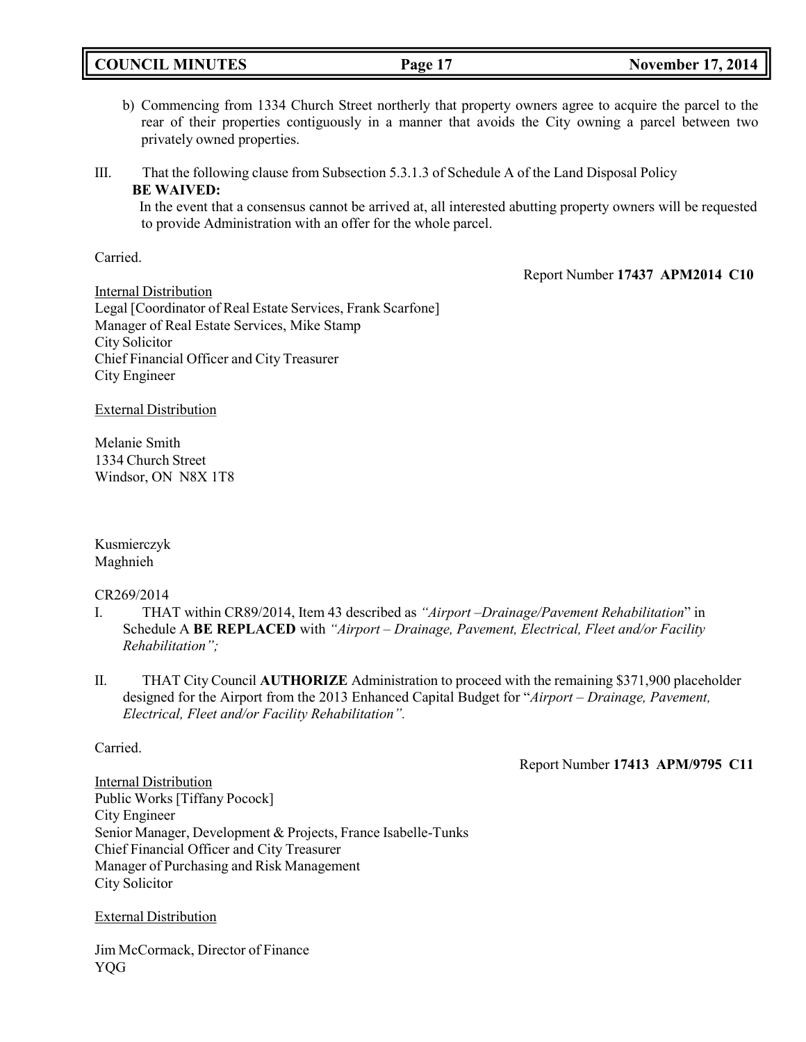b) Commencing from 1334 Church Street northerly that property owners agree to acquire the parcel to the rear of their properties contiguously in a manner that avoids the City owning a parcel between two privately owned properties.

III. That the following clause from Subsection 5.3.1.3 of Schedule A of the Land Disposal Policy **BE WAIVED:**
In the event that a consensus cannot be arrived at, all interested abutting property owners will be requested to provide Administration with an offer for the whole parcel.

Carried.

Report Number **17437 APM2014 C10**

Internal Distribution
Legal [Coordinator of Real Estate Services, Frank Scarfone]
Manager of Real Estate Services, Mike Stamp
City Solicitor
Chief Financial Officer and City Treasurer
City Engineer

External Distribution

Melanie Smith
1334 Church Street
Windsor, ON N8X 1T8

Kusmierczyk
Maghnieh

CR269/2014

I. THAT within CR89/2014, Item 43 described as *"Airport –Drainage/Pavement Rehabilitation*" in Schedule A **BE REPLACED** with *"Airport – Drainage, Pavement, Electrical, Fleet and/or Facility Rehabilitation";*

II. THAT City Council **AUTHORIZE** Administration to proceed with the remaining $371,900 placeholder designed for the Airport from the 2013 Enhanced Capital Budget for "*Airport – Drainage, Pavement, Electrical, Fleet and/or Facility Rehabilitation".*

Carried.

Report Number **17413 APM/9795 C11**

Internal Distribution
Public Works [Tiffany Pocock]
City Engineer
Senior Manager, Development & Projects, France Isabelle-Tunks
Chief Financial Officer and City Treasurer
Manager of Purchasing and Risk Management
City Solicitor

External Distribution

Jim McCormack, Director of Finance
YQG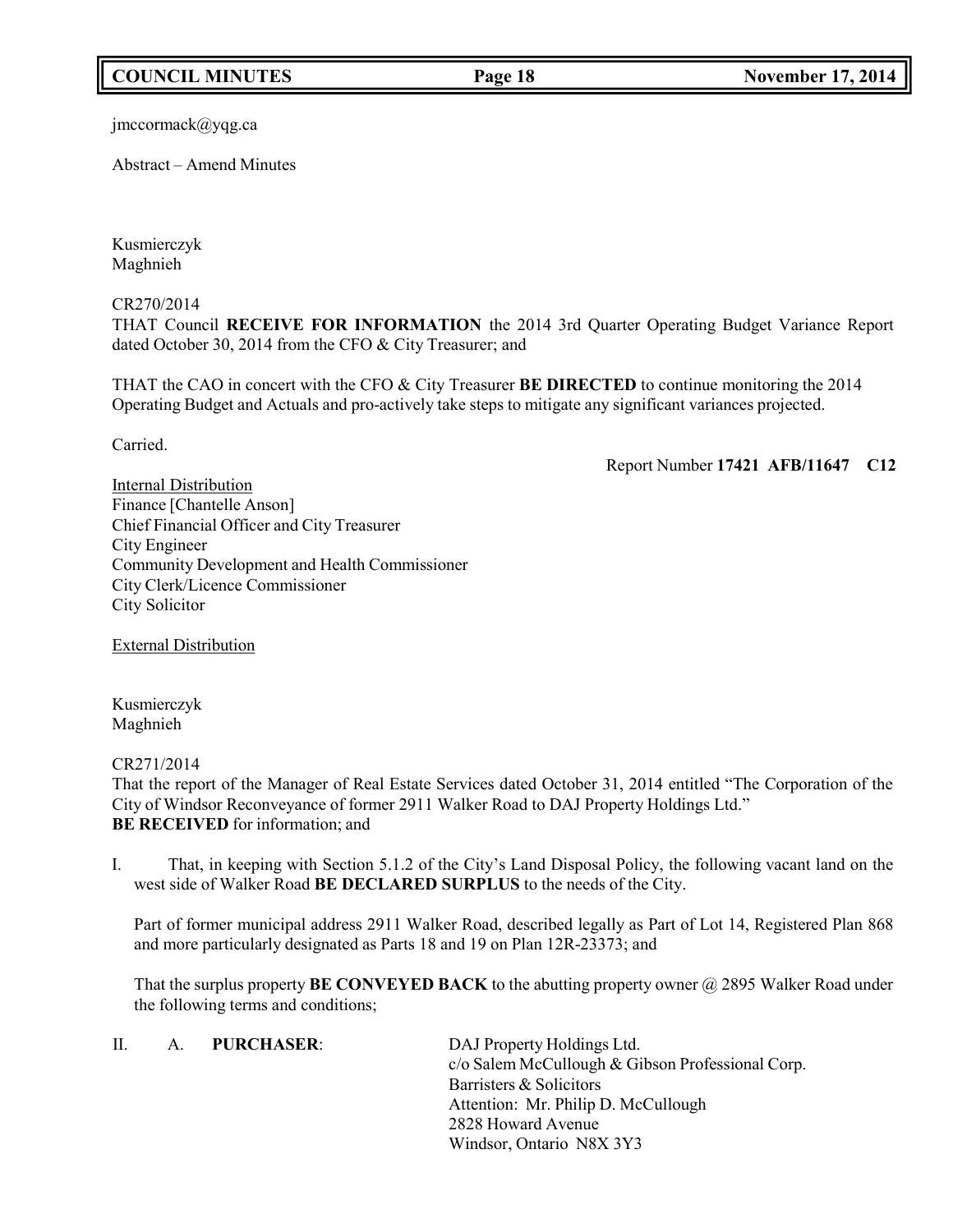jmccormack@yqg.ca

Abstract – Amend Minutes

Kusmierczyk
Maghnieh

CR270/2014
THAT Council **RECEIVE FOR INFORMATION** the 2014 3rd Quarter Operating Budget Variance Report dated October 30, 2014 from the CFO & City Treasurer; and

THAT the CAO in concert with the CFO & City Treasurer **BE DIRECTED** to continue monitoring the 2014 Operating Budget and Actuals and pro-actively take steps to mitigate any significant variances projected.

Carried.

Report Number **17421 AFB/11647 C12**

Internal Distribution
Finance [Chantelle Anson]
Chief Financial Officer and City Treasurer
City Engineer
Community Development and Health Commissioner
City Clerk/Licence Commissioner
City Solicitor

External Distribution

Kusmierczyk
Maghnieh

CR271/2014
That the report of the Manager of Real Estate Services dated October 31, 2014 entitled "The Corporation of the City of Windsor Reconveyance of former 2911 Walker Road to DAJ Property Holdings Ltd." **BE RECEIVED** for information; and

I. That, in keeping with Section 5.1.2 of the City's Land Disposal Policy, the following vacant land on the west side of Walker Road **BE DECLARED SURPLUS** to the needs of the City.

Part of former municipal address 2911 Walker Road, described legally as Part of Lot 14, Registered Plan 868 and more particularly designated as Parts 18 and 19 on Plan 12R-23373; and

That the surplus property **BE CONVEYED BACK** to the abutting property owner @ 2895 Walker Road under the following terms and conditions;

II. A. **PURCHASER**: DAJ Property Holdings Ltd.
c/o Salem McCullough & Gibson Professional Corp.
Barristers & Solicitors
Attention: Mr. Philip D. McCullough
2828 Howard Avenue
Windsor, Ontario N8X 3Y3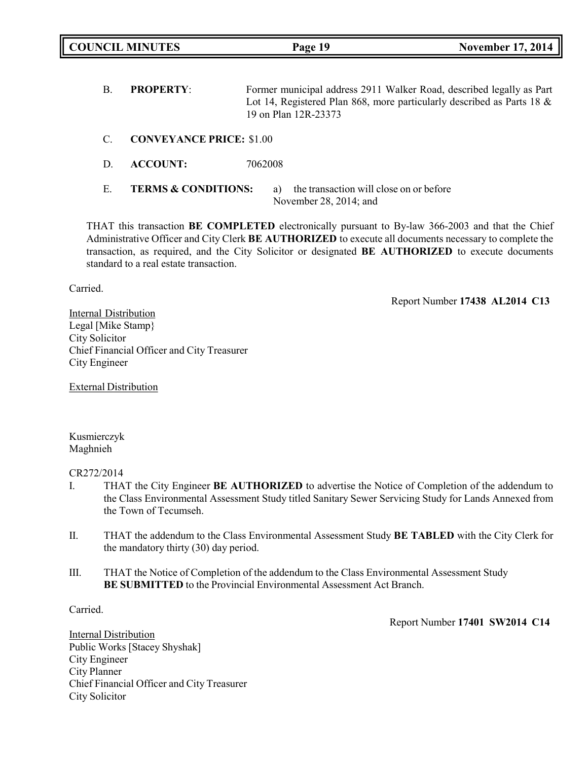B. **PROPERTY**: Former municipal address 2911 Walker Road, described legally as Part Lot 14, Registered Plan 868, more particularly described as Parts 18 & 19 on Plan 12R-23373

C. **CONVEYANCE PRICE:** $1.00

D. **ACCOUNT:** 7062008

E. **TERMS & CONDITIONS:** a) the transaction will close on or before November 28, 2014; and

THAT this transaction **BE COMPLETED** electronically pursuant to By-law 366-2003 and that the Chief Administrative Officer and City Clerk **BE AUTHORIZED** to execute all documents necessary to complete the transaction, as required, and the City Solicitor or designated **BE AUTHORIZED** to execute documents standard to a real estate transaction.

Carried.

Report Number **17438 AL2014 C13**

Internal Distribution
Legal [Mike Stamp}
City Solicitor
Chief Financial Officer and City Treasurer
City Engineer

External Distribution

Kusmierczyk
Maghnieh

CR272/2014

I. THAT the City Engineer **BE AUTHORIZED** to advertise the Notice of Completion of the addendum to the Class Environmental Assessment Study titled Sanitary Sewer Servicing Study for Lands Annexed from the Town of Tecumseh.

II. THAT the addendum to the Class Environmental Assessment Study **BE TABLED** with the City Clerk for the mandatory thirty (30) day period.

III. THAT the Notice of Completion of the addendum to the Class Environmental Assessment Study **BE SUBMITTED** to the Provincial Environmental Assessment Act Branch.

Carried.

Report Number **17401 SW2014 C14**

Internal Distribution
Public Works [Stacey Shyshak]
City Engineer
City Planner
Chief Financial Officer and City Treasurer
City Solicitor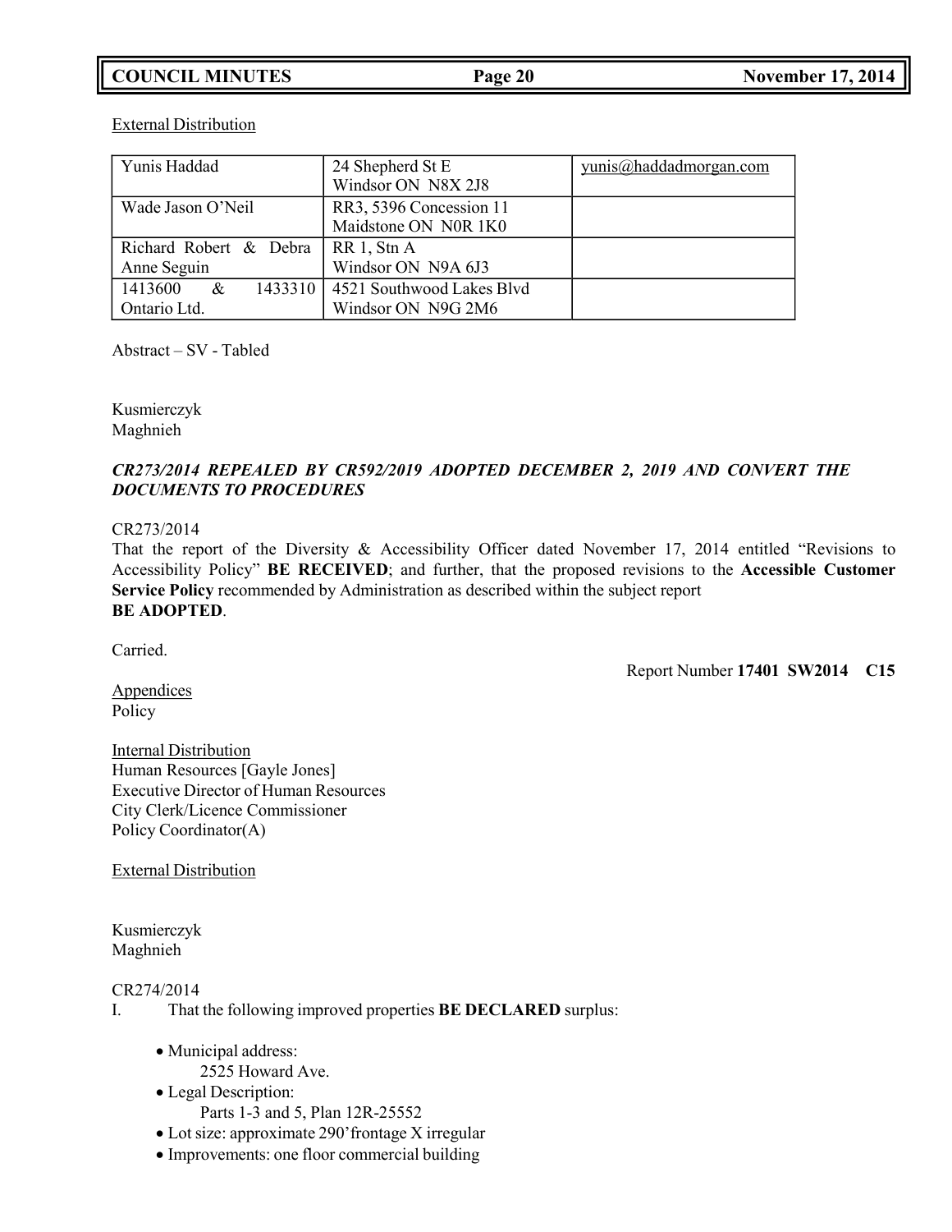External Distribution

| | | |
|---|---|---|
| Yunis Haddad | 24 Shepherd St E<br>Windsor ON N8X 2J8 | yunis@haddadmorgan.com |
| Wade Jason O'Neil | RR3, 5396 Concession 11<br>Maidstone ON N0R 1K0 | |
| Richard Robert & Debra Anne Seguin | RR 1, Stn A<br>Windsor ON N9A 6J3 | |
| 1413600 & 1433310 Ontario Ltd. | 4521 Southwood Lakes Blvd<br>Windsor ON N9G 2M6 | |

Abstract – SV - Tabled

Kusmierczyk
Maghnieh

***CR273/2014 REPEALED BY CR592/2019 ADOPTED DECEMBER 2, 2019 AND CONVERT THE DOCUMENTS TO PROCEDURES***

CR273/2014
That the report of the Diversity & Accessibility Officer dated November 17, 2014 entitled "Revisions to Accessibility Policy" **BE RECEIVED**; and further, that the proposed revisions to the **Accessible Customer Service Policy** recommended by Administration as described within the subject report **BE ADOPTED**.

Carried.

Report Number **17401 SW2014 C15**

Appendices
Policy

Internal Distribution
Human Resources [Gayle Jones]
Executive Director of Human Resources
City Clerk/Licence Commissioner
Policy Coordinator(A)

External Distribution

Kusmierczyk
Maghnieh

CR274/2014
I. That the following improved properties **BE DECLARED** surplus:

- Municipal address:
  2525 Howard Ave.
- Legal Description:
  Parts 1-3 and 5, Plan 12R-25552
- Lot size: approximate 290' frontage X irregular
- Improvements: one floor commercial building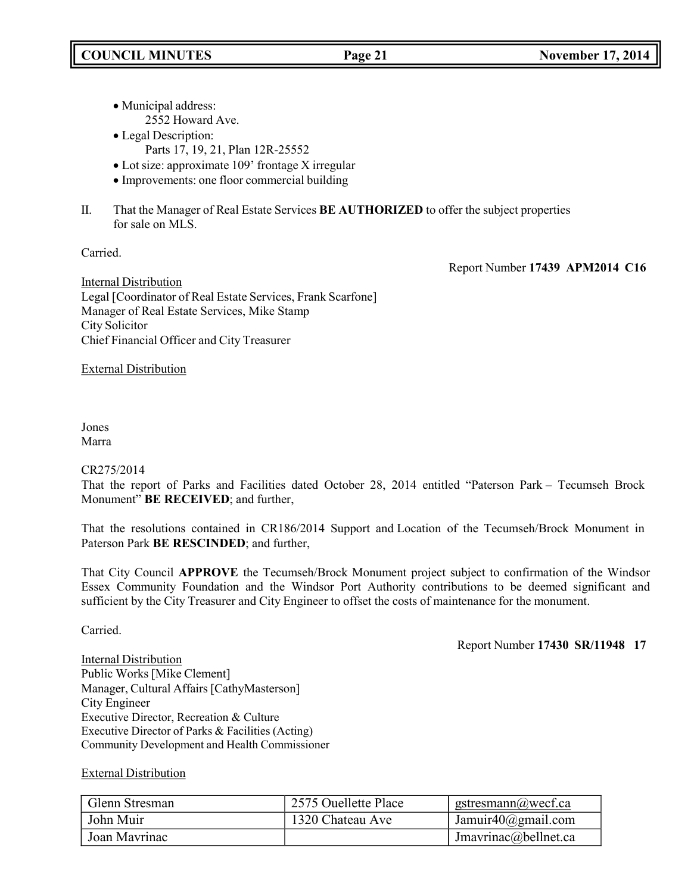- Municipal address:
  2552 Howard Ave.
- Legal Description:
  Parts 17, 19, 21, Plan 12R-25552
- Lot size: approximate 109' frontage X irregular
- Improvements: one floor commercial building

II. That the Manager of Real Estate Services **BE AUTHORIZED** to offer the subject properties for sale on MLS.

Carried.

Report Number **17439 APM2014 C16**

Internal Distribution
Legal [Coordinator of Real Estate Services, Frank Scarfone]
Manager of Real Estate Services, Mike Stamp
City Solicitor
Chief Financial Officer and City Treasurer

External Distribution

Jones
Marra

CR275/2014
That the report of Parks and Facilities dated October 28, 2014 entitled "Paterson Park – Tecumseh Brock Monument" **BE RECEIVED**; and further,

That the resolutions contained in CR186/2014 Support and Location of the Tecumseh/Brock Monument in Paterson Park **BE RESCINDED**; and further,

That City Council **APPROVE** the Tecumseh/Brock Monument project subject to confirmation of the Windsor Essex Community Foundation and the Windsor Port Authority contributions to be deemed significant and sufficient by the City Treasurer and City Engineer to offset the costs of maintenance for the monument.

Carried.

Report Number **17430 SR/11948 17**

Internal Distribution
Public Works [Mike Clement]
Manager, Cultural Affairs [CathyMasterson]
City Engineer
Executive Director, Recreation & Culture
Executive Director of Parks & Facilities (Acting)
Community Development and Health Commissioner

External Distribution

| | | |
|---|---|---|
| Glenn Stresman | 2575 Ouellette Place | gstresmann@wecf.ca |
| John Muir | 1320 Chateau Ave | Jamuir40@gmail.com |
| Joan Mavrinac | | Jmavrinac@bellnet.ca |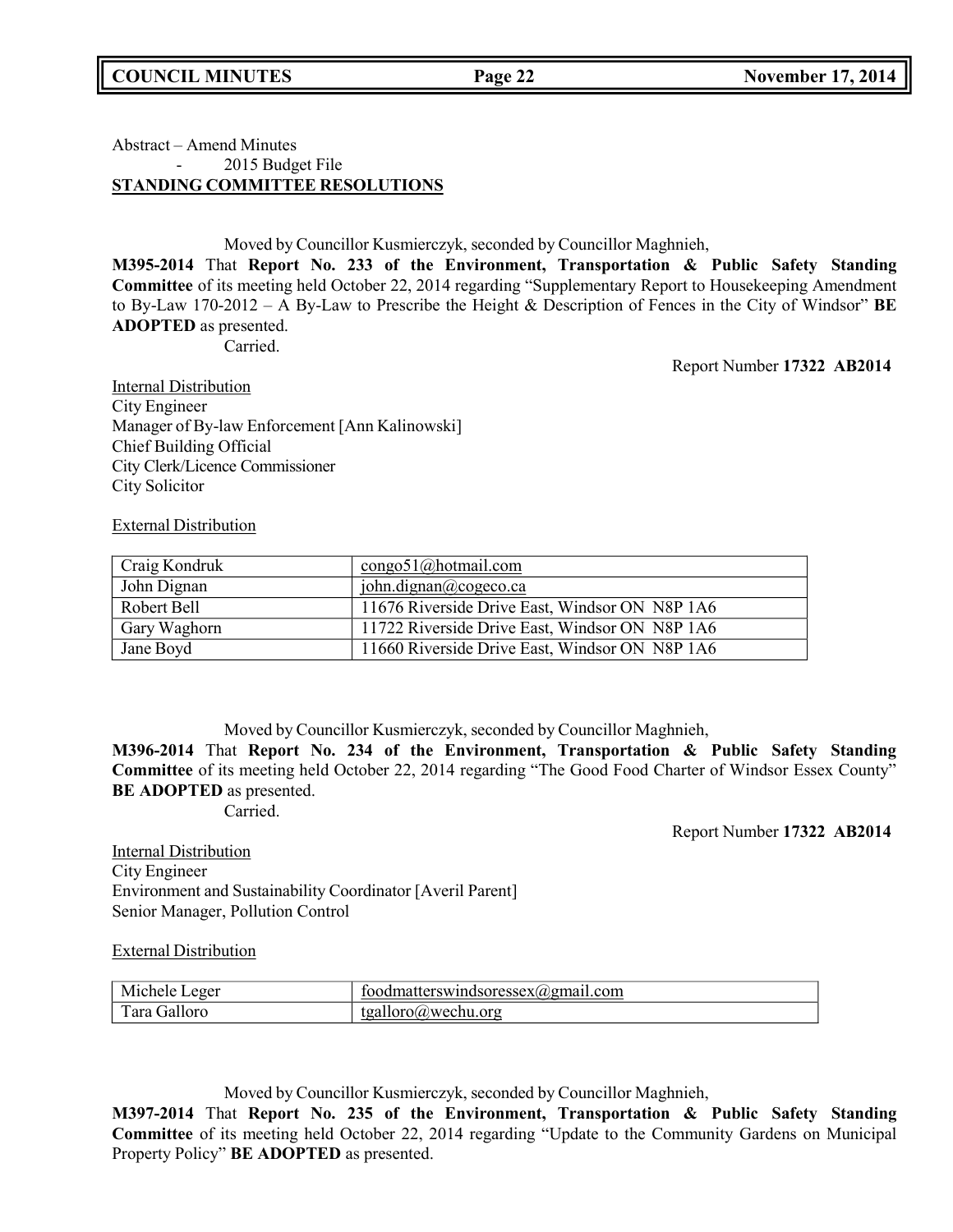Abstract – Amend Minutes

- 2015 Budget File

**STANDING COMMITTEE RESOLUTIONS**

Moved by Councillor Kusmierczyk, seconded by Councillor Maghnieh,

**M395-2014** That **Report No. 233 of the Environment, Transportation & Public Safety Standing Committee** of its meeting held October 22, 2014 regarding "Supplementary Report to Housekeeping Amendment to By-Law 170-2012 – A By-Law to Prescribe the Height & Description of Fences in the City of Windsor" **BE ADOPTED** as presented.

Carried.

Report Number **17322 AB2014**

Internal Distribution

City Engineer
Manager of By-law Enforcement [Ann Kalinowski]
Chief Building Official
City Clerk/Licence Commissioner
City Solicitor

External Distribution

| | |
|---|---|
| Craig Kondruk | congo51@hotmail.com |
| John Dignan | john.dignan@cogeco.ca |
| Robert Bell | 11676 Riverside Drive East, Windsor ON N8P 1A6 |
| Gary Waghorn | 11722 Riverside Drive East, Windsor ON N8P 1A6 |
| Jane Boyd | 11660 Riverside Drive East, Windsor ON N8P 1A6 |

Moved by Councillor Kusmierczyk, seconded by Councillor Maghnieh,

**M396-2014** That **Report No. 234 of the Environment, Transportation & Public Safety Standing Committee** of its meeting held October 22, 2014 regarding "The Good Food Charter of Windsor Essex County" **BE ADOPTED** as presented.

Carried.

Report Number **17322 AB2014**

Internal Distribution

City Engineer
Environment and Sustainability Coordinator [Averil Parent]
Senior Manager, Pollution Control

External Distribution

| | |
|---|---|
| Michele Leger | foodmatterswindsoressex@gmail.com |
| Tara Galloro | tgalloro@wechu.org |

Moved by Councillor Kusmierczyk, seconded by Councillor Maghnieh,

**M397-2014** That **Report No. 235 of the Environment, Transportation & Public Safety Standing Committee** of its meeting held October 22, 2014 regarding "Update to the Community Gardens on Municipal Property Policy" **BE ADOPTED** as presented.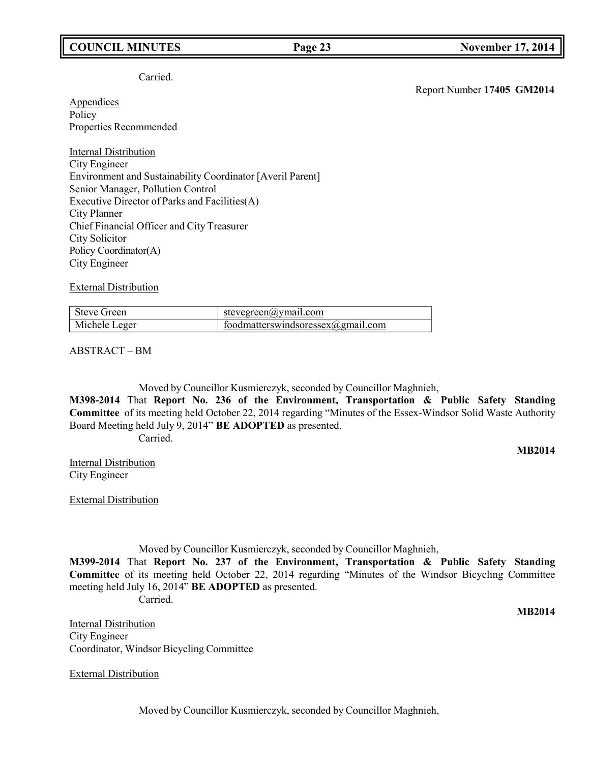Carried.

Report Number **17405 GM2014**

Appendices
Policy
Properties Recommended

Internal Distribution
City Engineer
Environment and Sustainability Coordinator [Averil Parent]
Senior Manager, Pollution Control
Executive Director of Parks and Facilities(A)
City Planner
Chief Financial Officer and City Treasurer
City Solicitor
Policy Coordinator(A)
City Engineer

External Distribution

| Steve Green | stevegreen@ymail.com |
|---|---|
| Michele Leger | foodmatterswindsoressex@gmail.com |

ABSTRACT – BM

Moved by Councillor Kusmierczyk, seconded by Councillor Maghnieh,

**M398-2014** That **Report No. 236 of the Environment, Transportation & Public Safety Standing Committee** of its meeting held October 22, 2014 regarding "Minutes of the Essex-Windsor Solid Waste Authority Board Meeting held July 9, 2014" **BE ADOPTED** as presented.

Carried.

**MB2014**

Internal Distribution
City Engineer

External Distribution

Moved by Councillor Kusmierczyk, seconded by Councillor Maghnieh,

**M399-2014** That **Report No. 237 of the Environment, Transportation & Public Safety Standing Committee** of its meeting held October 22, 2014 regarding "Minutes of the Windsor Bicycling Committee meeting held July 16, 2014" **BE ADOPTED** as presented.

Carried.

**MB2014**

Internal Distribution
City Engineer
Coordinator, Windsor Bicycling Committee

External Distribution

Moved by Councillor Kusmierczyk, seconded by Councillor Maghnieh,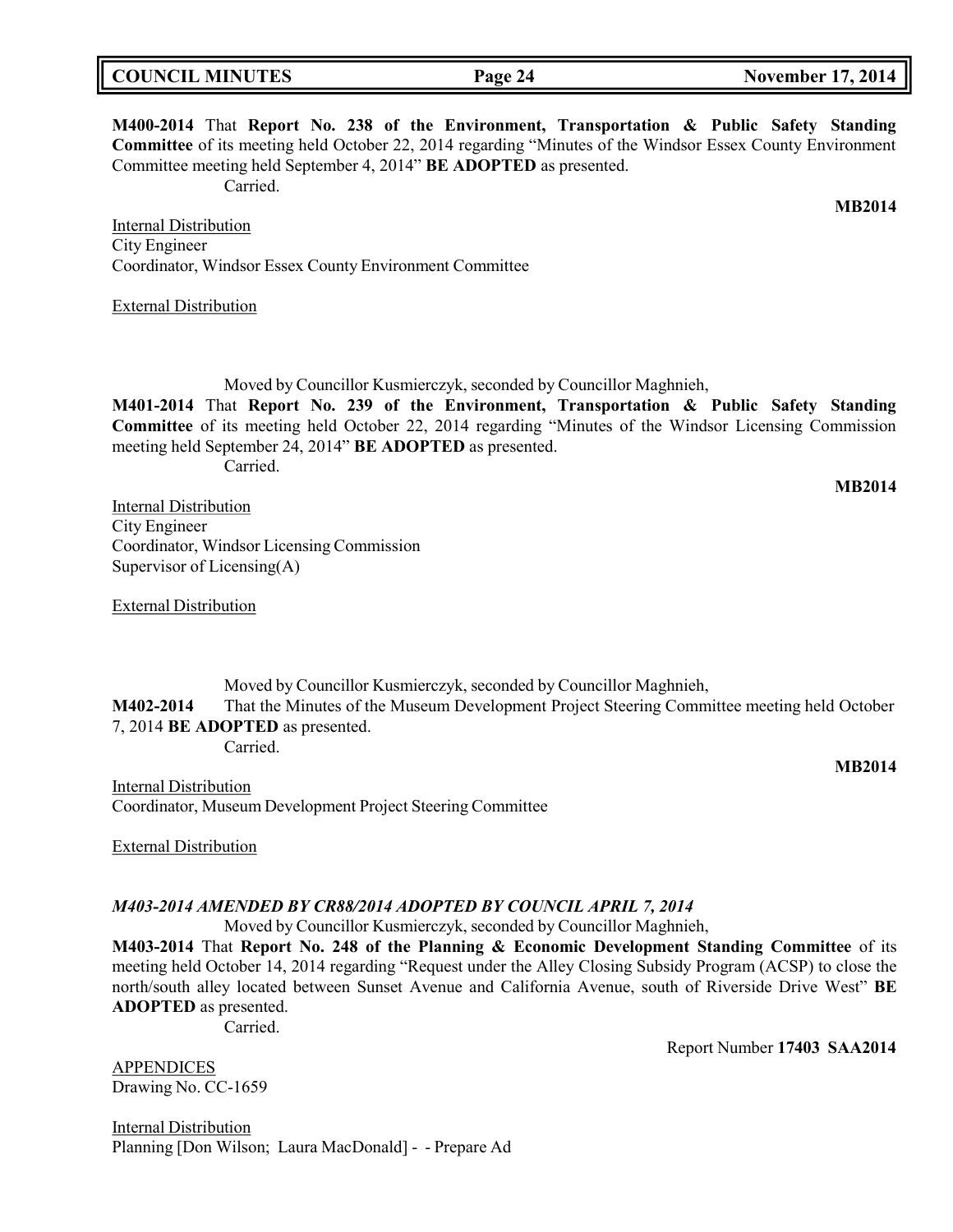**M400-2014** That **Report No. 238 of the Environment, Transportation & Public Safety Standing Committee** of its meeting held October 22, 2014 regarding "Minutes of the Windsor Essex County Environment Committee meeting held September 4, 2014" **BE ADOPTED** as presented.

Carried.

**MB2014**

Internal Distribution
City Engineer
Coordinator, Windsor Essex County Environment Committee

External Distribution

Moved by Councillor Kusmierczyk, seconded by Councillor Maghnieh,

**M401-2014** That **Report No. 239 of the Environment, Transportation & Public Safety Standing Committee** of its meeting held October 22, 2014 regarding "Minutes of the Windsor Licensing Commission meeting held September 24, 2014" **BE ADOPTED** as presented.

Carried.

**MB2014**

Internal Distribution
City Engineer
Coordinator, Windsor Licensing Commission
Supervisor of Licensing(A)

External Distribution

Moved by Councillor Kusmierczyk, seconded by Councillor Maghnieh,

**M402-2014** That the Minutes of the Museum Development Project Steering Committee meeting held October 7, 2014 **BE ADOPTED** as presented.

Carried.

**MB2014**

Internal Distribution
Coordinator, Museum Development Project Steering Committee

External Distribution

***M403-2014 AMENDED BY CR88/2014 ADOPTED BY COUNCIL APRIL 7, 2014***

Moved by Councillor Kusmierczyk, seconded by Councillor Maghnieh,

**M403-2014** That **Report No. 248 of the Planning & Economic Development Standing Committee** of its meeting held October 14, 2014 regarding "Request under the Alley Closing Subsidy Program (ACSP) to close the north/south alley located between Sunset Avenue and California Avenue, south of Riverside Drive West" **BE ADOPTED** as presented.

Carried.

Report Number **17403 SAA2014**

APPENDICES
Drawing No. CC-1659

Internal Distribution
Planning [Don Wilson; Laura MacDonald] - - Prepare Ad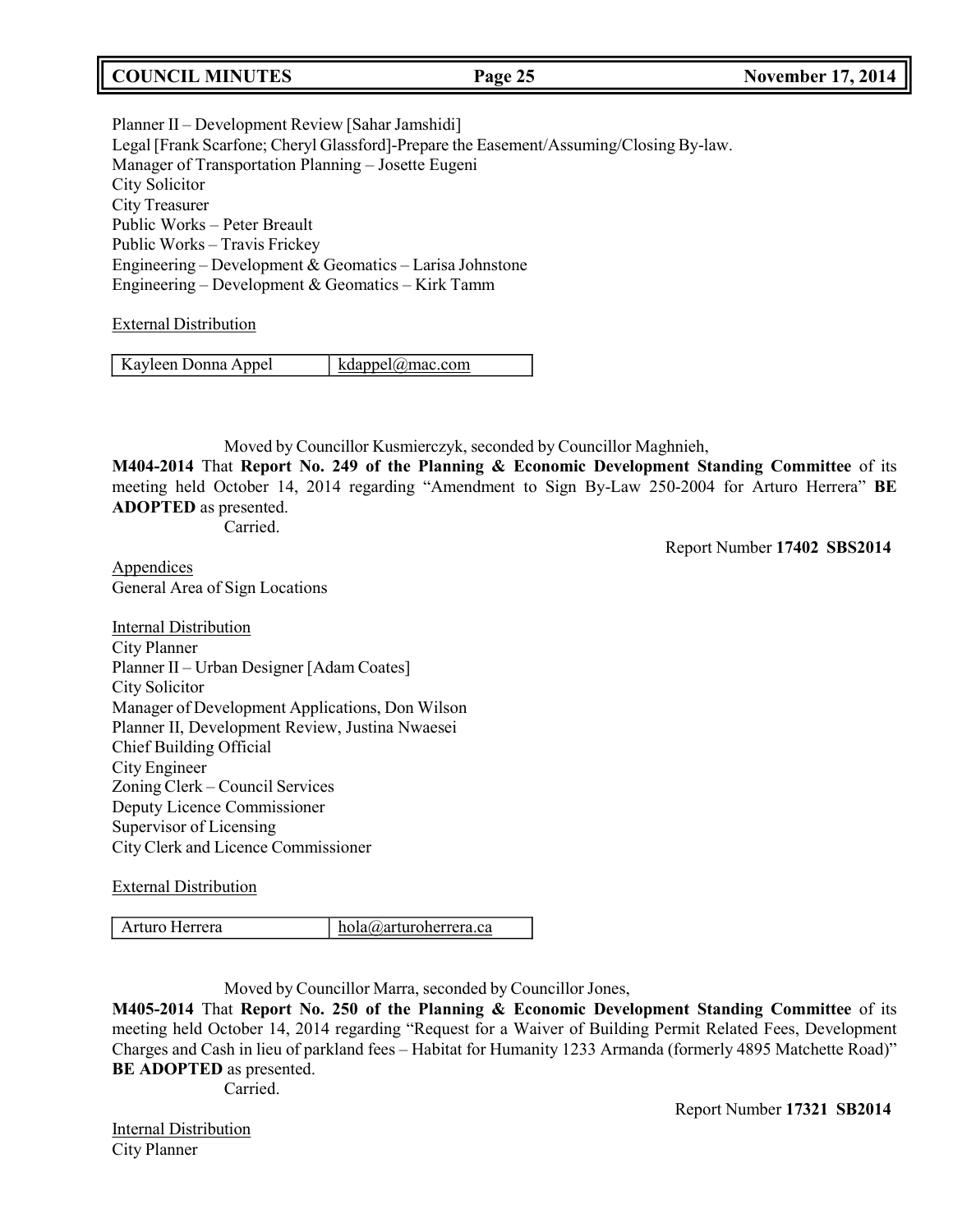Planner II – Development Review [Sahar Jamshidi]
Legal [Frank Scarfone; Cheryl Glassford]-Prepare the Easement/Assuming/Closing By-law.
Manager of Transportation Planning – Josette Eugeni
City Solicitor
City Treasurer
Public Works – Peter Breault
Public Works – Travis Frickey
Engineering – Development & Geomatics – Larisa Johnstone
Engineering – Development & Geomatics – Kirk Tamm

External Distribution

| Kayleen Donna Appel | kdappel@mac.com |
|---|---|

Moved by Councillor Kusmierczyk, seconded by Councillor Maghnieh,
**M404-2014** That **Report No. 249 of the Planning & Economic Development Standing Committee** of its meeting held October 14, 2014 regarding "Amendment to Sign By-Law 250-2004 for Arturo Herrera" **BE ADOPTED** as presented.
Carried.

Report Number **17402 SBS2014**

Appendices
General Area of Sign Locations

Internal Distribution
City Planner
Planner II – Urban Designer [Adam Coates]
City Solicitor
Manager of Development Applications, Don Wilson
Planner II, Development Review, Justina Nwaesei
Chief Building Official
City Engineer
Zoning Clerk – Council Services
Deputy Licence Commissioner
Supervisor of Licensing
City Clerk and Licence Commissioner

External Distribution

| Arturo Herrera | hola@arturoherrera.ca |
|---|---|

Moved by Councillor Marra, seconded by Councillor Jones,
**M405-2014** That **Report No. 250 of the Planning & Economic Development Standing Committee** of its meeting held October 14, 2014 regarding "Request for a Waiver of Building Permit Related Fees, Development Charges and Cash in lieu of parkland fees – Habitat for Humanity 1233 Armanda (formerly 4895 Matchette Road)" **BE ADOPTED** as presented.
Carried.

Report Number **17321 SB2014**

Internal Distribution
City Planner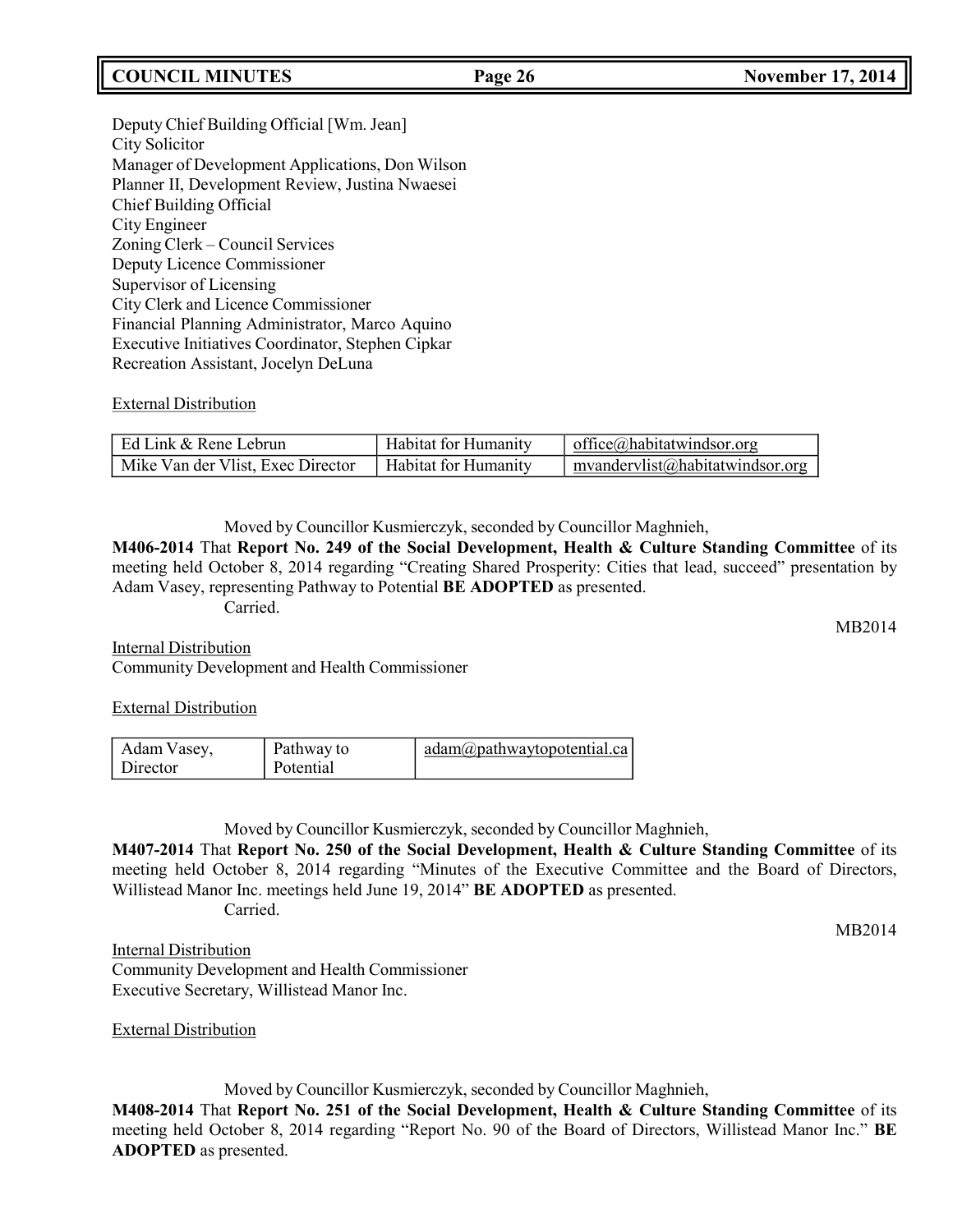Deputy Chief Building Official [Wm. Jean]
City Solicitor
Manager of Development Applications, Don Wilson
Planner II, Development Review, Justina Nwaesei
Chief Building Official
City Engineer
Zoning Clerk – Council Services
Deputy Licence Commissioner
Supervisor of Licensing
City Clerk and Licence Commissioner
Financial Planning Administrator, Marco Aquino
Executive Initiatives Coordinator, Stephen Cipkar
Recreation Assistant, Jocelyn DeLuna

External Distribution

| Ed Link & Rene Lebrun | Habitat for Humanity | office@habitatwindsor.org |
|---|---|---|
| Mike Van der Vlist, Exec Director | Habitat for Humanity | mvandervlist@habitatwindsor.org |

Moved by Councillor Kusmierczyk, seconded by Councillor Maghnieh,

**M406-2014** That **Report No. 249 of the Social Development, Health & Culture Standing Committee** of its meeting held October 8, 2014 regarding "Creating Shared Prosperity: Cities that lead, succeed" presentation by Adam Vasey, representing Pathway to Potential **BE ADOPTED** as presented.

Carried.

MB2014

Internal Distribution
Community Development and Health Commissioner

External Distribution

| Adam Vasey, Director | Pathway to Potential | adam@pathwaytopotential.ca |
|---|---|---|

Moved by Councillor Kusmierczyk, seconded by Councillor Maghnieh,

**M407-2014** That **Report No. 250 of the Social Development, Health & Culture Standing Committee** of its meeting held October 8, 2014 regarding "Minutes of the Executive Committee and the Board of Directors, Willistead Manor Inc. meetings held June 19, 2014" **BE ADOPTED** as presented.

Carried.

MB2014

Internal Distribution
Community Development and Health Commissioner
Executive Secretary, Willistead Manor Inc.

External Distribution

Moved by Councillor Kusmierczyk, seconded by Councillor Maghnieh,

**M408-2014** That **Report No. 251 of the Social Development, Health & Culture Standing Committee** of its meeting held October 8, 2014 regarding "Report No. 90 of the Board of Directors, Willistead Manor Inc." **BE ADOPTED** as presented.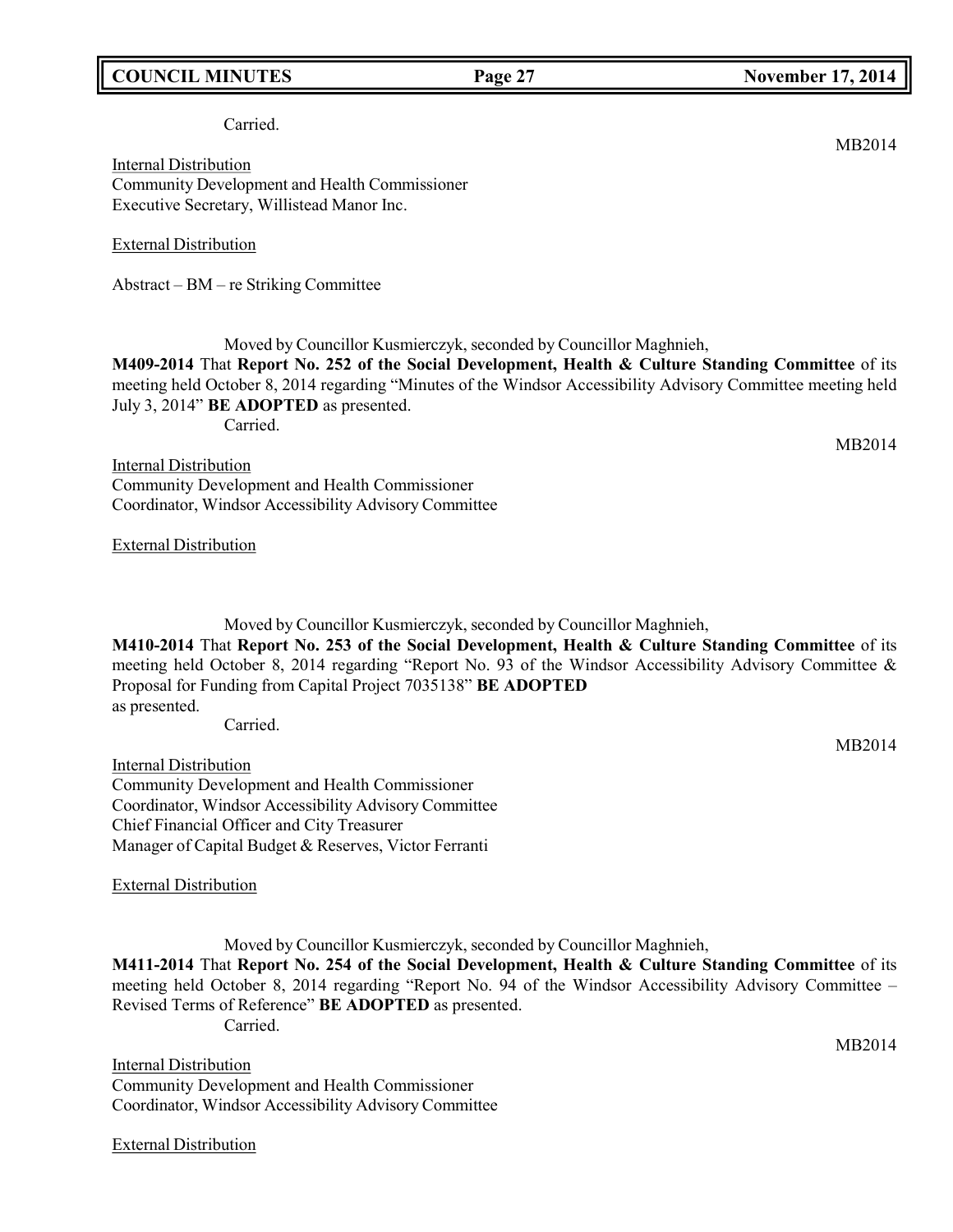Carried.

MB2014

Internal Distribution
Community Development and Health Commissioner
Executive Secretary, Willistead Manor Inc.

External Distribution

Abstract – BM – re Striking Committee

Moved by Councillor Kusmierczyk, seconded by Councillor Maghnieh,

**M409-2014** That **Report No. 252 of the Social Development, Health & Culture Standing Committee** of its meeting held October 8, 2014 regarding "Minutes of the Windsor Accessibility Advisory Committee meeting held July 3, 2014" **BE ADOPTED** as presented.

Carried.

MB2014

Internal Distribution
Community Development and Health Commissioner
Coordinator, Windsor Accessibility Advisory Committee

External Distribution

Moved by Councillor Kusmierczyk, seconded by Councillor Maghnieh,

**M410-2014** That **Report No. 253 of the Social Development, Health & Culture Standing Committee** of its meeting held October 8, 2014 regarding "Report No. 93 of the Windsor Accessibility Advisory Committee & Proposal for Funding from Capital Project 7035138" **BE ADOPTED** as presented.

Carried.

MB2014

Internal Distribution
Community Development and Health Commissioner
Coordinator, Windsor Accessibility Advisory Committee
Chief Financial Officer and City Treasurer
Manager of Capital Budget & Reserves, Victor Ferranti

External Distribution

Moved by Councillor Kusmierczyk, seconded by Councillor Maghnieh,

**M411-2014** That **Report No. 254 of the Social Development, Health & Culture Standing Committee** of its meeting held October 8, 2014 regarding "Report No. 94 of the Windsor Accessibility Advisory Committee – Revised Terms of Reference" **BE ADOPTED** as presented.

Carried.

MB2014

Internal Distribution
Community Development and Health Commissioner
Coordinator, Windsor Accessibility Advisory Committee

External Distribution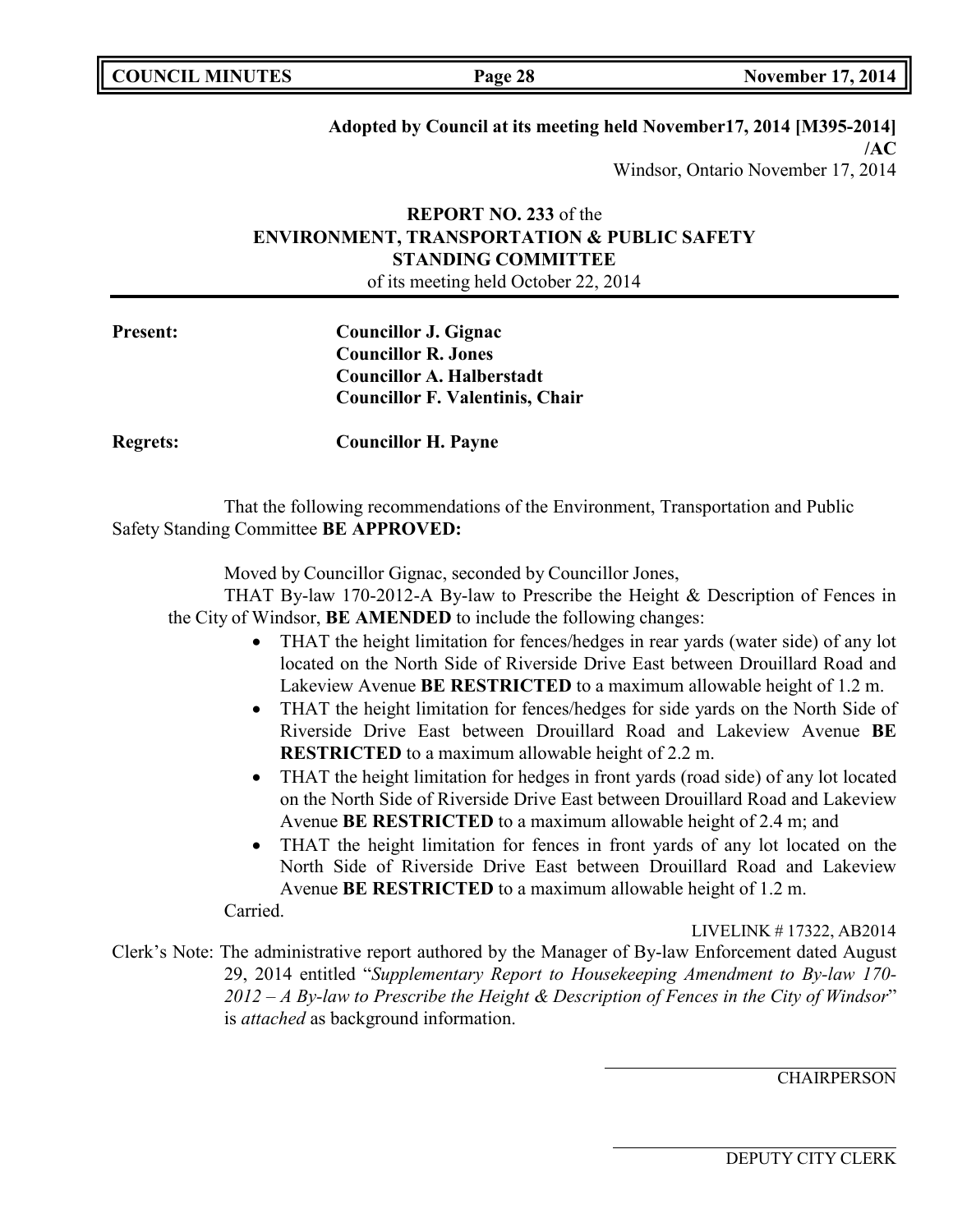**Adopted by Council at its meeting held November17, 2014 [M395-2014] /AC**

Windsor, Ontario November 17, 2014

**REPORT NO. 233** of the
**ENVIRONMENT, TRANSPORTATION & PUBLIC SAFETY STANDING COMMITTEE**
of its meeting held October 22, 2014

**Present:** **Councillor J. Gignac**
**Councillor R. Jones**
**Councillor A. Halberstadt**
**Councillor F. Valentinis, Chair**

**Regrets:** **Councillor H. Payne**

That the following recommendations of the Environment, Transportation and Public Safety Standing Committee **BE APPROVED:**

Moved by Councillor Gignac, seconded by Councillor Jones,

THAT By-law 170-2012-A By-law to Prescribe the Height & Description of Fences in the City of Windsor, **BE AMENDED** to include the following changes:

- THAT the height limitation for fences/hedges in rear yards (water side) of any lot located on the North Side of Riverside Drive East between Drouillard Road and Lakeview Avenue **BE RESTRICTED** to a maximum allowable height of 1.2 m.
- THAT the height limitation for fences/hedges for side yards on the North Side of Riverside Drive East between Drouillard Road and Lakeview Avenue **BE RESTRICTED** to a maximum allowable height of 2.2 m.
- THAT the height limitation for hedges in front yards (road side) of any lot located on the North Side of Riverside Drive East between Drouillard Road and Lakeview Avenue **BE RESTRICTED** to a maximum allowable height of 2.4 m; and
- THAT the height limitation for fences in front yards of any lot located on the North Side of Riverside Drive East between Drouillard Road and Lakeview Avenue **BE RESTRICTED** to a maximum allowable height of 1.2 m.

Carried.

LIVELINK # 17322, AB2014

Clerk's Note: The administrative report authored by the Manager of By-law Enforcement dated August 29, 2014 entitled "*Supplementary Report to Housekeeping Amendment to By-law 170-2012 – A By-law to Prescribe the Height & Description of Fences in the City of Windsor*" is *attached* as background information.

CHAIRPERSON

DEPUTY CITY CLERK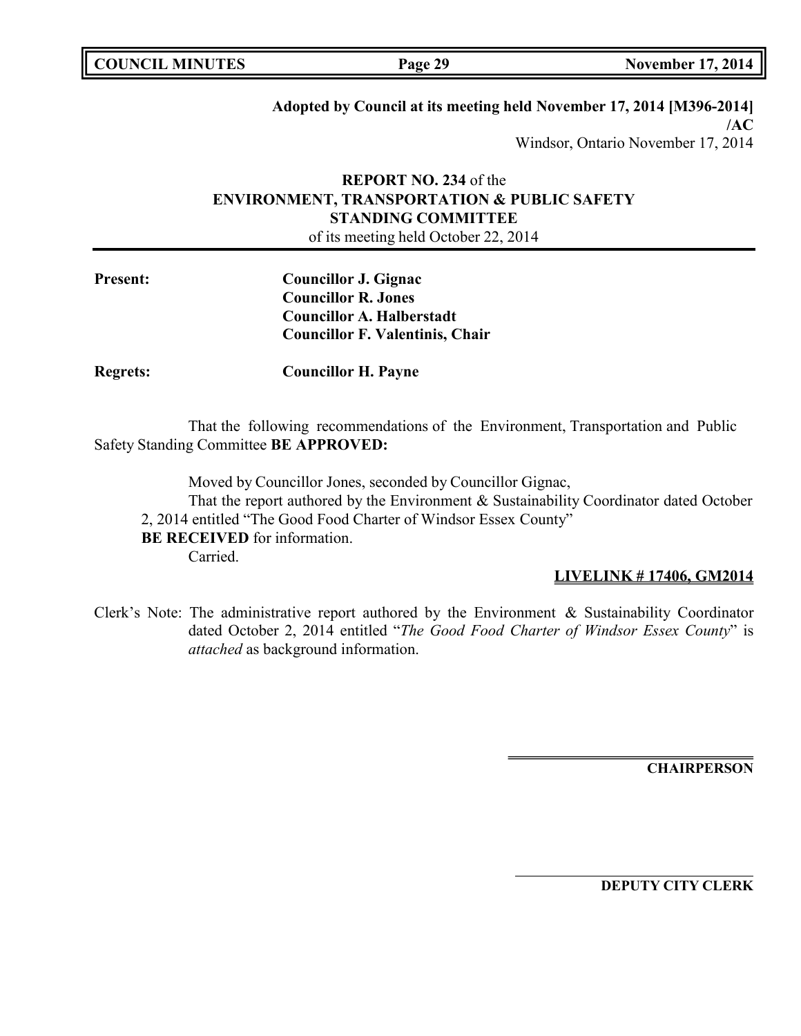**Adopted by Council at its meeting held November 17, 2014 [M396-2014] /AC**

Windsor, Ontario November 17, 2014

**REPORT NO. 234** of the
**ENVIRONMENT, TRANSPORTATION & PUBLIC SAFETY STANDING COMMITTEE**
of its meeting held October 22, 2014

**Present:** **Councillor J. Gignac**
**Councillor R. Jones**
**Councillor A. Halberstadt**
**Councillor F. Valentinis, Chair**

**Regrets:** **Councillor H. Payne**

That the following recommendations of the Environment, Transportation and Public Safety Standing Committee **BE APPROVED:**

Moved by Councillor Jones, seconded by Councillor Gignac,
That the report authored by the Environment & Sustainability Coordinator dated October 2, 2014 entitled "The Good Food Charter of Windsor Essex County"
**BE RECEIVED** for information.
Carried.

**LIVELINK # 17406, GM2014**

Clerk's Note: The administrative report authored by the Environment & Sustainability Coordinator dated October 2, 2014 entitled "*The Good Food Charter of Windsor Essex County*" is *attached* as background information.

**CHAIRPERSON**

**DEPUTY CITY CLERK**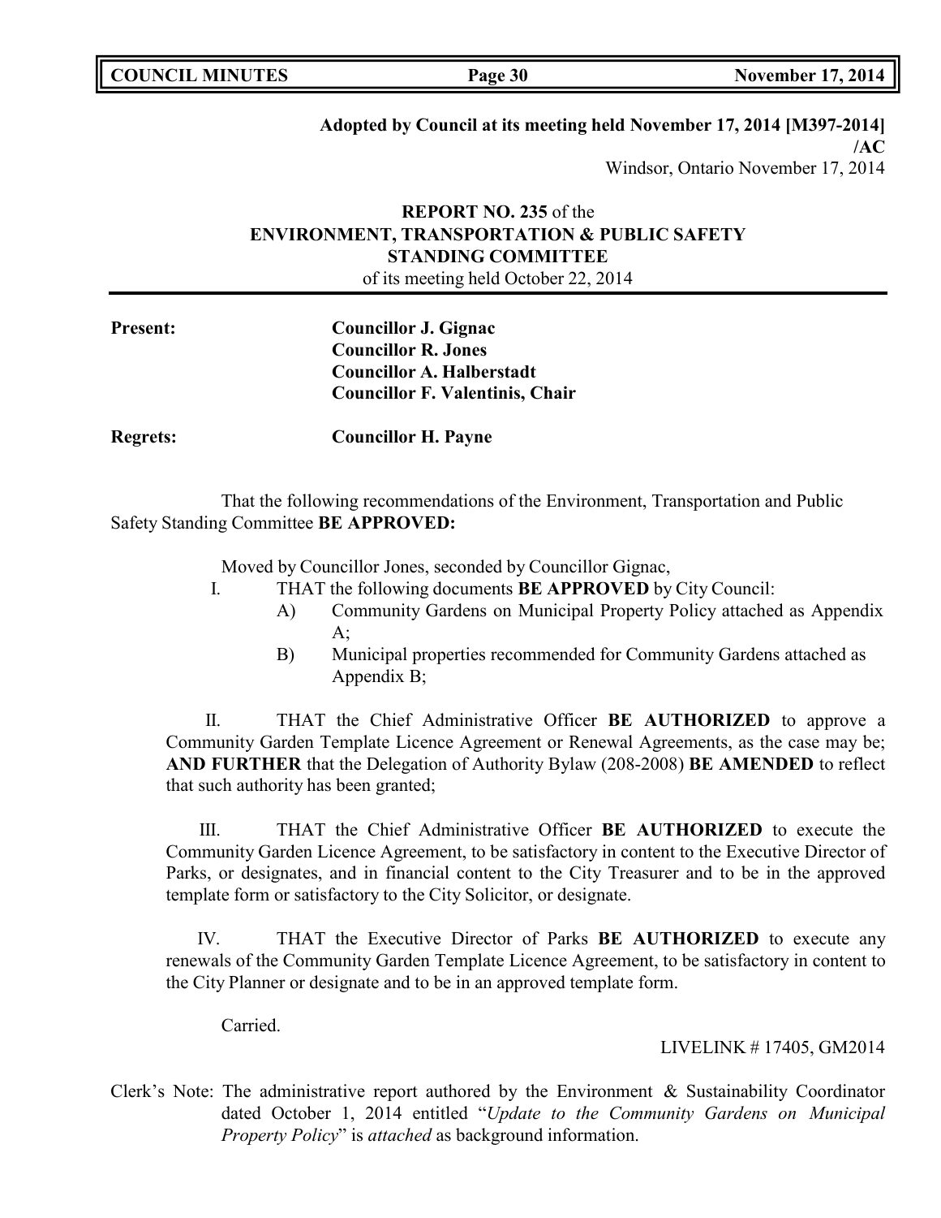**Adopted by Council at its meeting held November 17, 2014 [M397-2014]**
**/AC**
Windsor, Ontario November 17, 2014

**REPORT NO. 235** of the
**ENVIRONMENT, TRANSPORTATION & PUBLIC SAFETY STANDING COMMITTEE**
of its meeting held October 22, 2014

**Present:** **Councillor J. Gignac**
**Councillor R. Jones**
**Councillor A. Halberstadt**
**Councillor F. Valentinis, Chair**

**Regrets:** **Councillor H. Payne**

That the following recommendations of the Environment, Transportation and Public Safety Standing Committee **BE APPROVED:**

Moved by Councillor Jones, seconded by Councillor Gignac,

I. THAT the following documents **BE APPROVED** by City Council:
   A) Community Gardens on Municipal Property Policy attached as Appendix A;
   B) Municipal properties recommended for Community Gardens attached as Appendix B;

II. THAT the Chief Administrative Officer **BE AUTHORIZED** to approve a Community Garden Template Licence Agreement or Renewal Agreements, as the case may be; **AND FURTHER** that the Delegation of Authority Bylaw (208-2008) **BE AMENDED** to reflect that such authority has been granted;

III. THAT the Chief Administrative Officer **BE AUTHORIZED** to execute the Community Garden Licence Agreement, to be satisfactory in content to the Executive Director of Parks, or designates, and in financial content to the City Treasurer and to be in the approved template form or satisfactory to the City Solicitor, or designate.

IV. THAT the Executive Director of Parks **BE AUTHORIZED** to execute any renewals of the Community Garden Template Licence Agreement, to be satisfactory in content to the City Planner or designate and to be in an approved template form.

Carried.

LIVELINK # 17405, GM2014

Clerk's Note: The administrative report authored by the Environment & Sustainability Coordinator dated October 1, 2014 entitled "*Update to the Community Gardens on Municipal Property Policy*" is *attached* as background information.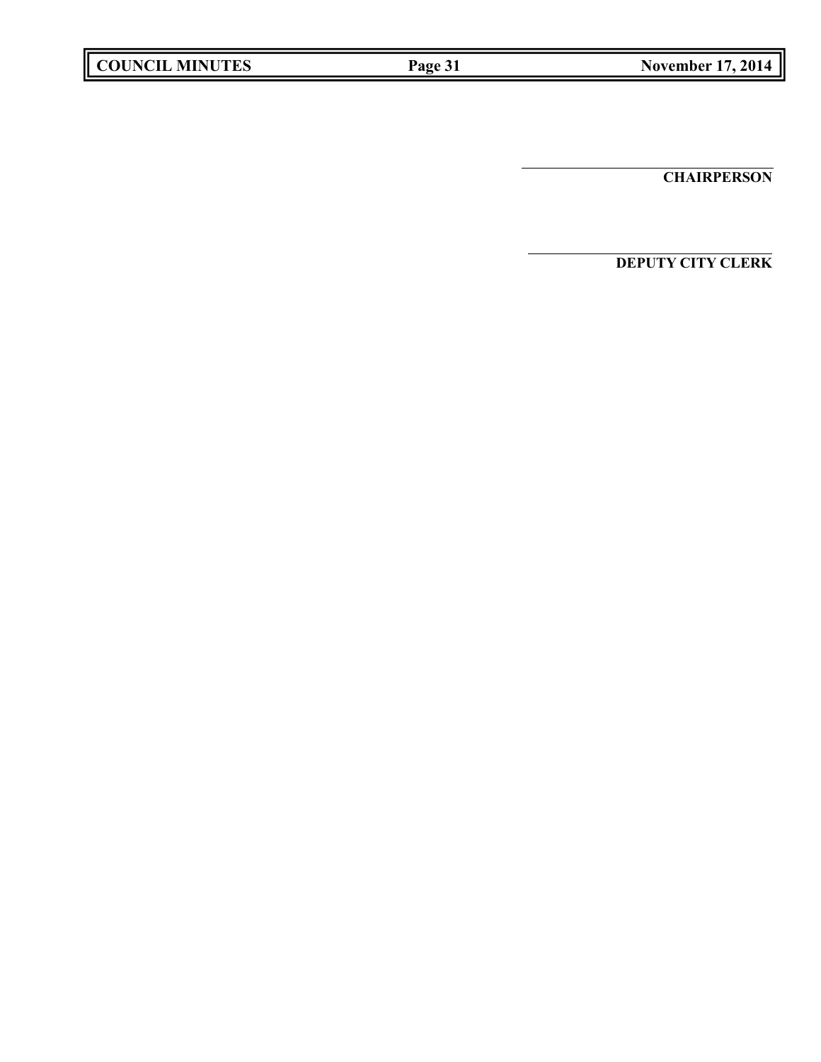______________________________

**CHAIRPERSON**

______________________________

**DEPUTY CITY CLERK**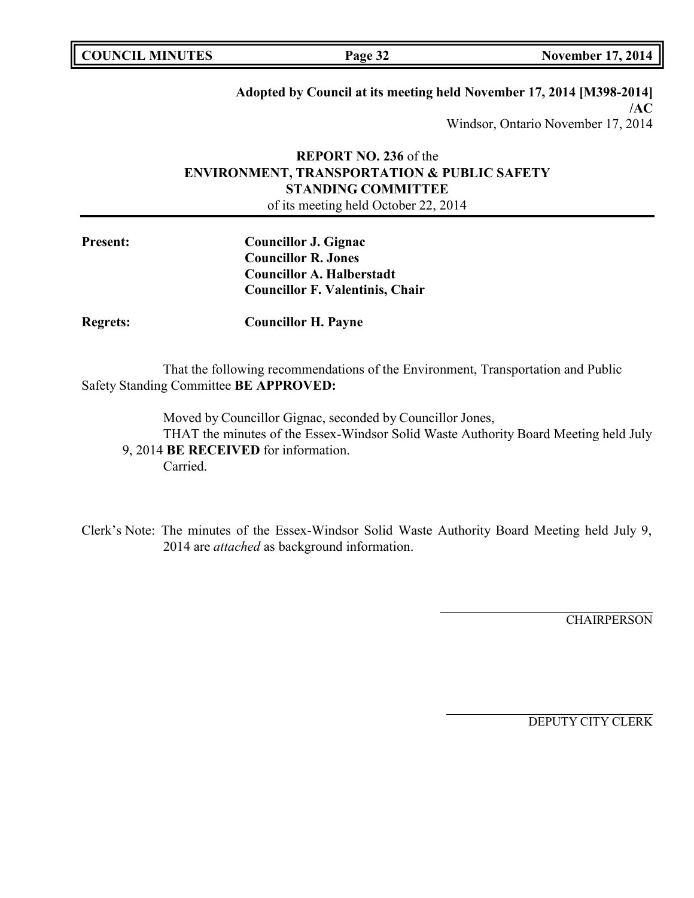**Adopted by Council at its meeting held November 17, 2014 [M398-2014] /AC**
Windsor, Ontario November 17, 2014

**REPORT NO. 236** of the
**ENVIRONMENT, TRANSPORTATION & PUBLIC SAFETY STANDING COMMITTEE**
of its meeting held October 22, 2014

**Present:** **Councillor J. Gignac**
**Councillor R. Jones**
**Councillor A. Halberstadt**
**Councillor F. Valentinis, Chair**

**Regrets:** **Councillor H. Payne**

That the following recommendations of the Environment, Transportation and Public Safety Standing Committee **BE APPROVED:**

Moved by Councillor Gignac, seconded by Councillor Jones,
THAT the minutes of the Essex-Windsor Solid Waste Authority Board Meeting held July 9, 2014 **BE RECEIVED** for information.
Carried.

Clerk's Note: The minutes of the Essex-Windsor Solid Waste Authority Board Meeting held July 9, 2014 are *attached* as background information.

CHAIRPERSON

DEPUTY CITY CLERK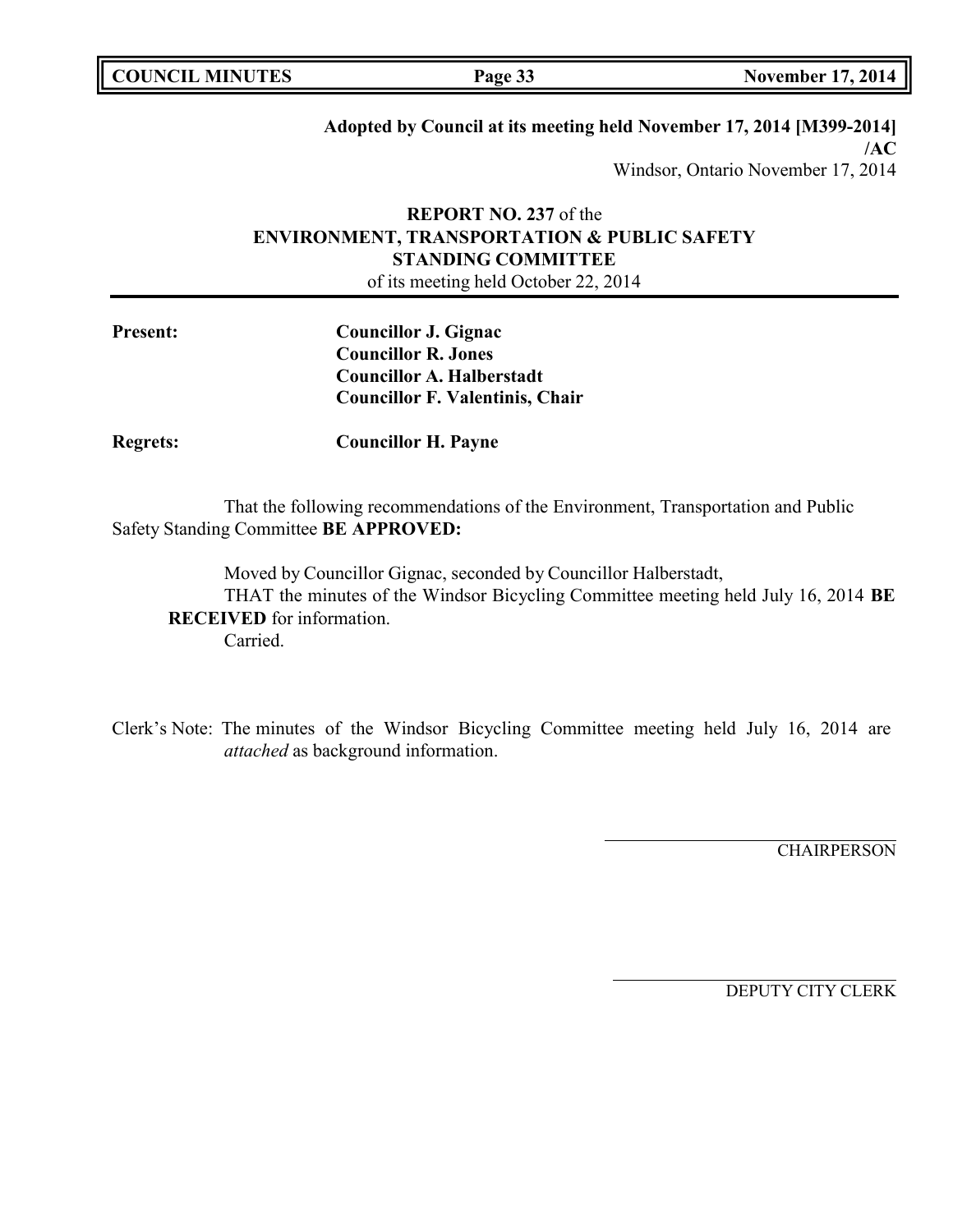**Adopted by Council at its meeting held November 17, 2014 [M399-2014]**
**/AC**
Windsor, Ontario November 17, 2014

**REPORT NO. 237** of the
**ENVIRONMENT, TRANSPORTATION & PUBLIC SAFETY STANDING COMMITTEE**
of its meeting held October 22, 2014

**Present:** **Councillor J. Gignac**
**Councillor R. Jones**
**Councillor A. Halberstadt**
**Councillor F. Valentinis, Chair**

**Regrets:** **Councillor H. Payne**

That the following recommendations of the Environment, Transportation and Public Safety Standing Committee **BE APPROVED:**

Moved by Councillor Gignac, seconded by Councillor Halberstadt,
THAT the minutes of the Windsor Bicycling Committee meeting held July 16, 2014 **BE RECEIVED** for information.
Carried.

Clerk's Note: The minutes of the Windsor Bicycling Committee meeting held July 16, 2014 are *attached* as background information.

CHAIRPERSON

DEPUTY CITY CLERK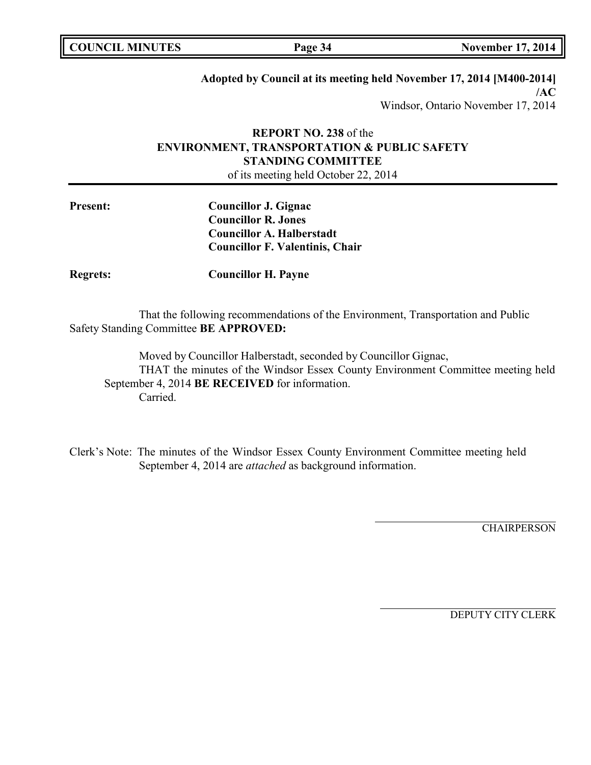**Adopted by Council at its meeting held November 17, 2014 [M400-2014] /AC**

Windsor, Ontario November 17, 2014

**REPORT NO. 238** of the
**ENVIRONMENT, TRANSPORTATION & PUBLIC SAFETY STANDING COMMITTEE**
of its meeting held October 22, 2014

**Present:** **Councillor J. Gignac**
**Councillor R. Jones**
**Councillor A. Halberstadt**
**Councillor F. Valentinis, Chair**

**Regrets:** **Councillor H. Payne**

That the following recommendations of the Environment, Transportation and Public Safety Standing Committee **BE APPROVED:**

Moved by Councillor Halberstadt, seconded by Councillor Gignac,
THAT the minutes of the Windsor Essex County Environment Committee meeting held September 4, 2014 **BE RECEIVED** for information.
Carried.

Clerk's Note: The minutes of the Windsor Essex County Environment Committee meeting held September 4, 2014 are *attached* as background information.

CHAIRPERSON

DEPUTY CITY CLERK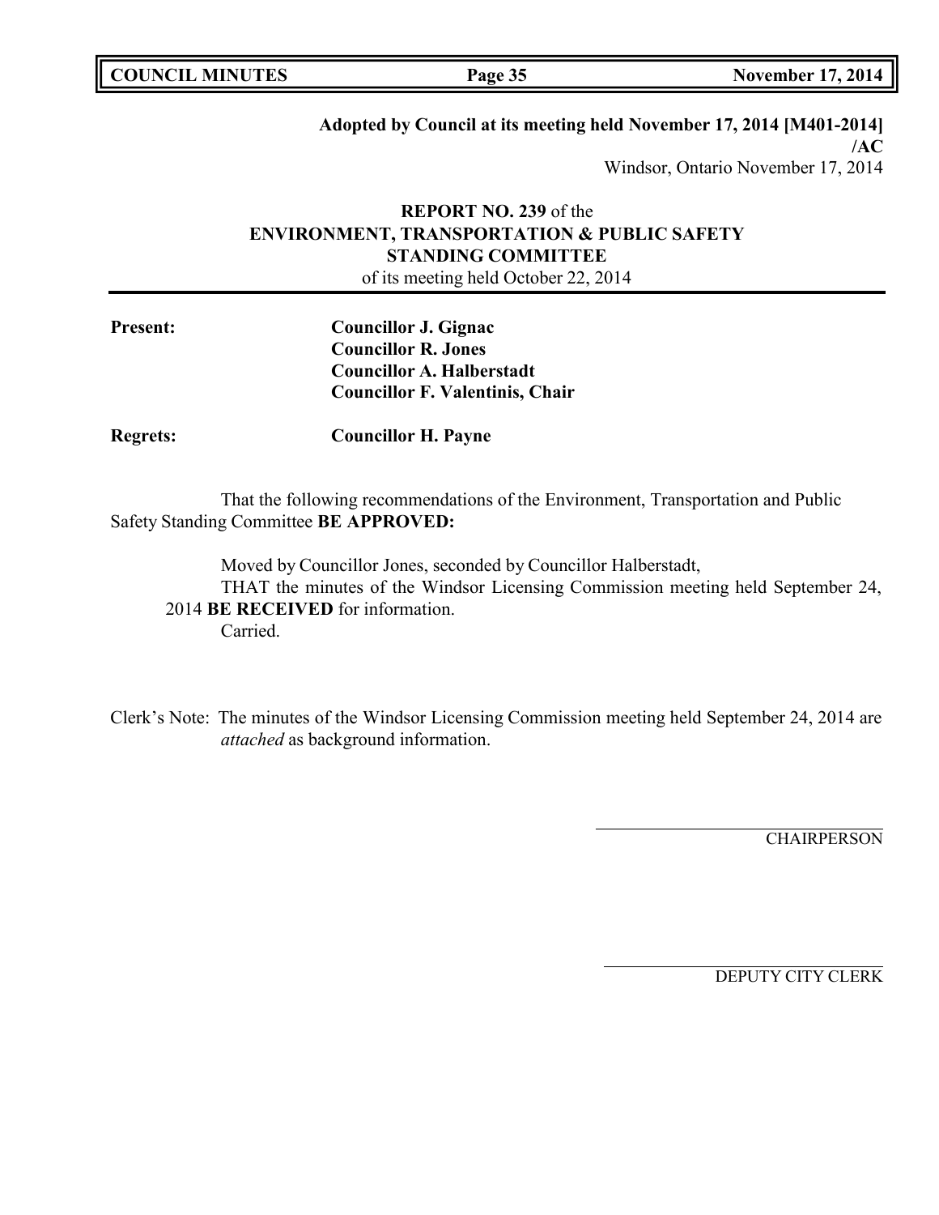**Adopted by Council at its meeting held November 17, 2014 [M401-2014] /AC**

Windsor, Ontario November 17, 2014

**REPORT NO. 239** of the
**ENVIRONMENT, TRANSPORTATION & PUBLIC SAFETY STANDING COMMITTEE**
of its meeting held October 22, 2014

**Present:**

**Councillor J. Gignac**
**Councillor R. Jones**
**Councillor A. Halberstadt**
**Councillor F. Valentinis, Chair**

**Regrets:** **Councillor H. Payne**

That the following recommendations of the Environment, Transportation and Public Safety Standing Committee **BE APPROVED:**

Moved by Councillor Jones, seconded by Councillor Halberstadt,
THAT the minutes of the Windsor Licensing Commission meeting held September 24, 2014 **BE RECEIVED** for information.
Carried.

Clerk's Note: The minutes of the Windsor Licensing Commission meeting held September 24, 2014 are *attached* as background information.

CHAIRPERSON

DEPUTY CITY CLERK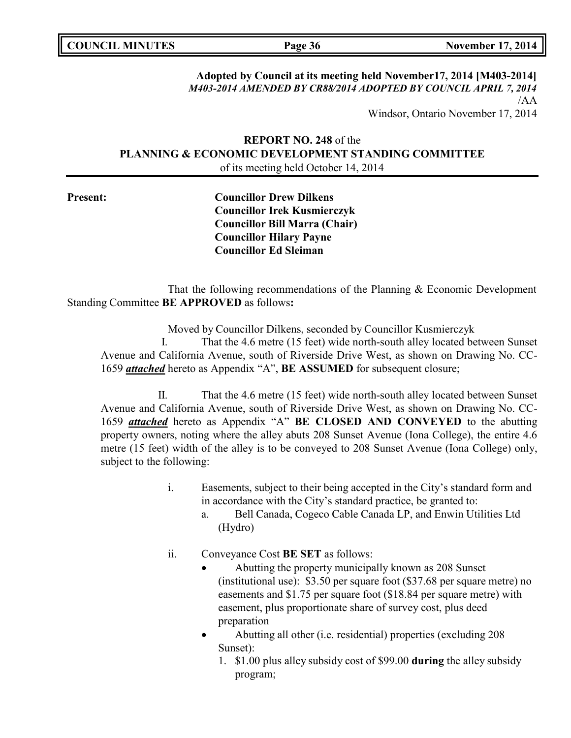**Adopted by Council at its meeting held November17, 2014 [M403-2014]**
***M403-2014 AMENDED BY CR88/2014 ADOPTED BY COUNCIL APRIL 7, 2014***
/AA
Windsor, Ontario November 17, 2014

**REPORT NO. 248** of the
**PLANNING & ECONOMIC DEVELOPMENT STANDING COMMITTEE**
of its meeting held October 14, 2014

**Present:**

**Councillor Drew Dilkens**
**Councillor Irek Kusmierczyk**
**Councillor Bill Marra (Chair)**
**Councillor Hilary Payne**
**Councillor Ed Sleiman**

That the following recommendations of the Planning & Economic Development Standing Committee **BE APPROVED** as follows**:**

Moved by Councillor Dilkens, seconded by Councillor Kusmierczyk

I. That the 4.6 metre (15 feet) wide north-south alley located between Sunset Avenue and California Avenue, south of Riverside Drive West, as shown on Drawing No. CC-1659 ***attached*** hereto as Appendix "A", **BE ASSUMED** for subsequent closure;

II. That the 4.6 metre (15 feet) wide north-south alley located between Sunset Avenue and California Avenue, south of Riverside Drive West, as shown on Drawing No. CC-1659 ***attached*** hereto as Appendix "A" **BE CLOSED AND CONVEYED** to the abutting property owners, noting where the alley abuts 208 Sunset Avenue (Iona College), the entire 4.6 metre (15 feet) width of the alley is to be conveyed to 208 Sunset Avenue (Iona College) only, subject to the following:

i. Easements, subject to their being accepted in the City's standard form and in accordance with the City's standard practice, be granted to:
   a. Bell Canada, Cogeco Cable Canada LP, and Enwin Utilities Ltd (Hydro)

ii. Conveyance Cost **BE SET** as follows:
   - Abutting the property municipally known as 208 Sunset (institutional use): $3.50 per square foot ($37.68 per square metre) no easements and $1.75 per square foot ($18.84 per square metre) with easement, plus proportionate share of survey cost, plus deed preparation
   - Abutting all other (i.e. residential) properties (excluding 208 Sunset):
     1. $1.00 plus alley subsidy cost of $99.00 **during** the alley subsidy program;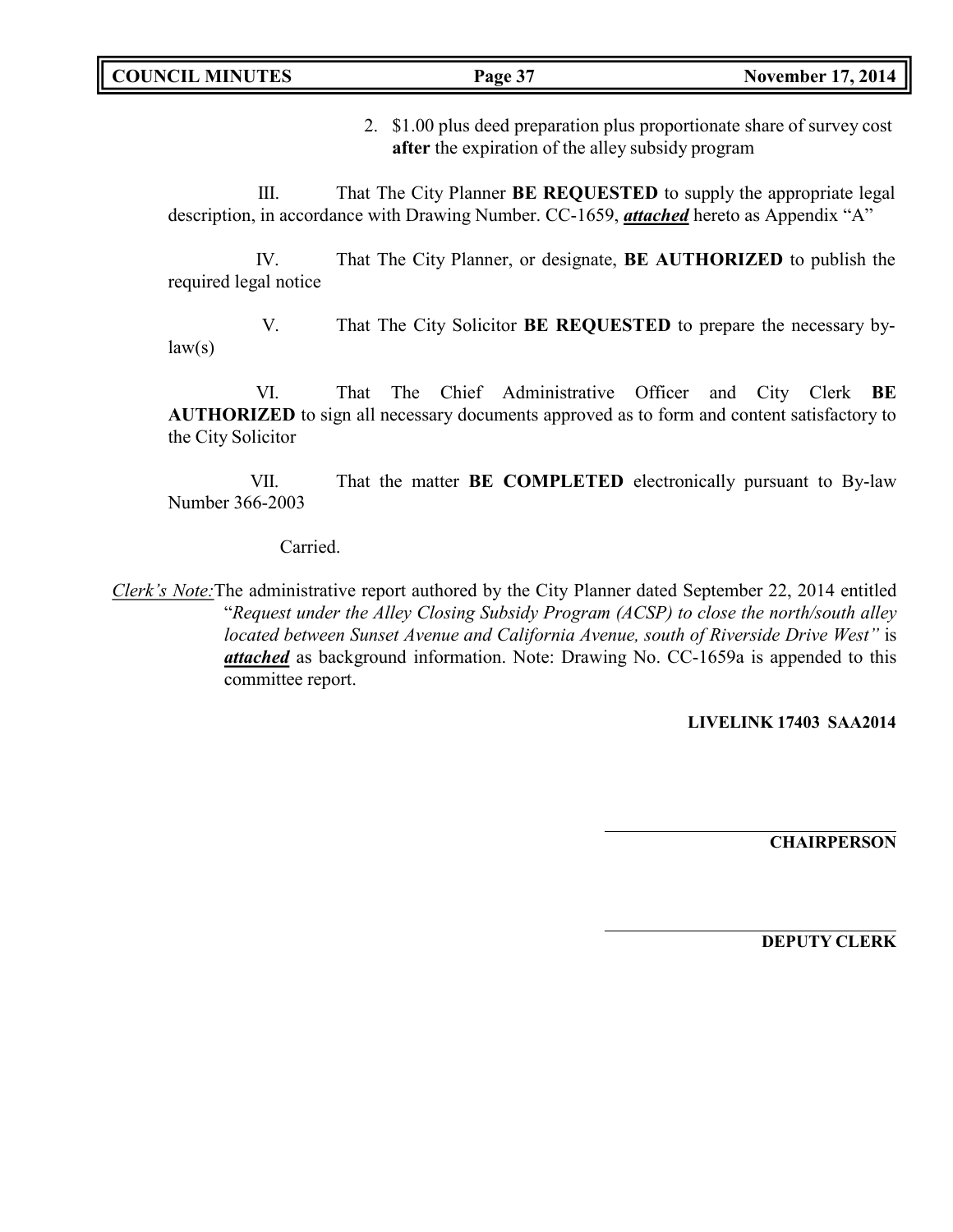2. $1.00 plus deed preparation plus proportionate share of survey cost **after** the expiration of the alley subsidy program

III. That The City Planner **BE REQUESTED** to supply the appropriate legal description, in accordance with Drawing Number. CC-1659, ***attached*** hereto as Appendix "A"

IV. That The City Planner, or designate, **BE AUTHORIZED** to publish the required legal notice

V. That The City Solicitor **BE REQUESTED** to prepare the necessary by-law(s)

VI. That The Chief Administrative Officer and City Clerk **BE AUTHORIZED** to sign all necessary documents approved as to form and content satisfactory to the City Solicitor

VII. That the matter **BE COMPLETED** electronically pursuant to By-law Number 366-2003

Carried.

*Clerk's Note:* The administrative report authored by the City Planner dated September 22, 2014 entitled "*Request under the Alley Closing Subsidy Program (ACSP) to close the north/south alley located between Sunset Avenue and California Avenue, south of Riverside Drive West"* is ***attached*** as background information. Note: Drawing No. CC-1659a is appended to this committee report.

**LIVELINK 17403 SAA2014**

**CHAIRPERSON**

**DEPUTY CLERK**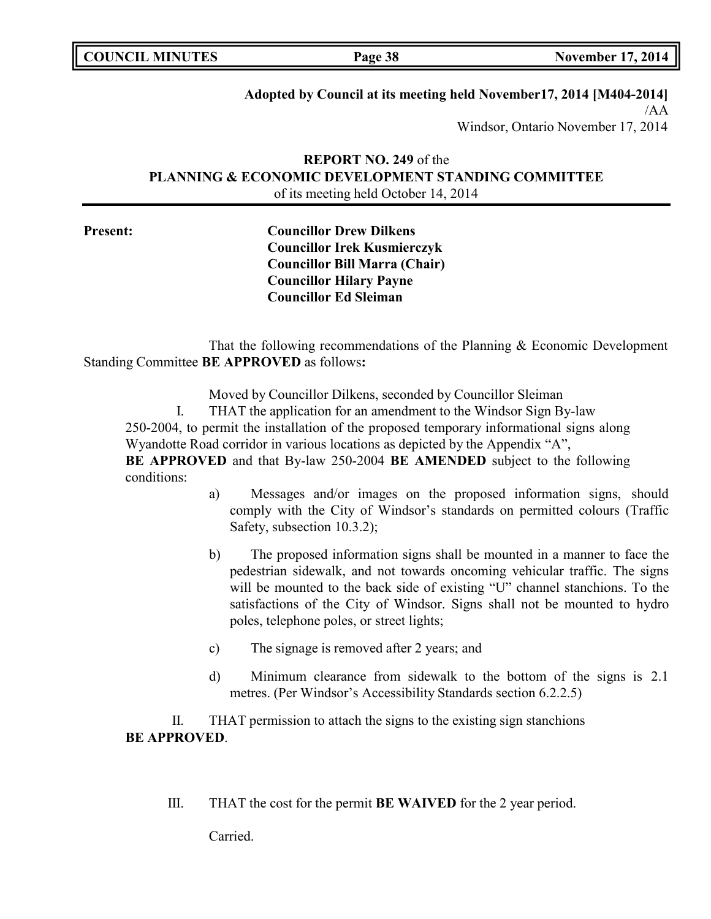**Adopted by Council at its meeting held November17, 2014 [M404-2014]**
/AA
Windsor, Ontario November 17, 2014

**REPORT NO. 249** of the
**PLANNING & ECONOMIC DEVELOPMENT STANDING COMMITTEE**
of its meeting held October 14, 2014

**Present:**

**Councillor Drew Dilkens**
**Councillor Irek Kusmierczyk**
**Councillor Bill Marra (Chair)**
**Councillor Hilary Payne**
**Councillor Ed Sleiman**

That the following recommendations of the Planning & Economic Development Standing Committee **BE APPROVED** as follows**:**

Moved by Councillor Dilkens, seconded by Councillor Sleiman

I. THAT the application for an amendment to the Windsor Sign By-law 250-2004, to permit the installation of the proposed temporary informational signs along Wyandotte Road corridor in various locations as depicted by the Appendix "A", **BE APPROVED** and that By-law 250-2004 **BE AMENDED** subject to the following conditions:

a) Messages and/or images on the proposed information signs, should comply with the City of Windsor's standards on permitted colours (Traffic Safety, subsection 10.3.2);

b) The proposed information signs shall be mounted in a manner to face the pedestrian sidewalk, and not towards oncoming vehicular traffic. The signs will be mounted to the back side of existing "U" channel stanchions. To the satisfactions of the City of Windsor. Signs shall not be mounted to hydro poles, telephone poles, or street lights;

c) The signage is removed after 2 years; and

d) Minimum clearance from sidewalk to the bottom of the signs is 2.1 metres. (Per Windsor's Accessibility Standards section 6.2.2.5)

II. THAT permission to attach the signs to the existing sign stanchions **BE APPROVED**.

III. THAT the cost for the permit **BE WAIVED** for the 2 year period.

Carried.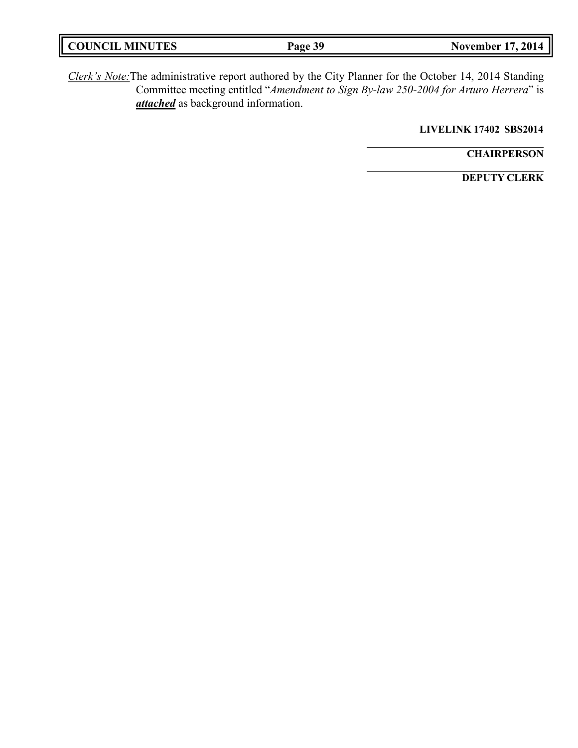*Clerk's Note:* The administrative report authored by the City Planner for the October 14, 2014 Standing Committee meeting entitled "*Amendment to Sign By-law 250-2004 for Arturo Herrera*" is ***attached*** as background information.

**LIVELINK 17402 SBS2014**

**CHAIRPERSON**

**DEPUTY CLERK**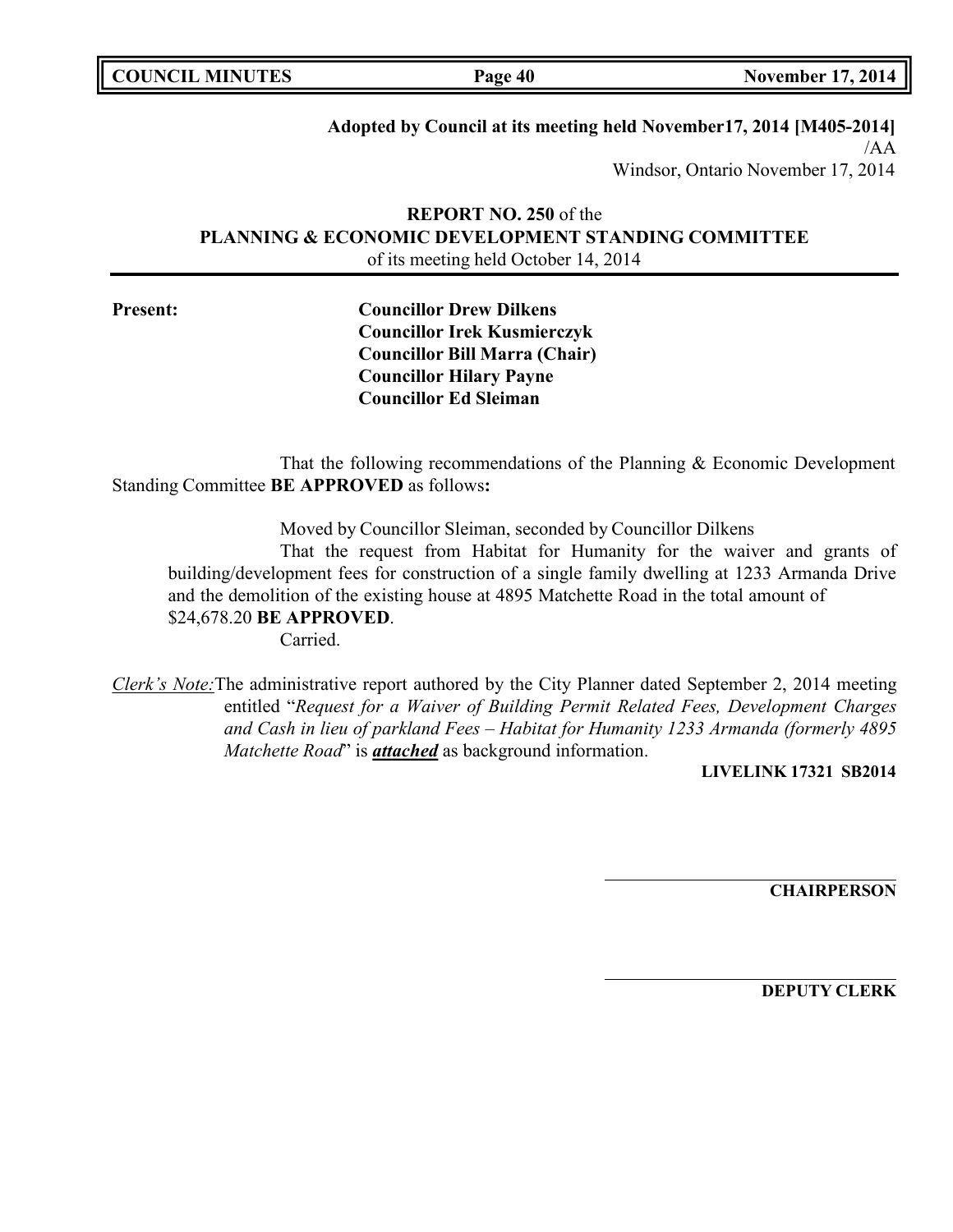**Adopted by Council at its meeting held November17, 2014 [M405-2014]**
/AA
Windsor, Ontario November 17, 2014

**REPORT NO. 250** of the
**PLANNING & ECONOMIC DEVELOPMENT STANDING COMMITTEE**
of its meeting held October 14, 2014

**Present:**

**Councillor Drew Dilkens**
**Councillor Irek Kusmierczyk**
**Councillor Bill Marra (Chair)**
**Councillor Hilary Payne**
**Councillor Ed Sleiman**

That the following recommendations of the Planning & Economic Development Standing Committee **BE APPROVED** as follows**:**

Moved by Councillor Sleiman, seconded by Councillor Dilkens

That the request from Habitat for Humanity for the waiver and grants of building/development fees for construction of a single family dwelling at 1233 Armanda Drive and the demolition of the existing house at 4895 Matchette Road in the total amount of $24,678.20 **BE APPROVED**.

Carried.

*Clerk's Note:* The administrative report authored by the City Planner dated September 2, 2014 meeting entitled "*Request for a Waiver of Building Permit Related Fees, Development Charges and Cash in lieu of parkland Fees – Habitat for Humanity 1233 Armanda (formerly 4895 Matchette Road*" is ***attached*** as background information.

**LIVELINK 17321 SB2014**

**CHAIRPERSON**

**DEPUTY CLERK**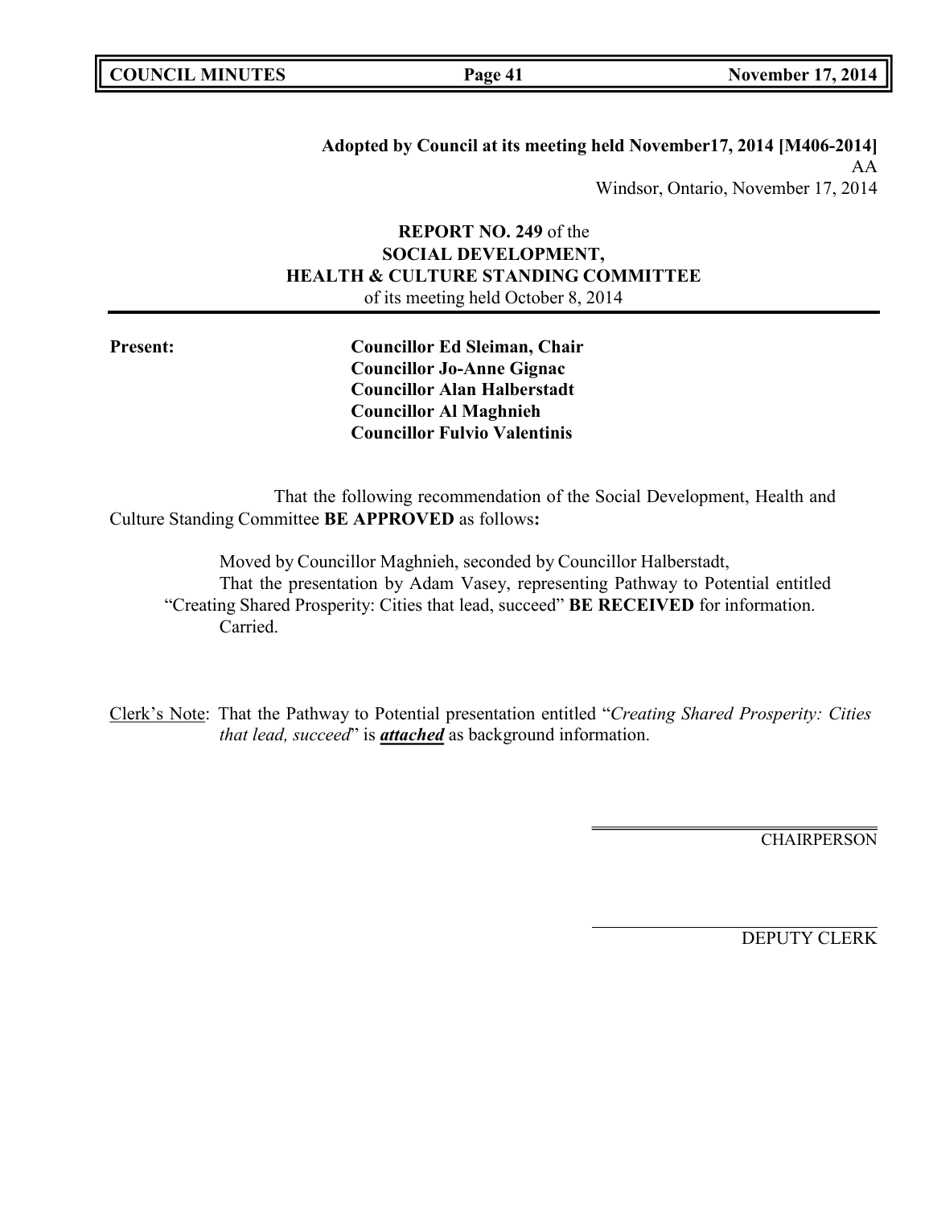**Adopted by Council at its meeting held November17, 2014 [M406-2014]**
AA
Windsor, Ontario, November 17, 2014

**REPORT NO. 249** of the
**SOCIAL DEVELOPMENT,**
**HEALTH & CULTURE STANDING COMMITTEE**
of its meeting held October 8, 2014

**Present:**

**Councillor Ed Sleiman, Chair**
**Councillor Jo-Anne Gignac**
**Councillor Alan Halberstadt**
**Councillor Al Maghnieh**
**Councillor Fulvio Valentinis**

That the following recommendation of the Social Development, Health and Culture Standing Committee **BE APPROVED** as follows**:**

Moved by Councillor Maghnieh, seconded by Councillor Halberstadt,
That the presentation by Adam Vasey, representing Pathway to Potential entitled "Creating Shared Prosperity: Cities that lead, succeed" **BE RECEIVED** for information.
Carried.

Clerk's Note: That the Pathway to Potential presentation entitled "*Creating Shared Prosperity: Cities that lead, succeed*" is ***attached*** as background information.

CHAIRPERSON

DEPUTY CLERK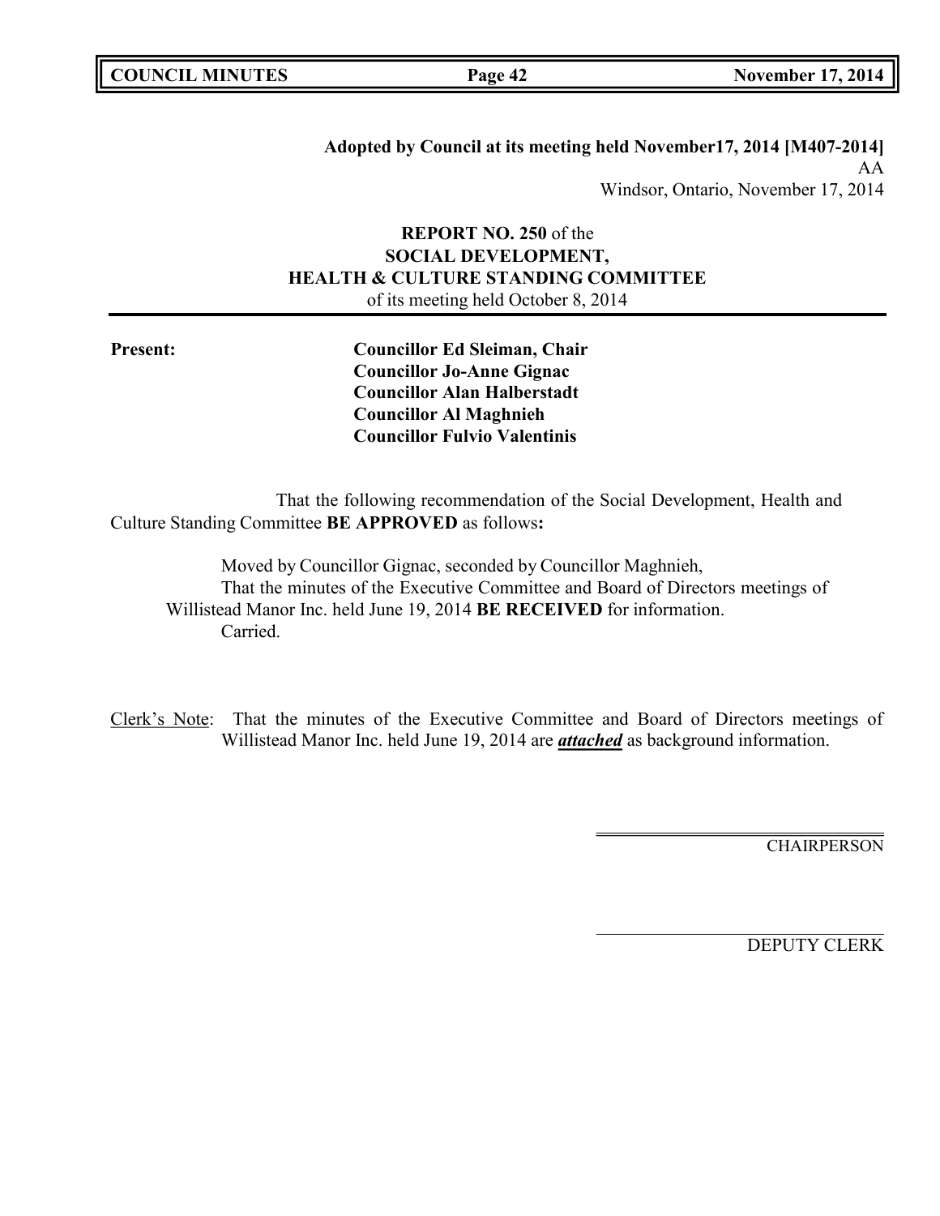**Adopted by Council at its meeting held November17, 2014 [M407-2014]**
AA
Windsor, Ontario, November 17, 2014

**REPORT NO. 250** of the
**SOCIAL DEVELOPMENT,**
**HEALTH & CULTURE STANDING COMMITTEE**
of its meeting held October 8, 2014

**Present:**

**Councillor Ed Sleiman, Chair**
**Councillor Jo-Anne Gignac**
**Councillor Alan Halberstadt**
**Councillor Al Maghnieh**
**Councillor Fulvio Valentinis**

That the following recommendation of the Social Development, Health and Culture Standing Committee **BE APPROVED** as follows**:**

Moved by Councillor Gignac, seconded by Councillor Maghnieh,
That the minutes of the Executive Committee and Board of Directors meetings of Willistead Manor Inc. held June 19, 2014 **BE RECEIVED** for information.
Carried.

Clerk's Note: That the minutes of the Executive Committee and Board of Directors meetings of Willistead Manor Inc. held June 19, 2014 are ***attached*** as background information.

CHAIRPERSON

DEPUTY CLERK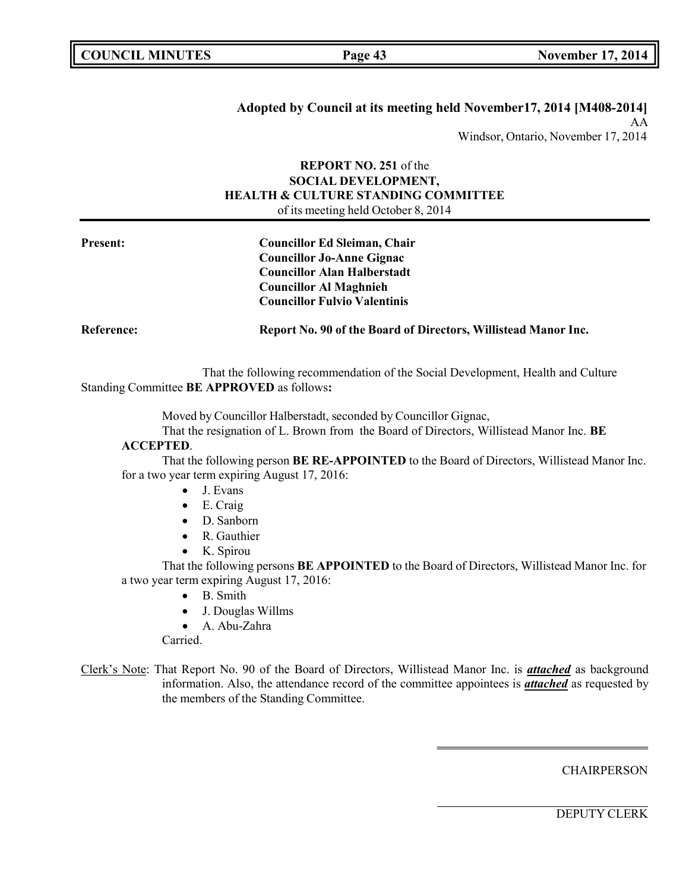**Adopted by Council at its meeting held November17, 2014 [M408-2014]**

AA

Windsor, Ontario, November 17, 2014

**REPORT NO. 251** of the
**SOCIAL DEVELOPMENT,
HEALTH & CULTURE STANDING COMMITTEE**
of its meeting held October 8, 2014

---

**Present:** **Councillor Ed Sleiman, Chair**
**Councillor Jo-Anne Gignac**
**Councillor Alan Halberstadt**
**Councillor Al Maghnieh**
**Councillor Fulvio Valentinis**

**Reference:** **Report No. 90 of the Board of Directors, Willistead Manor Inc.**

That the following recommendation of the Social Development, Health and Culture Standing Committee **BE APPROVED** as follows**:**

Moved by Councillor Halberstadt, seconded by Councillor Gignac,

That the resignation of L. Brown from the Board of Directors, Willistead Manor Inc. **BE ACCEPTED**.

That the following person **BE RE-APPOINTED** to the Board of Directors, Willistead Manor Inc. for a two year term expiring August 17, 2016:

- J. Evans
- E. Craig
- D. Sanborn
- R. Gauthier
- K. Spirou

That the following persons **BE APPOINTED** to the Board of Directors, Willistead Manor Inc. for a two year term expiring August 17, 2016:

- B. Smith
- J. Douglas Willms
- A. Abu-Zahra

Carried.

Clerk's Note: That Report No. 90 of the Board of Directors, Willistead Manor Inc. is ***attached*** as background information. Also, the attendance record of the committee appointees is ***attached*** as requested by the members of the Standing Committee.

CHAIRPERSON

DEPUTY CLERK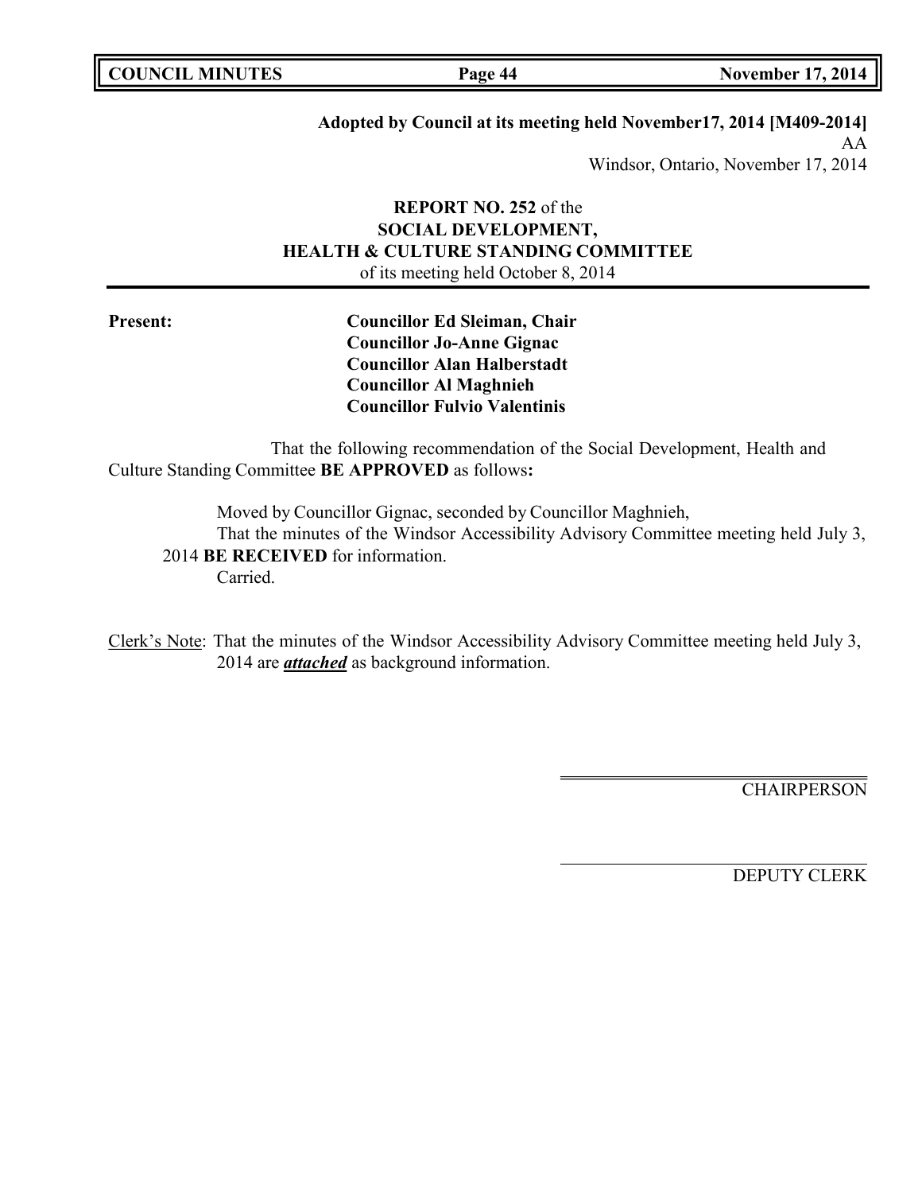**Adopted by Council at its meeting held November17, 2014 [M409-2014]**
AA
Windsor, Ontario, November 17, 2014

**REPORT NO. 252** of the
**SOCIAL DEVELOPMENT,**
**HEALTH & CULTURE STANDING COMMITTEE**
of its meeting held October 8, 2014

**Present:**

**Councillor Ed Sleiman, Chair**
**Councillor Jo-Anne Gignac**
**Councillor Alan Halberstadt**
**Councillor Al Maghnieh**
**Councillor Fulvio Valentinis**

That the following recommendation of the Social Development, Health and Culture Standing Committee **BE APPROVED** as follows**:**

Moved by Councillor Gignac, seconded by Councillor Maghnieh,
That the minutes of the Windsor Accessibility Advisory Committee meeting held July 3, 2014 **BE RECEIVED** for information.
Carried.

Clerk's Note: That the minutes of the Windsor Accessibility Advisory Committee meeting held July 3, 2014 are ***attached*** as background information.

CHAIRPERSON

DEPUTY CLERK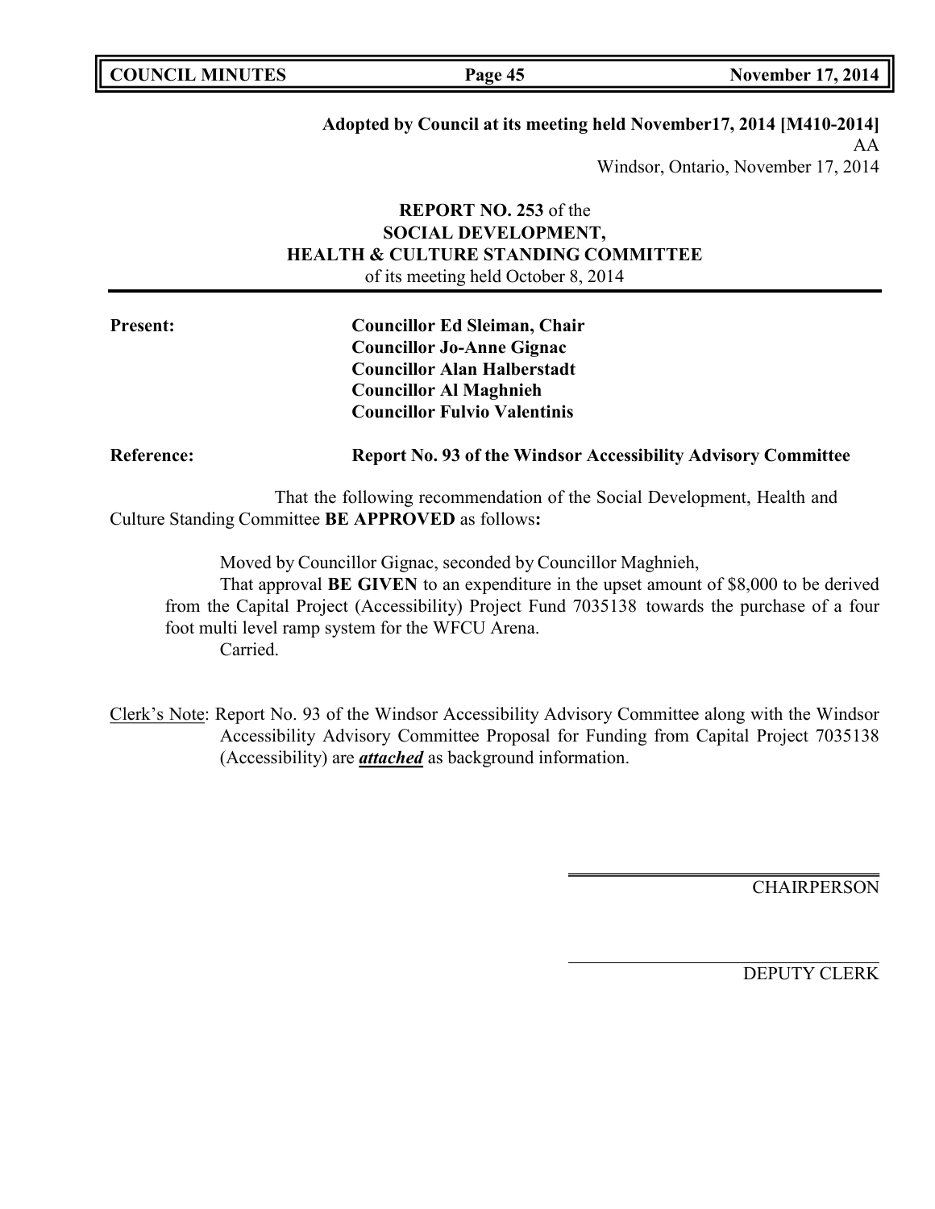**Adopted by Council at its meeting held November17, 2014 [M410-2014]**
AA
Windsor, Ontario, November 17, 2014

**REPORT NO. 253** of the
**SOCIAL DEVELOPMENT,**
**HEALTH & CULTURE STANDING COMMITTEE**
of its meeting held October 8, 2014

**Present:**
**Councillor Ed Sleiman, Chair**
**Councillor Jo-Anne Gignac**
**Councillor Alan Halberstadt**
**Councillor Al Maghnieh**
**Councillor Fulvio Valentinis**

**Reference:** **Report No. 93 of the Windsor Accessibility Advisory Committee**

That the following recommendation of the Social Development, Health and Culture Standing Committee **BE APPROVED** as follows**:**

Moved by Councillor Gignac, seconded by Councillor Maghnieh,
That approval **BE GIVEN** to an expenditure in the upset amount of $8,000 to be derived from the Capital Project (Accessibility) Project Fund 7035138 towards the purchase of a four foot multi level ramp system for the WFCU Arena.
Carried.

Clerk's Note: Report No. 93 of the Windsor Accessibility Advisory Committee along with the Windsor Accessibility Advisory Committee Proposal for Funding from Capital Project 7035138 (Accessibility) are ***attached*** as background information.

CHAIRPERSON

DEPUTY CLERK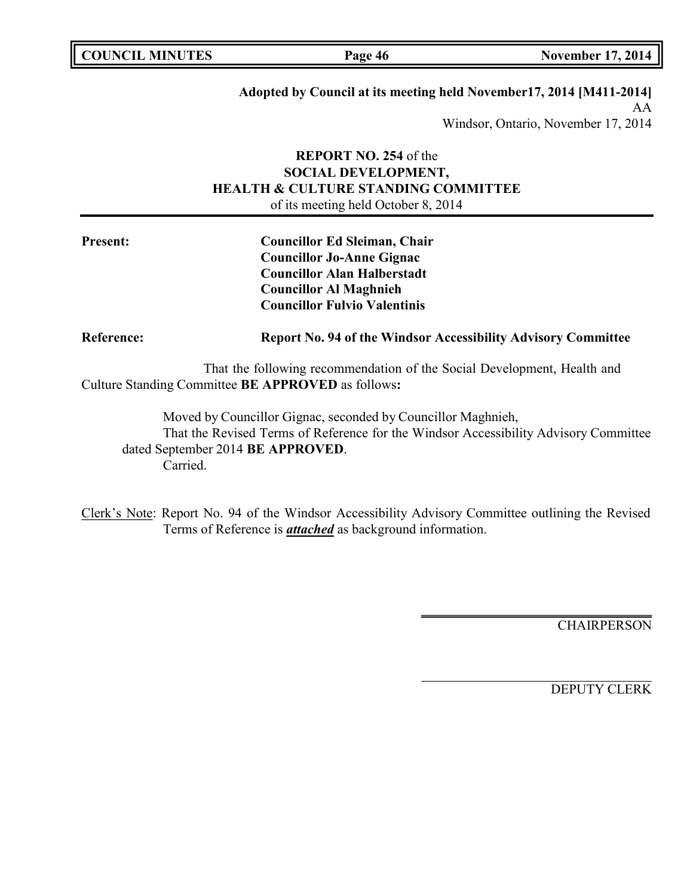**Adopted by Council at its meeting held November17, 2014 [M411-2014]**
AA
Windsor, Ontario, November 17, 2014

**REPORT NO. 254** of the
**SOCIAL DEVELOPMENT,**
**HEALTH & CULTURE STANDING COMMITTEE**
of its meeting held October 8, 2014

**Present:** **Councillor Ed Sleiman, Chair**
**Councillor Jo-Anne Gignac**
**Councillor Alan Halberstadt**
**Councillor Al Maghnieh**
**Councillor Fulvio Valentinis**

**Reference:** **Report No. 94 of the Windsor Accessibility Advisory Committee**

That the following recommendation of the Social Development, Health and Culture Standing Committee **BE APPROVED** as follows**:**

Moved by Councillor Gignac, seconded by Councillor Maghnieh,
That the Revised Terms of Reference for the Windsor Accessibility Advisory Committee dated September 2014 **BE APPROVED**.
Carried.

Clerk's Note: Report No. 94 of the Windsor Accessibility Advisory Committee outlining the Revised Terms of Reference is ***attached*** as background information.

CHAIRPERSON

DEPUTY CLERK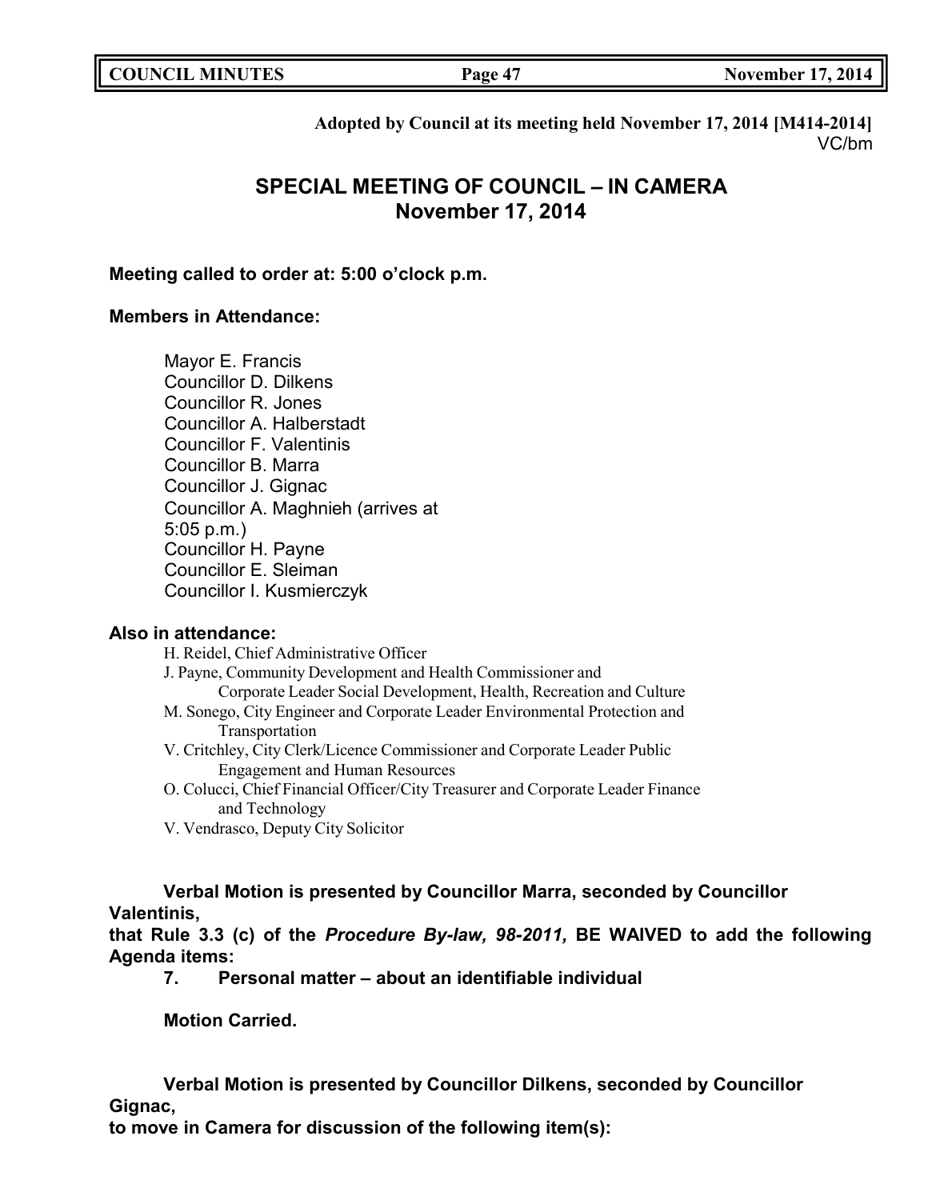**Adopted by Council at its meeting held November 17, 2014 [M414-2014]**
VC/bm

# SPECIAL MEETING OF COUNCIL – IN CAMERA
# November 17, 2014

**Meeting called to order at: 5:00 o'clock p.m.**

**Members in Attendance:**

Mayor E. Francis
Councillor D. Dilkens
Councillor R. Jones
Councillor A. Halberstadt
Councillor F. Valentinis
Councillor B. Marra
Councillor J. Gignac
Councillor A. Maghnieh (arrives at 5:05 p.m.)
Councillor H. Payne
Councillor E. Sleiman
Councillor I. Kusmierczyk

**Also in attendance:**

H. Reidel, Chief Administrative Officer
J. Payne, Community Development and Health Commissioner and Corporate Leader Social Development, Health, Recreation and Culture
M. Sonego, City Engineer and Corporate Leader Environmental Protection and Transportation
V. Critchley, City Clerk/Licence Commissioner and Corporate Leader Public Engagement and Human Resources
O. Colucci, Chief Financial Officer/City Treasurer and Corporate Leader Finance and Technology
V. Vendrasco, Deputy City Solicitor

**Verbal Motion is presented by Councillor Marra, seconded by Councillor Valentinis,**
**that Rule 3.3 (c) of the *Procedure By-law, 98-2011,* BE WAIVED to add the following Agenda items:**

**7. Personal matter – about an identifiable individual**

**Motion Carried.**

**Verbal Motion is presented by Councillor Dilkens, seconded by Councillor Gignac,**
**to move in Camera for discussion of the following item(s):**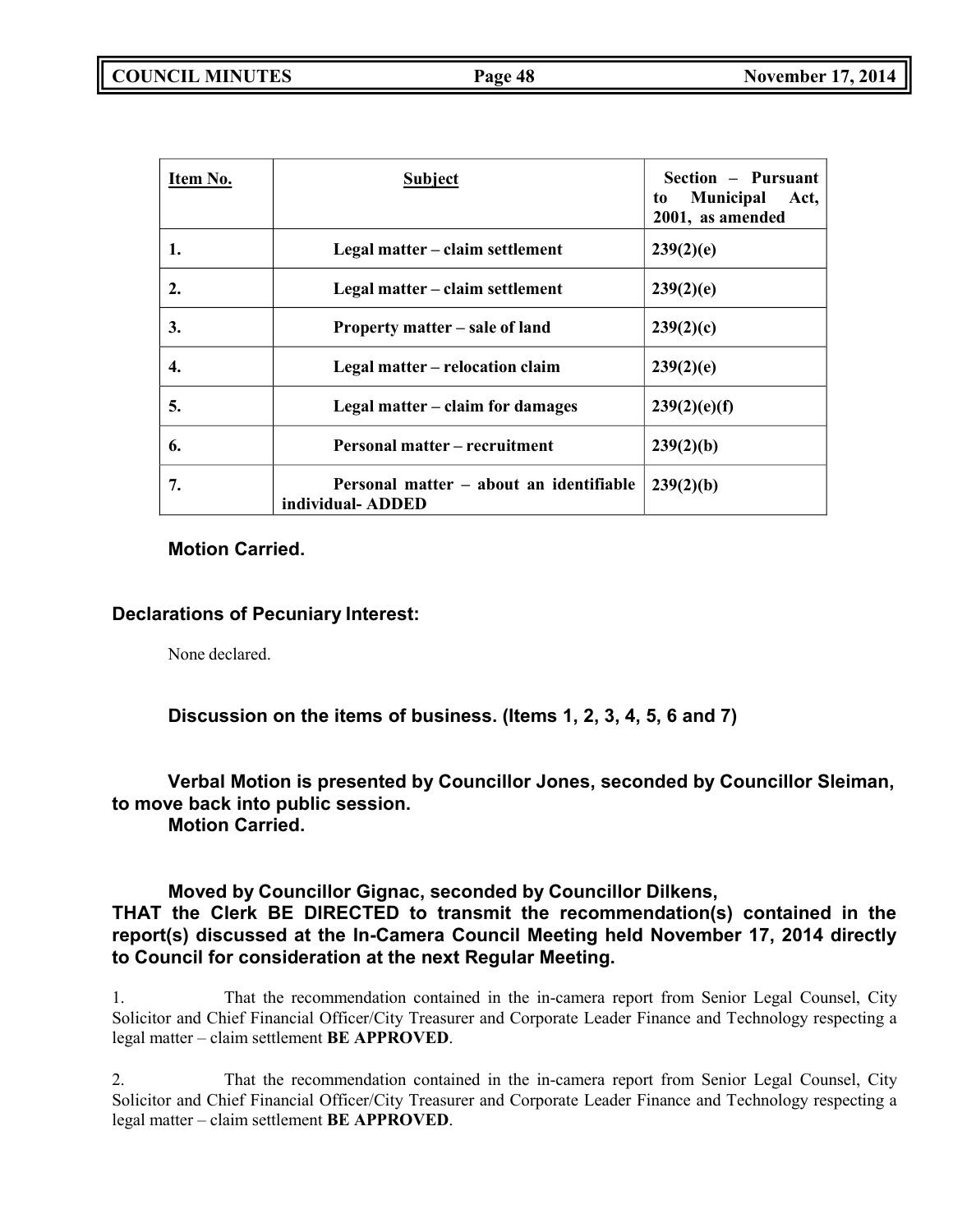| Item No. | Subject | Section – Pursuant to Municipal Act, 2001, as amended |
|---|---|---|
| 1. | Legal matter – claim settlement | 239(2)(e) |
| 2. | Legal matter – claim settlement | 239(2)(e) |
| 3. | Property matter – sale of land | 239(2)(c) |
| 4. | Legal matter – relocation claim | 239(2)(e) |
| 5. | Legal matter – claim for damages | 239(2)(e)(f) |
| 6. | Personal matter – recruitment | 239(2)(b) |
| 7. | Personal matter – about an identifiable individual- ADDED | 239(2)(b) |

**Motion Carried.**

**Declarations of Pecuniary Interest:**

None declared.

**Discussion on the items of business. (Items 1, 2, 3, 4, 5, 6 and 7)**

**Verbal Motion is presented by Councillor Jones, seconded by Councillor Sleiman, to move back into public session.**
**Motion Carried.**

**Moved by Councillor Gignac, seconded by Councillor Dilkens,**
**THAT the Clerk BE DIRECTED to transmit the recommendation(s) contained in the report(s) discussed at the In-Camera Council Meeting held November 17, 2014 directly to Council for consideration at the next Regular Meeting.**

1. That the recommendation contained in the in-camera report from Senior Legal Counsel, City Solicitor and Chief Financial Officer/City Treasurer and Corporate Leader Finance and Technology respecting a legal matter – claim settlement **BE APPROVED**.

2. That the recommendation contained in the in-camera report from Senior Legal Counsel, City Solicitor and Chief Financial Officer/City Treasurer and Corporate Leader Finance and Technology respecting a legal matter – claim settlement **BE APPROVED**.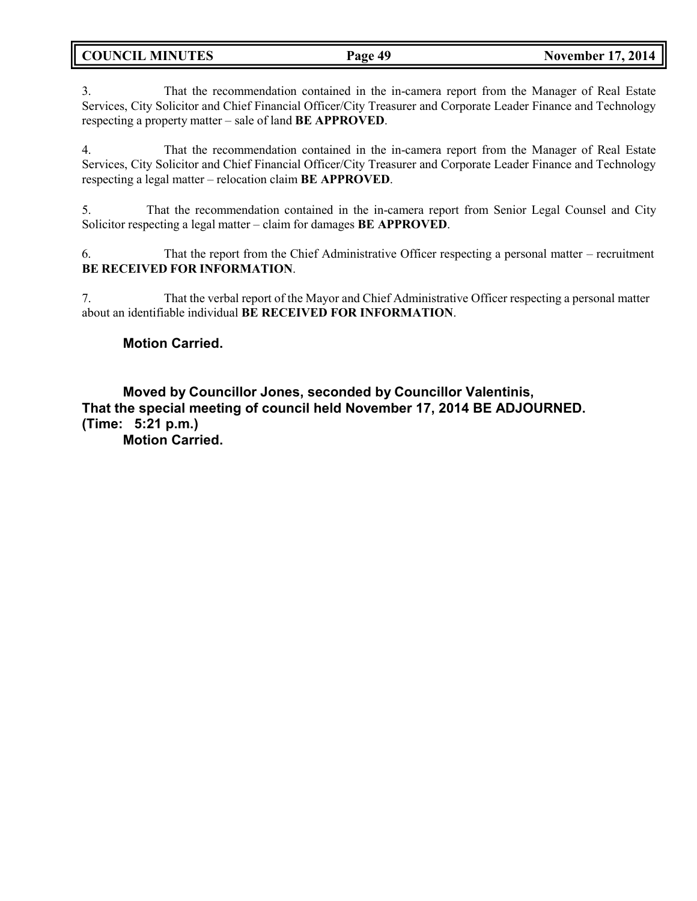3. That the recommendation contained in the in-camera report from the Manager of Real Estate Services, City Solicitor and Chief Financial Officer/City Treasurer and Corporate Leader Finance and Technology respecting a property matter – sale of land **BE APPROVED**.

4. That the recommendation contained in the in-camera report from the Manager of Real Estate Services, City Solicitor and Chief Financial Officer/City Treasurer and Corporate Leader Finance and Technology respecting a legal matter – relocation claim **BE APPROVED**.

5. That the recommendation contained in the in-camera report from Senior Legal Counsel and City Solicitor respecting a legal matter – claim for damages **BE APPROVED**.

6. That the report from the Chief Administrative Officer respecting a personal matter – recruitment **BE RECEIVED FOR INFORMATION**.

7. That the verbal report of the Mayor and Chief Administrative Officer respecting a personal matter about an identifiable individual **BE RECEIVED FOR INFORMATION**.

**Motion Carried.**

**Moved by Councillor Jones, seconded by Councillor Valentinis,**
**That the special meeting of council held November 17, 2014 BE ADJOURNED.**
**(Time: 5:21 p.m.)**
**Motion Carried.**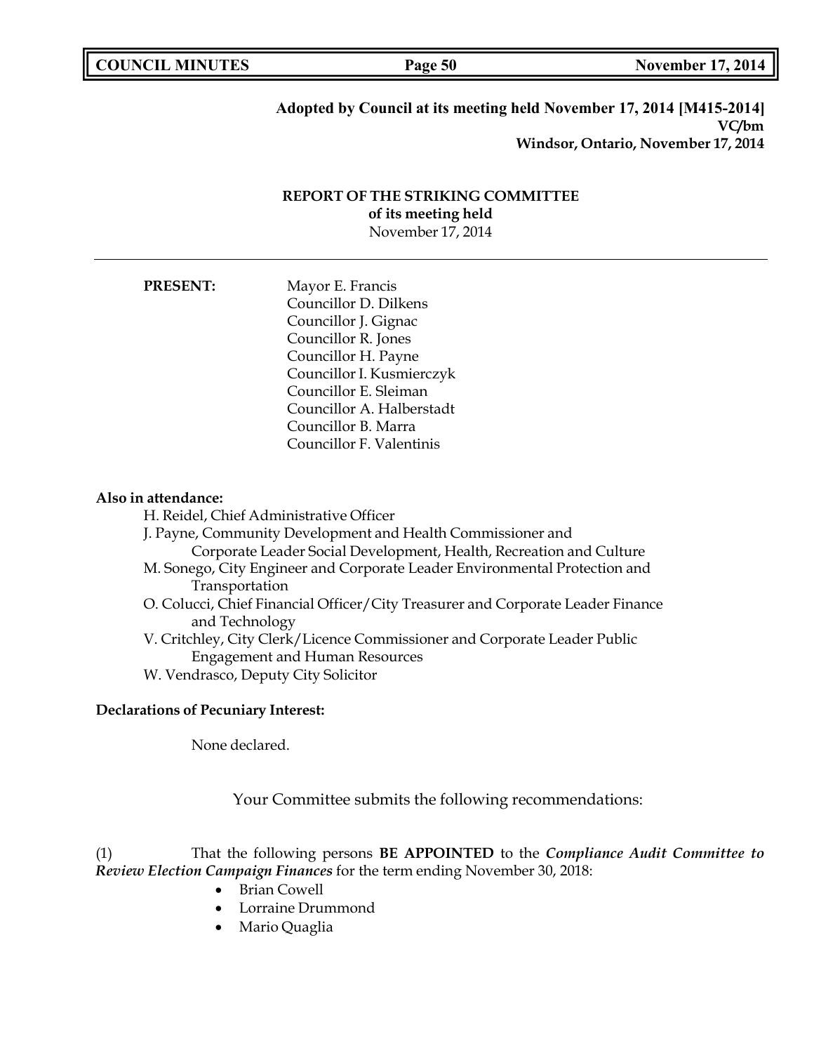**Adopted by Council at its meeting held November 17, 2014 [M415-2014]**
**VC/bm**
**Windsor, Ontario, November 17, 2014**

**REPORT OF THE STRIKING COMMITTEE**
**of its meeting held**
November 17, 2014

---

**PRESENT:**

Mayor E. Francis
Councillor D. Dilkens
Councillor J. Gignac
Councillor R. Jones
Councillor H. Payne
Councillor I. Kusmierczyk
Councillor E. Sleiman
Councillor A. Halberstadt
Councillor B. Marra
Councillor F. Valentinis

**Also in attendance:**

H. Reidel, Chief Administrative Officer
J. Payne, Community Development and Health Commissioner and Corporate Leader Social Development, Health, Recreation and Culture
M. Sonego, City Engineer and Corporate Leader Environmental Protection and Transportation
O. Colucci, Chief Financial Officer/City Treasurer and Corporate Leader Finance and Technology
V. Critchley, City Clerk/Licence Commissioner and Corporate Leader Public Engagement and Human Resources
W. Vendrasco, Deputy City Solicitor

**Declarations of Pecuniary Interest:**

None declared.

Your Committee submits the following recommendations:

(1) That the following persons **BE APPOINTED** to the ***Compliance Audit Committee to Review Election Campaign Finances*** for the term ending November 30, 2018:

- Brian Cowell
- Lorraine Drummond
- Mario Quaglia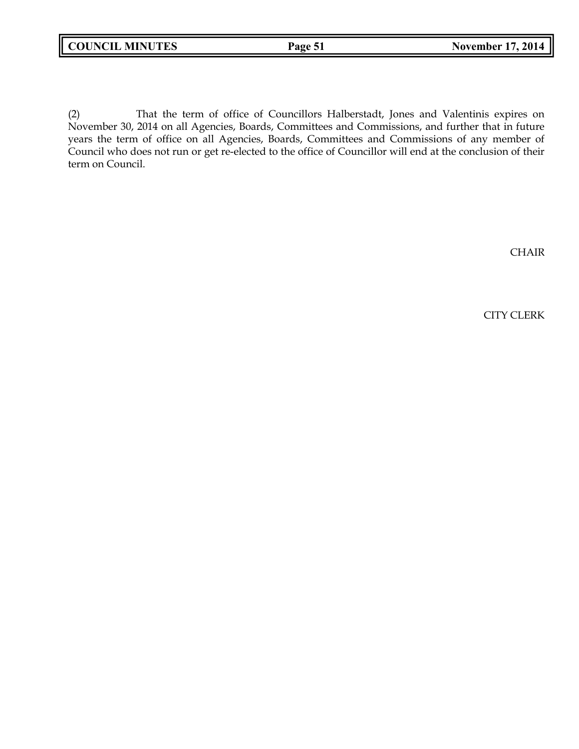(2) That the term of office of Councillors Halberstadt, Jones and Valentinis expires on November 30, 2014 on all Agencies, Boards, Committees and Commissions, and further that in future years the term of office on all Agencies, Boards, Committees and Commissions of any member of Council who does not run or get re-elected to the office of Councillor will end at the conclusion of their term on Council.

CHAIR

CITY CLERK